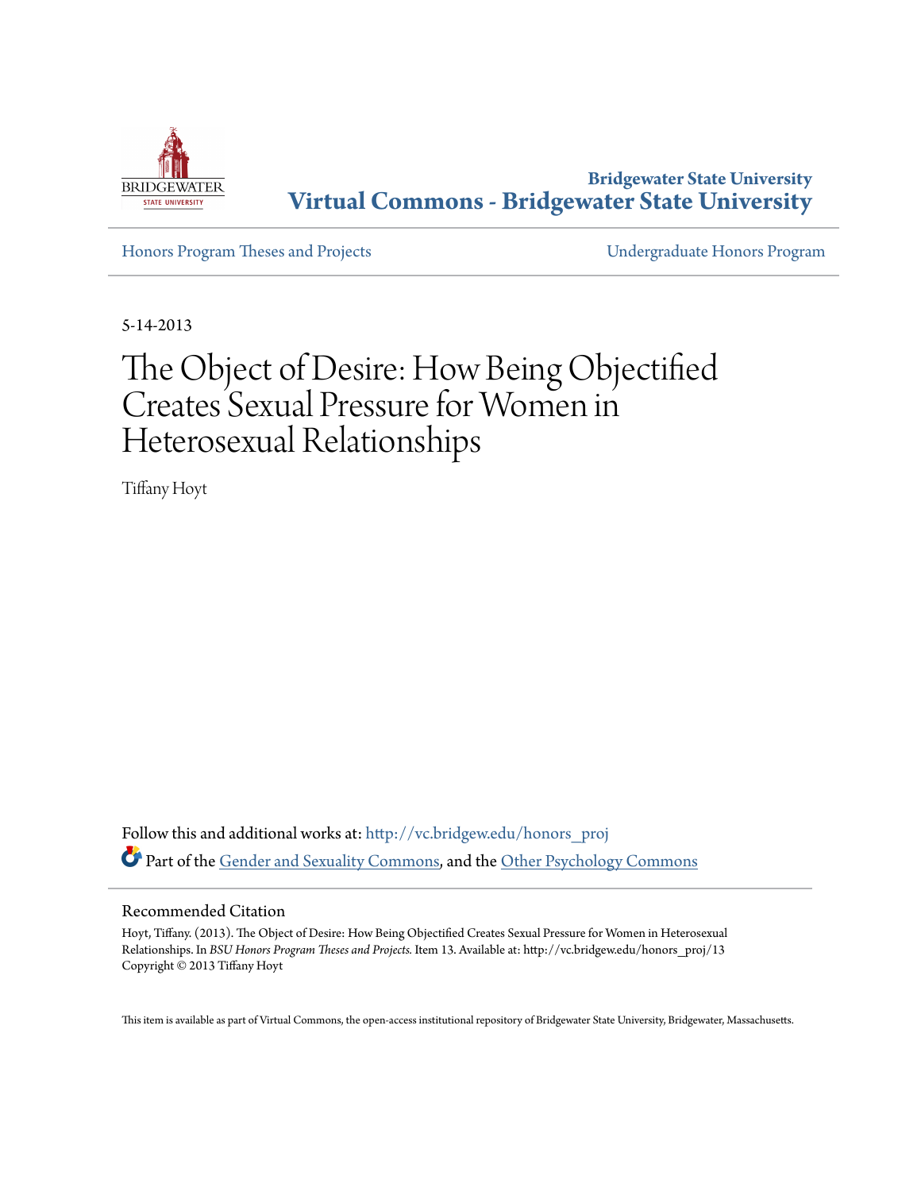Bridgewater State University

# Virtual Commons - Bridgewater State University

Honors Program Theses and Projects | Undergraduate Honors Program

5-14-2013

# The Object of Desire: How Being Objectified Creates Sexual Pressure for Women in Heterosexual Relationships

Tiffany Hoyt

Follow this and additional works at: http://vc.bridgew.edu/honors_proj

Part of the Gender and Sexuality Commons, and the Other Psychology Commons

## Recommended Citation

Hoyt, Tiffany. (2013). The Object of Desire: How Being Objectified Creates Sexual Pressure for Women in Heterosexual Relationships. In *BSU Honors Program Theses and Projects.* Item 13. Available at: http://vc.bridgew.edu/honors_proj/13
Copyright © 2013 Tiffany Hoyt

This item is available as part of Virtual Commons, the open-access institutional repository of Bridgewater State University, Bridgewater, Massachusetts.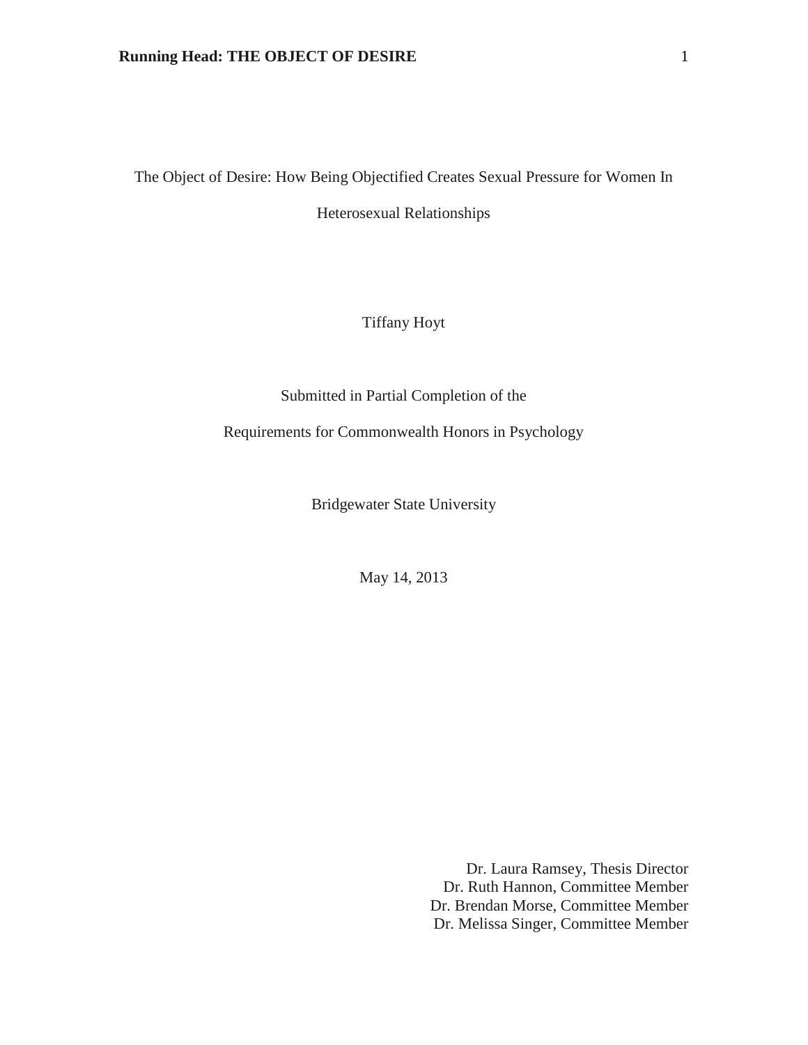The Object of Desire: How Being Objectified Creates Sexual Pressure for Women In Heterosexual Relationships

Tiffany Hoyt

Submitted in Partial Completion of the

Requirements for Commonwealth Honors in Psychology

Bridgewater State University

May 14, 2013

Dr. Laura Ramsey, Thesis Director
Dr. Ruth Hannon, Committee Member
Dr. Brendan Morse, Committee Member
Dr. Melissa Singer, Committee Member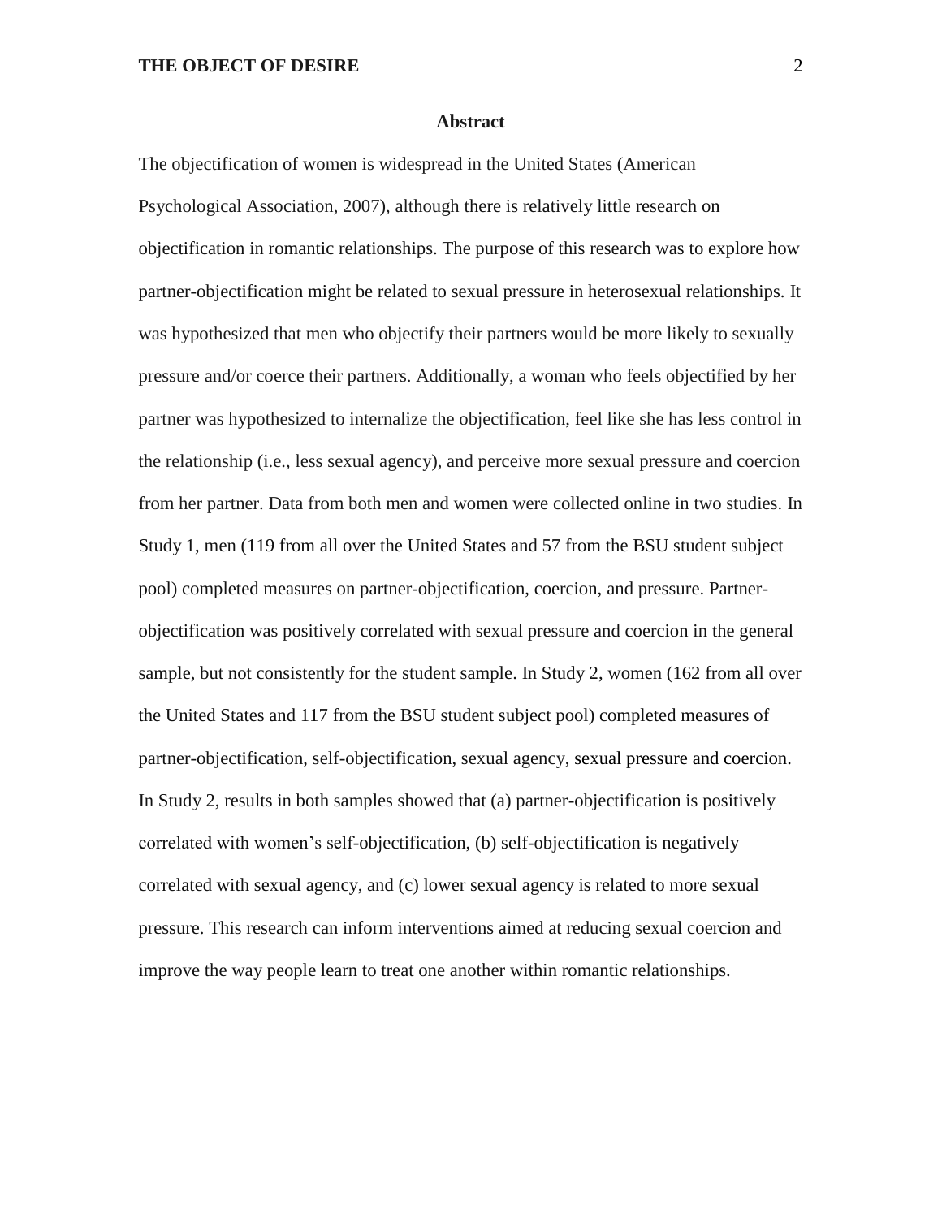## Abstract

The objectification of women is widespread in the United States (American Psychological Association, 2007), although there is relatively little research on objectification in romantic relationships. The purpose of this research was to explore how partner-objectification might be related to sexual pressure in heterosexual relationships. It was hypothesized that men who objectify their partners would be more likely to sexually pressure and/or coerce their partners. Additionally, a woman who feels objectified by her partner was hypothesized to internalize the objectification, feel like she has less control in the relationship (i.e., less sexual agency), and perceive more sexual pressure and coercion from her partner. Data from both men and women were collected online in two studies. In Study 1, men (119 from all over the United States and 57 from the BSU student subject pool) completed measures on partner-objectification, coercion, and pressure. Partner-objectification was positively correlated with sexual pressure and coercion in the general sample, but not consistently for the student sample. In Study 2, women (162 from all over the United States and 117 from the BSU student subject pool) completed measures of partner-objectification, self-objectification, sexual agency, sexual pressure and coercion. In Study 2, results in both samples showed that (a) partner-objectification is positively correlated with women's self-objectification, (b) self-objectification is negatively correlated with sexual agency, and (c) lower sexual agency is related to more sexual pressure. This research can inform interventions aimed at reducing sexual coercion and improve the way people learn to treat one another within romantic relationships.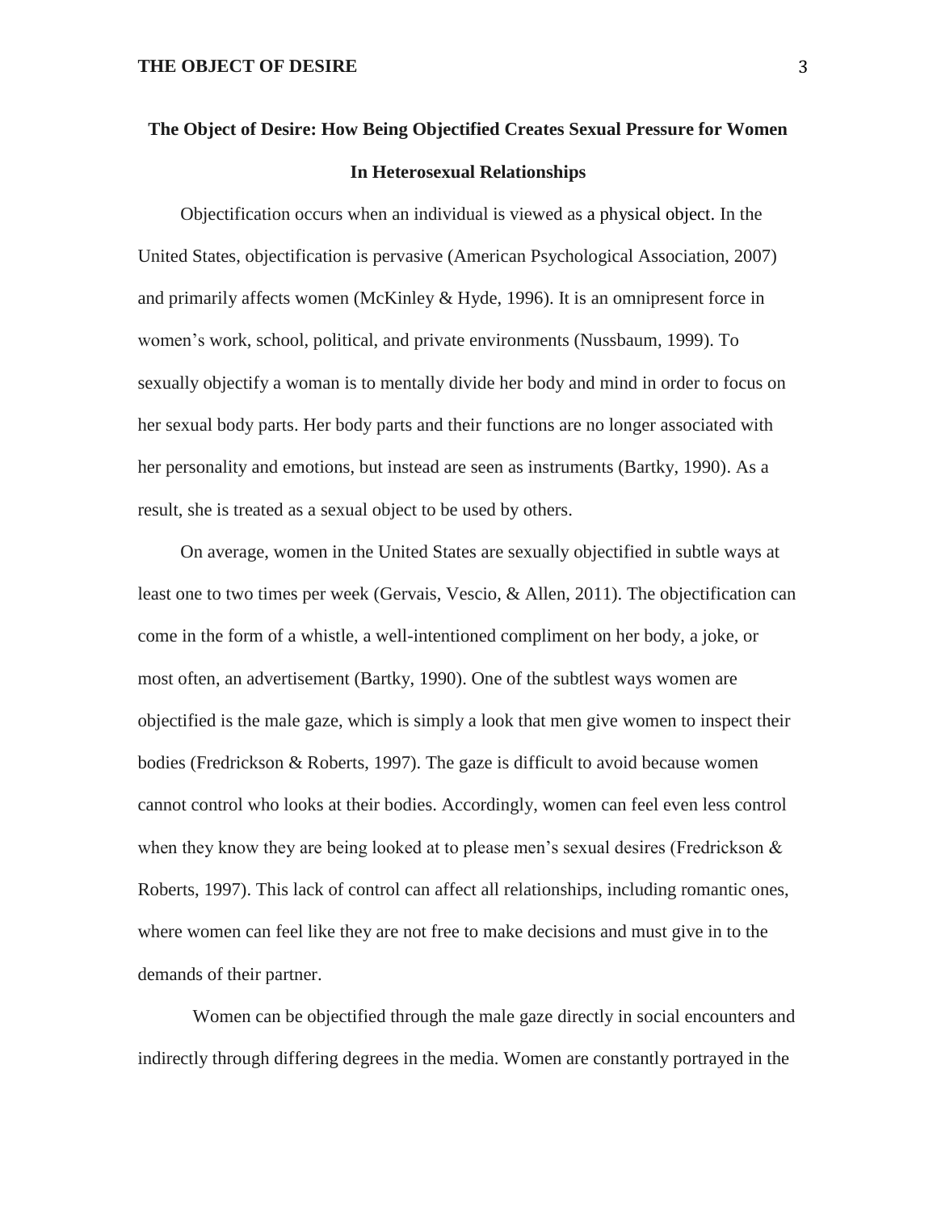## The Object of Desire: How Being Objectified Creates Sexual Pressure for Women In Heterosexual Relationships

Objectification occurs when an individual is viewed as a physical object. In the United States, objectification is pervasive (American Psychological Association, 2007) and primarily affects women (McKinley & Hyde, 1996). It is an omnipresent force in women's work, school, political, and private environments (Nussbaum, 1999). To sexually objectify a woman is to mentally divide her body and mind in order to focus on her sexual body parts. Her body parts and their functions are no longer associated with her personality and emotions, but instead are seen as instruments (Bartky, 1990). As a result, she is treated as a sexual object to be used by others.

On average, women in the United States are sexually objectified in subtle ways at least one to two times per week (Gervais, Vescio, & Allen, 2011). The objectification can come in the form of a whistle, a well-intentioned compliment on her body, a joke, or most often, an advertisement (Bartky, 1990). One of the subtlest ways women are objectified is the male gaze, which is simply a look that men give women to inspect their bodies (Fredrickson & Roberts, 1997). The gaze is difficult to avoid because women cannot control who looks at their bodies. Accordingly, women can feel even less control when they know they are being looked at to please men's sexual desires (Fredrickson & Roberts, 1997). This lack of control can affect all relationships, including romantic ones, where women can feel like they are not free to make decisions and must give in to the demands of their partner.

Women can be objectified through the male gaze directly in social encounters and indirectly through differing degrees in the media. Women are constantly portrayed in the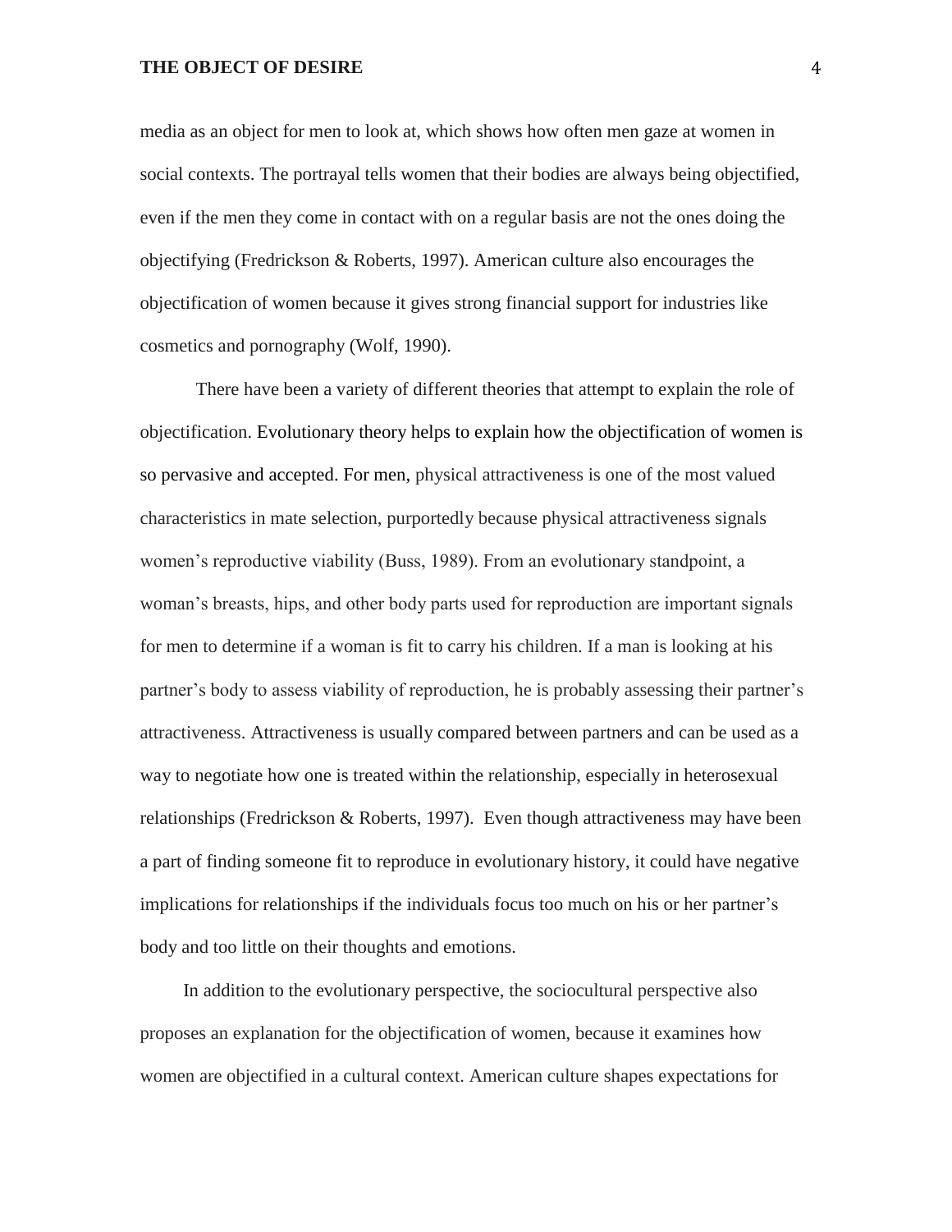media as an object for men to look at, which shows how often men gaze at women in social contexts. The portrayal tells women that their bodies are always being objectified, even if the men they come in contact with on a regular basis are not the ones doing the objectifying (Fredrickson & Roberts, 1997). American culture also encourages the objectification of women because it gives strong financial support for industries like cosmetics and pornography (Wolf, 1990).

There have been a variety of different theories that attempt to explain the role of objectification. Evolutionary theory helps to explain how the objectification of women is so pervasive and accepted. For men, physical attractiveness is one of the most valued characteristics in mate selection, purportedly because physical attractiveness signals women's reproductive viability (Buss, 1989). From an evolutionary standpoint, a woman's breasts, hips, and other body parts used for reproduction are important signals for men to determine if a woman is fit to carry his children. If a man is looking at his partner's body to assess viability of reproduction, he is probably assessing their partner's attractiveness. Attractiveness is usually compared between partners and can be used as a way to negotiate how one is treated within the relationship, especially in heterosexual relationships (Fredrickson & Roberts, 1997). Even though attractiveness may have been a part of finding someone fit to reproduce in evolutionary history, it could have negative implications for relationships if the individuals focus too much on his or her partner's body and too little on their thoughts and emotions.

In addition to the evolutionary perspective, the sociocultural perspective also proposes an explanation for the objectification of women, because it examines how women are objectified in a cultural context. American culture shapes expectations for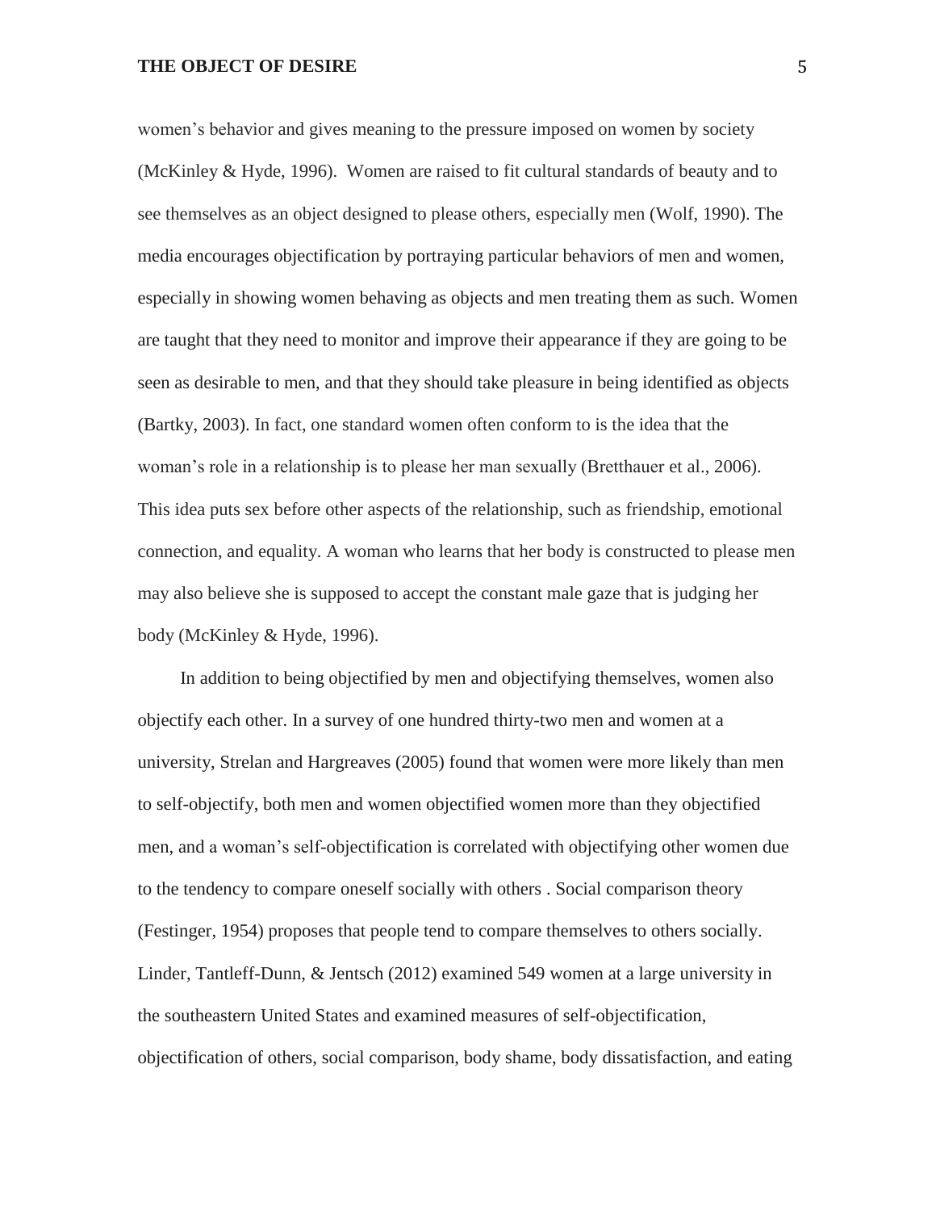women's behavior and gives meaning to the pressure imposed on women by society (McKinley & Hyde, 1996). Women are raised to fit cultural standards of beauty and to see themselves as an object designed to please others, especially men (Wolf, 1990). The media encourages objectification by portraying particular behaviors of men and women, especially in showing women behaving as objects and men treating them as such. Women are taught that they need to monitor and improve their appearance if they are going to be seen as desirable to men, and that they should take pleasure in being identified as objects (Bartky, 2003). In fact, one standard women often conform to is the idea that the woman's role in a relationship is to please her man sexually (Bretthauer et al., 2006). This idea puts sex before other aspects of the relationship, such as friendship, emotional connection, and equality. A woman who learns that her body is constructed to please men may also believe she is supposed to accept the constant male gaze that is judging her body (McKinley & Hyde, 1996).

In addition to being objectified by men and objectifying themselves, women also objectify each other. In a survey of one hundred thirty-two men and women at a university, Strelan and Hargreaves (2005) found that women were more likely than men to self-objectify, both men and women objectified women more than they objectified men, and a woman's self-objectification is correlated with objectifying other women due to the tendency to compare oneself socially with others . Social comparison theory (Festinger, 1954) proposes that people tend to compare themselves to others socially. Linder, Tantleff-Dunn, & Jentsch (2012) examined 549 women at a large university in the southeastern United States and examined measures of self-objectification, objectification of others, social comparison, body shame, body dissatisfaction, and eating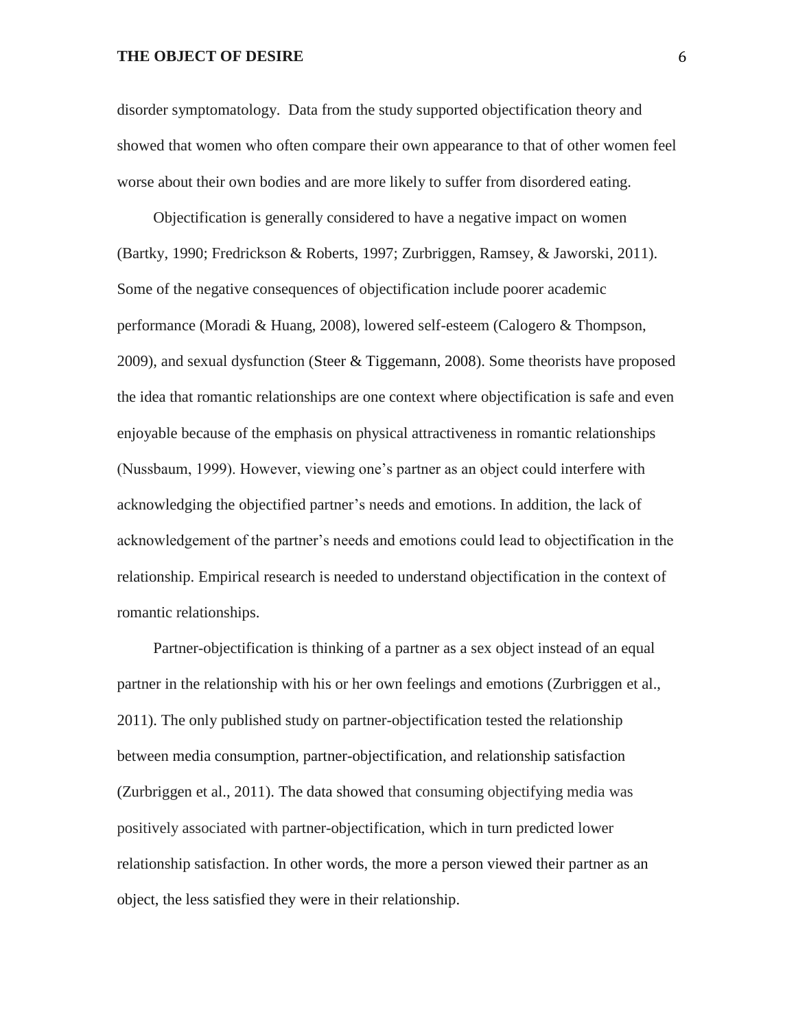disorder symptomatology. Data from the study supported objectification theory and showed that women who often compare their own appearance to that of other women feel worse about their own bodies and are more likely to suffer from disordered eating.

Objectification is generally considered to have a negative impact on women (Bartky, 1990; Fredrickson & Roberts, 1997; Zurbriggen, Ramsey, & Jaworski, 2011). Some of the negative consequences of objectification include poorer academic performance (Moradi & Huang, 2008), lowered self-esteem (Calogero & Thompson, 2009), and sexual dysfunction (Steer & Tiggemann, 2008). Some theorists have proposed the idea that romantic relationships are one context where objectification is safe and even enjoyable because of the emphasis on physical attractiveness in romantic relationships (Nussbaum, 1999). However, viewing one's partner as an object could interfere with acknowledging the objectified partner's needs and emotions. In addition, the lack of acknowledgement of the partner's needs and emotions could lead to objectification in the relationship. Empirical research is needed to understand objectification in the context of romantic relationships.

Partner-objectification is thinking of a partner as a sex object instead of an equal partner in the relationship with his or her own feelings and emotions (Zurbriggen et al., 2011). The only published study on partner-objectification tested the relationship between media consumption, partner-objectification, and relationship satisfaction (Zurbriggen et al., 2011). The data showed that consuming objectifying media was positively associated with partner-objectification, which in turn predicted lower relationship satisfaction. In other words, the more a person viewed their partner as an object, the less satisfied they were in their relationship.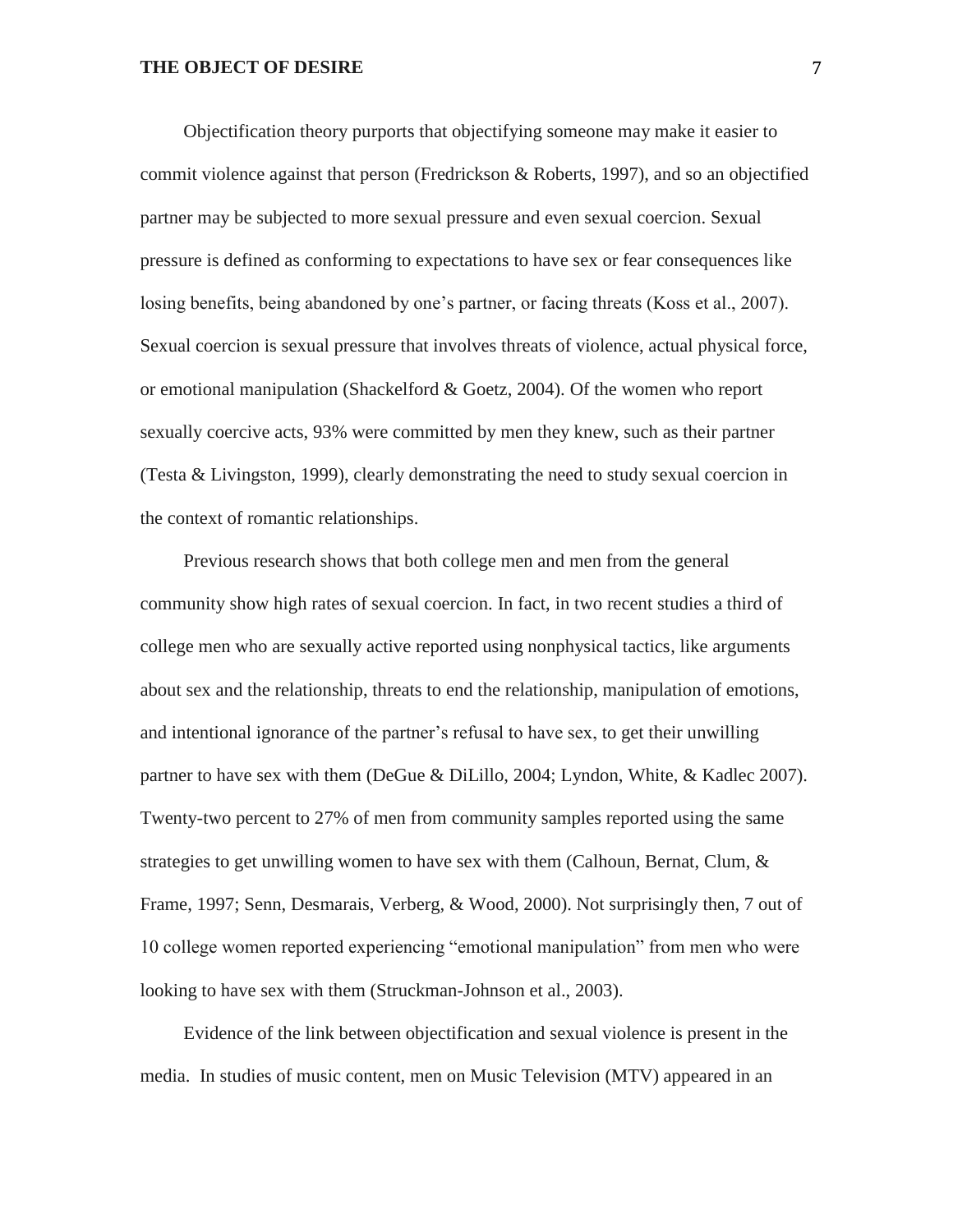Objectification theory purports that objectifying someone may make it easier to commit violence against that person (Fredrickson & Roberts, 1997), and so an objectified partner may be subjected to more sexual pressure and even sexual coercion. Sexual pressure is defined as conforming to expectations to have sex or fear consequences like losing benefits, being abandoned by one's partner, or facing threats (Koss et al., 2007). Sexual coercion is sexual pressure that involves threats of violence, actual physical force, or emotional manipulation (Shackelford & Goetz, 2004). Of the women who report sexually coercive acts, 93% were committed by men they knew, such as their partner (Testa & Livingston, 1999), clearly demonstrating the need to study sexual coercion in the context of romantic relationships.

Previous research shows that both college men and men from the general community show high rates of sexual coercion. In fact, in two recent studies a third of college men who are sexually active reported using nonphysical tactics, like arguments about sex and the relationship, threats to end the relationship, manipulation of emotions, and intentional ignorance of the partner's refusal to have sex, to get their unwilling partner to have sex with them (DeGue & DiLillo, 2004; Lyndon, White, & Kadlec 2007). Twenty-two percent to 27% of men from community samples reported using the same strategies to get unwilling women to have sex with them (Calhoun, Bernat, Clum, & Frame, 1997; Senn, Desmarais, Verberg, & Wood, 2000). Not surprisingly then, 7 out of 10 college women reported experiencing "emotional manipulation" from men who were looking to have sex with them (Struckman-Johnson et al., 2003).

Evidence of the link between objectification and sexual violence is present in the media. In studies of music content, men on Music Television (MTV) appeared in an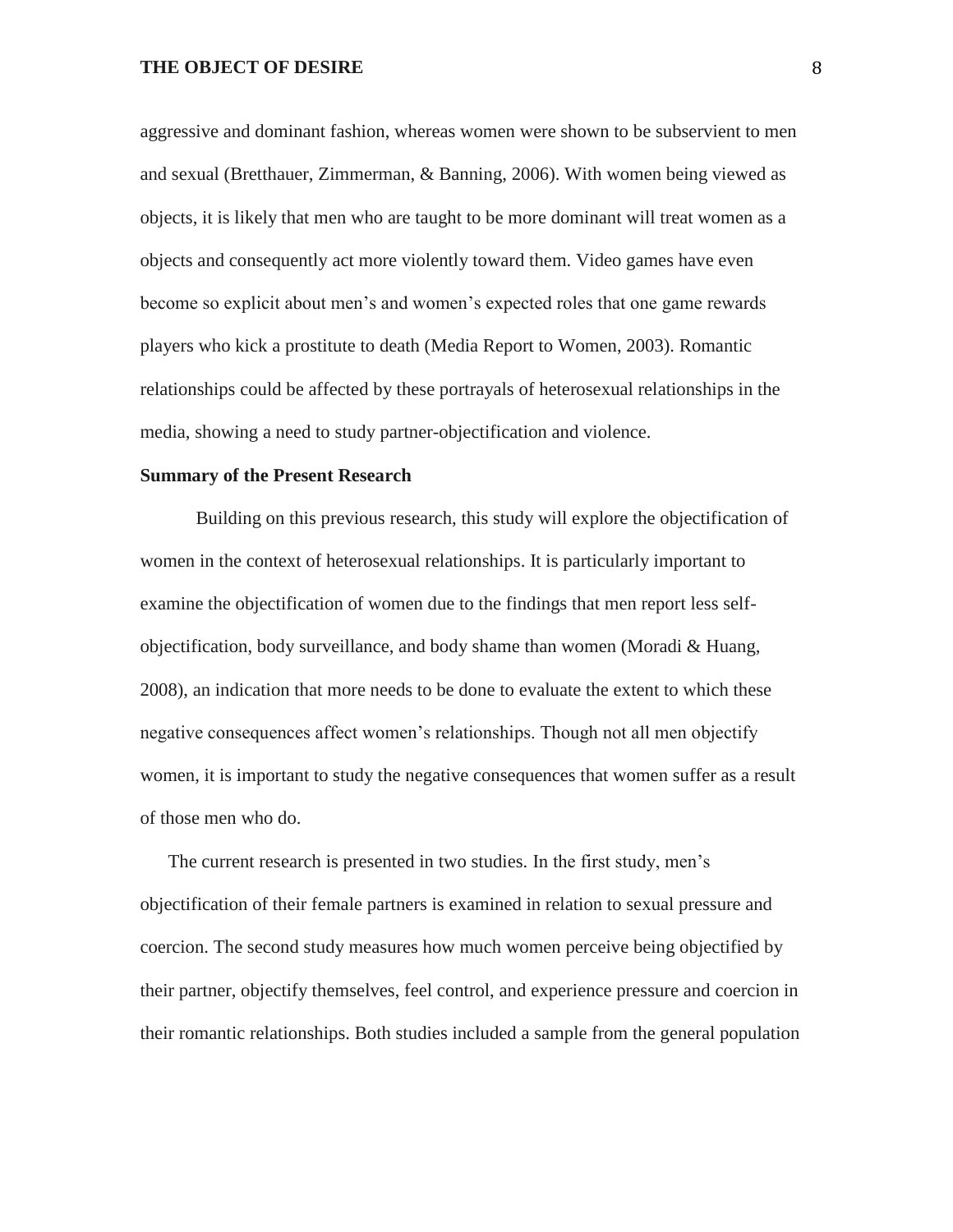aggressive and dominant fashion, whereas women were shown to be subservient to men and sexual (Bretthauer, Zimmerman, & Banning, 2006). With women being viewed as objects, it is likely that men who are taught to be more dominant will treat women as a objects and consequently act more violently toward them. Video games have even become so explicit about men's and women's expected roles that one game rewards players who kick a prostitute to death (Media Report to Women, 2003). Romantic relationships could be affected by these portrayals of heterosexual relationships in the media, showing a need to study partner-objectification and violence.

**Summary of the Present Research**

Building on this previous research, this study will explore the objectification of women in the context of heterosexual relationships. It is particularly important to examine the objectification of women due to the findings that men report less self-objectification, body surveillance, and body shame than women (Moradi & Huang, 2008), an indication that more needs to be done to evaluate the extent to which these negative consequences affect women's relationships. Though not all men objectify women, it is important to study the negative consequences that women suffer as a result of those men who do.

The current research is presented in two studies. In the first study, men's objectification of their female partners is examined in relation to sexual pressure and coercion. The second study measures how much women perceive being objectified by their partner, objectify themselves, feel control, and experience pressure and coercion in their romantic relationships. Both studies included a sample from the general population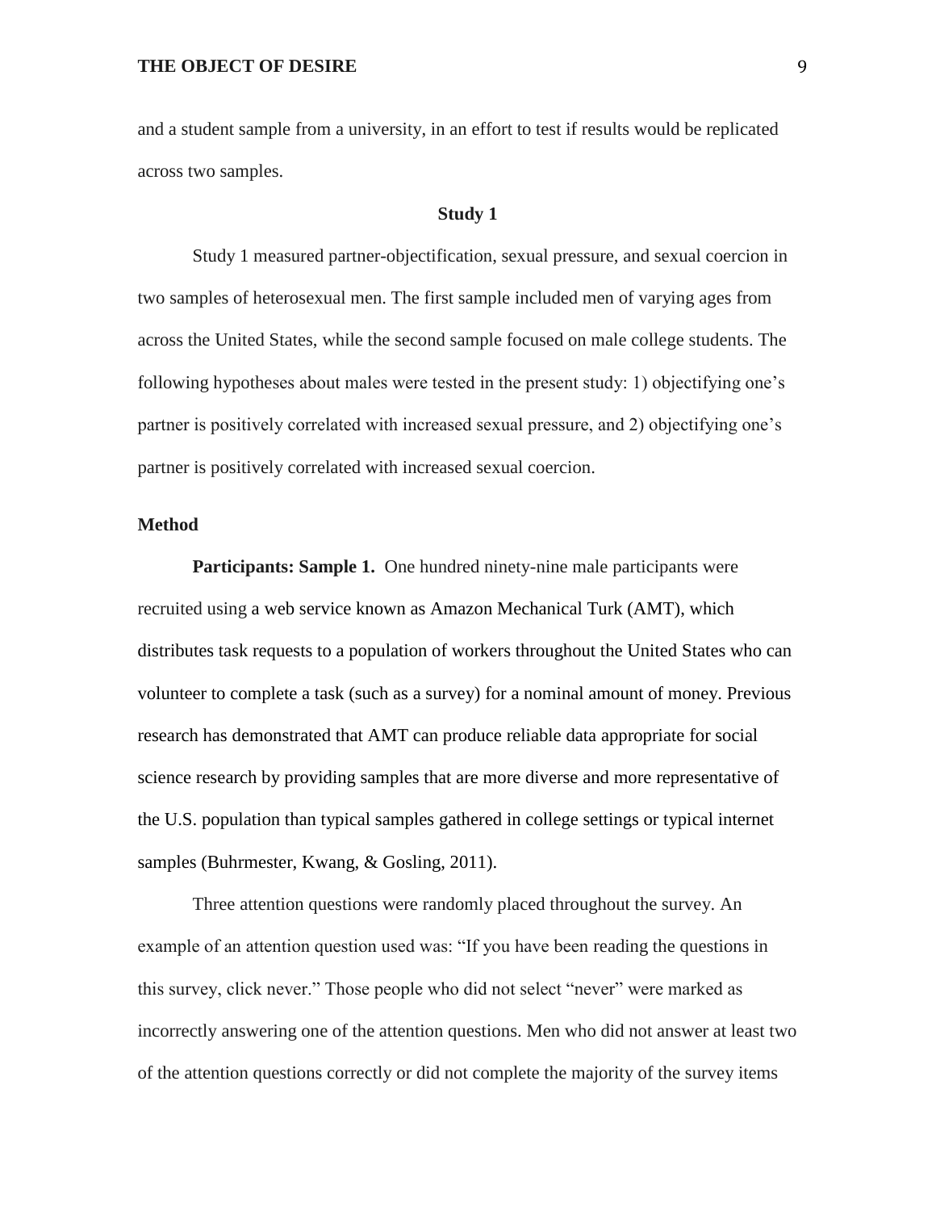and a student sample from a university, in an effort to test if results would be replicated across two samples.

## Study 1

Study 1 measured partner-objectification, sexual pressure, and sexual coercion in two samples of heterosexual men. The first sample included men of varying ages from across the United States, while the second sample focused on male college students. The following hypotheses about males were tested in the present study: 1) objectifying one's partner is positively correlated with increased sexual pressure, and 2) objectifying one's partner is positively correlated with increased sexual coercion.

### Method

**Participants: Sample 1.** One hundred ninety-nine male participants were recruited using a web service known as Amazon Mechanical Turk (AMT), which distributes task requests to a population of workers throughout the United States who can volunteer to complete a task (such as a survey) for a nominal amount of money. Previous research has demonstrated that AMT can produce reliable data appropriate for social science research by providing samples that are more diverse and more representative of the U.S. population than typical samples gathered in college settings or typical internet samples (Buhrmester, Kwang, & Gosling, 2011).

Three attention questions were randomly placed throughout the survey. An example of an attention question used was: "If you have been reading the questions in this survey, click never." Those people who did not select "never" were marked as incorrectly answering one of the attention questions. Men who did not answer at least two of the attention questions correctly or did not complete the majority of the survey items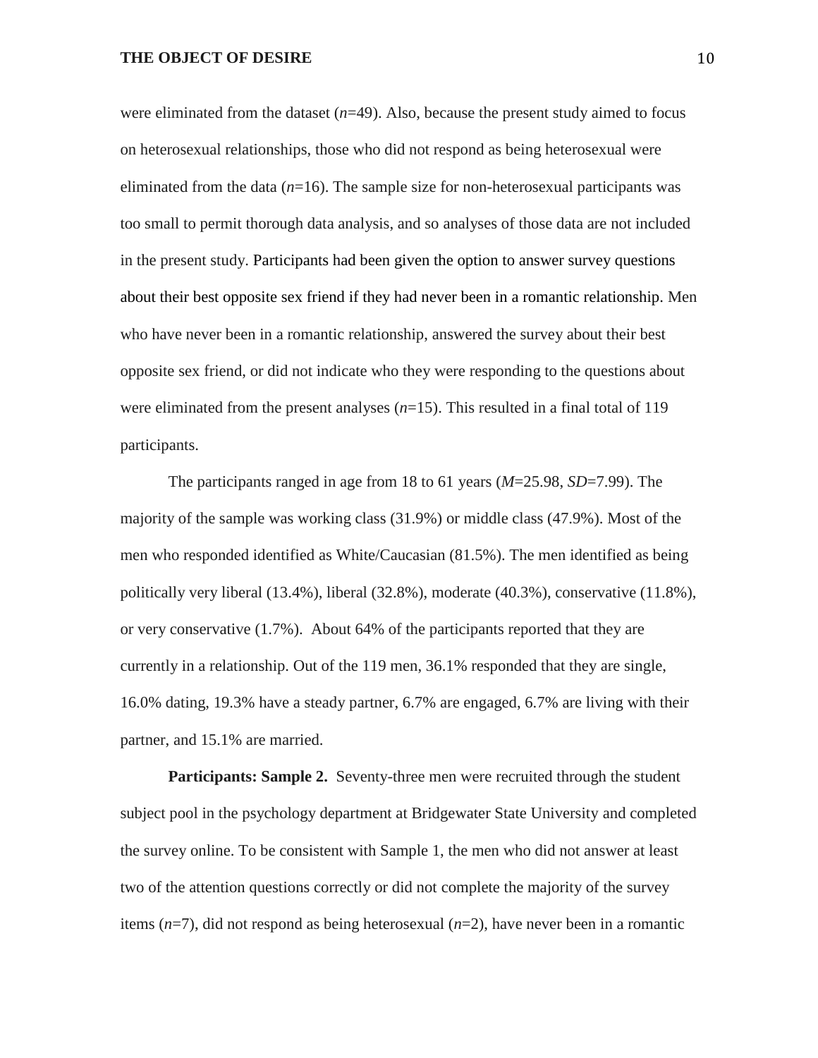were eliminated from the dataset (*n*=49). Also, because the present study aimed to focus on heterosexual relationships, those who did not respond as being heterosexual were eliminated from the data (*n*=16). The sample size for non-heterosexual participants was too small to permit thorough data analysis, and so analyses of those data are not included in the present study. Participants had been given the option to answer survey questions about their best opposite sex friend if they had never been in a romantic relationship. Men who have never been in a romantic relationship, answered the survey about their best opposite sex friend, or did not indicate who they were responding to the questions about were eliminated from the present analyses (*n*=15). This resulted in a final total of 119 participants.

The participants ranged in age from 18 to 61 years (*M*=25.98, *SD*=7.99). The majority of the sample was working class (31.9%) or middle class (47.9%). Most of the men who responded identified as White/Caucasian (81.5%). The men identified as being politically very liberal (13.4%), liberal (32.8%), moderate (40.3%), conservative (11.8%), or very conservative (1.7%). About 64% of the participants reported that they are currently in a relationship. Out of the 119 men, 36.1% responded that they are single, 16.0% dating, 19.3% have a steady partner, 6.7% are engaged, 6.7% are living with their partner, and 15.1% are married.

**Participants: Sample 2.** Seventy-three men were recruited through the student subject pool in the psychology department at Bridgewater State University and completed the survey online. To be consistent with Sample 1, the men who did not answer at least two of the attention questions correctly or did not complete the majority of the survey items (*n*=7), did not respond as being heterosexual (*n*=2), have never been in a romantic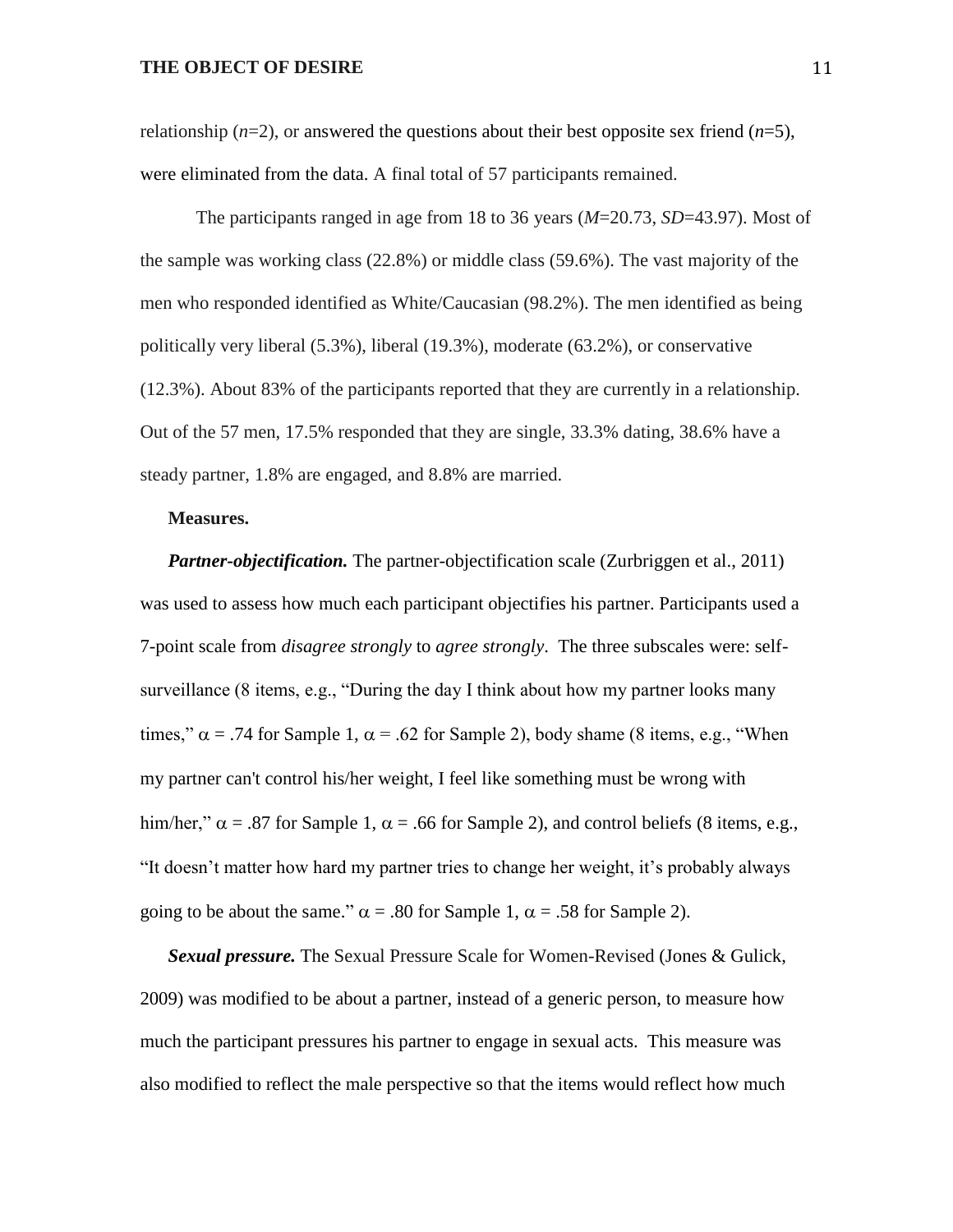relationship ($n$=2), or answered the questions about their best opposite sex friend ($n$=5), were eliminated from the data. A final total of 57 participants remained.

The participants ranged in age from 18 to 36 years ($M$=20.73, $SD$=43.97). Most of the sample was working class (22.8%) or middle class (59.6%). The vast majority of the men who responded identified as White/Caucasian (98.2%). The men identified as being politically very liberal (5.3%), liberal (19.3%), moderate (63.2%), or conservative (12.3%). About 83% of the participants reported that they are currently in a relationship. Out of the 57 men, 17.5% responded that they are single, 33.3% dating, 38.6% have a steady partner, 1.8% are engaged, and 8.8% are married.

**Measures.**

***Partner-objectification.*** The partner-objectification scale (Zurbriggen et al., 2011) was used to assess how much each participant objectifies his partner. Participants used a 7-point scale from *disagree strongly* to *agree strongly*. The three subscales were: self-surveillance (8 items, e.g., "During the day I think about how my partner looks many times," $\alpha$ = .74 for Sample 1, $\alpha$ = .62 for Sample 2), body shame (8 items, e.g., "When my partner can't control his/her weight, I feel like something must be wrong with him/her," $\alpha$ = .87 for Sample 1, $\alpha$ = .66 for Sample 2), and control beliefs (8 items, e.g., "It doesn't matter how hard my partner tries to change her weight, it's probably always going to be about the same." $\alpha$ = .80 for Sample 1, $\alpha$ = .58 for Sample 2).

***Sexual pressure.*** The Sexual Pressure Scale for Women-Revised (Jones & Gulick, 2009) was modified to be about a partner, instead of a generic person, to measure how much the participant pressures his partner to engage in sexual acts. This measure was also modified to reflect the male perspective so that the items would reflect how much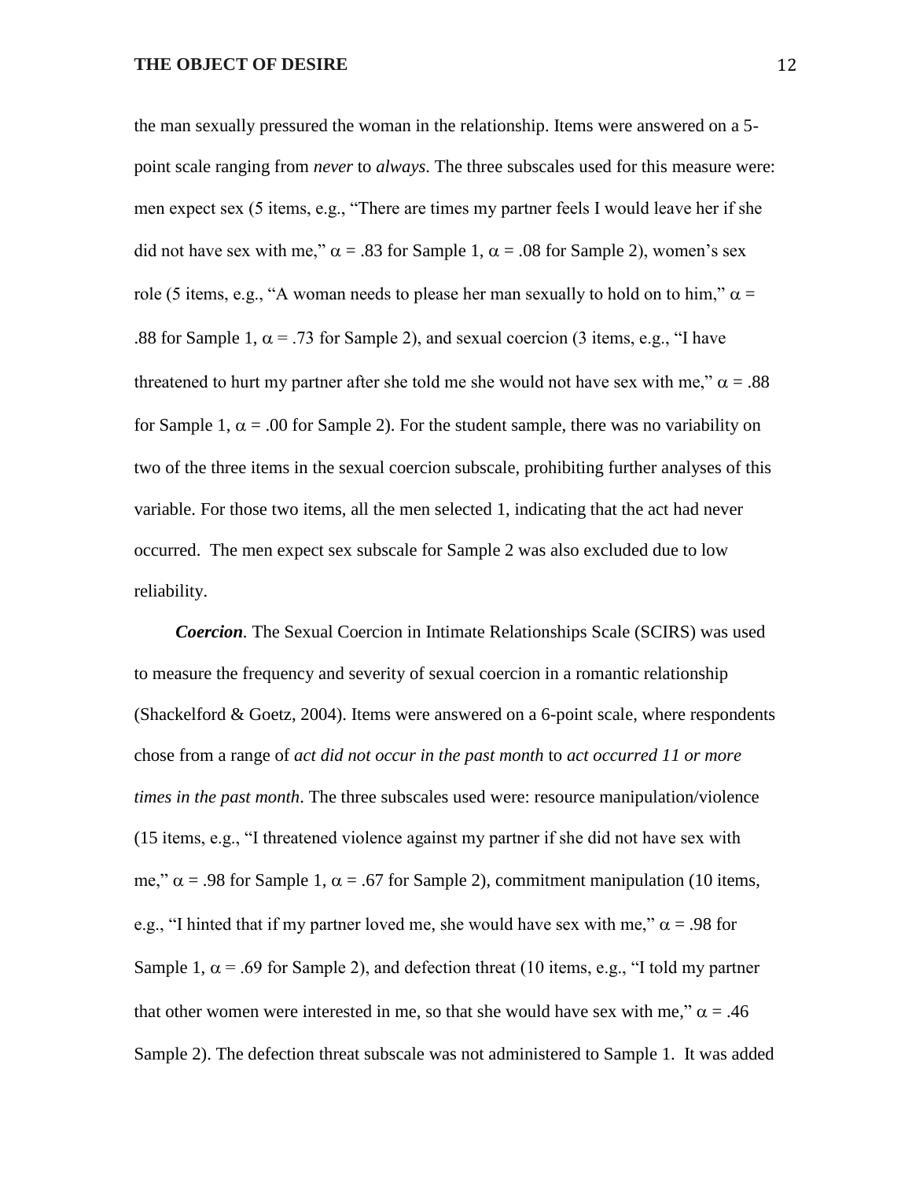the man sexually pressured the woman in the relationship. Items were answered on a 5-point scale ranging from *never* to *always*. The three subscales used for this measure were: men expect sex (5 items, e.g., "There are times my partner feels I would leave her if she did not have sex with me," $\alpha$ = .83 for Sample 1, $\alpha$ = .08 for Sample 2), women's sex role (5 items, e.g., "A woman needs to please her man sexually to hold on to him," $\alpha$ = .88 for Sample 1, $\alpha$ = .73 for Sample 2), and sexual coercion (3 items, e.g., "I have threatened to hurt my partner after she told me she would not have sex with me," $\alpha$ = .88 for Sample 1, $\alpha$ = .00 for Sample 2). For the student sample, there was no variability on two of the three items in the sexual coercion subscale, prohibiting further analyses of this variable. For those two items, all the men selected 1, indicating that the act had never occurred. The men expect sex subscale for Sample 2 was also excluded due to low reliability.

***Coercion.*** The Sexual Coercion in Intimate Relationships Scale (SCIRS) was used to measure the frequency and severity of sexual coercion in a romantic relationship (Shackelford & Goetz, 2004). Items were answered on a 6-point scale, where respondents chose from a range of *act did not occur in the past month* to *act occurred 11 or more times in the past month*. The three subscales used were: resource manipulation/violence (15 items, e.g., "I threatened violence against my partner if she did not have sex with me," $\alpha$ = .98 for Sample 1, $\alpha$ = .67 for Sample 2), commitment manipulation (10 items, e.g., "I hinted that if my partner loved me, she would have sex with me," $\alpha$ = .98 for Sample 1, $\alpha$ = .69 for Sample 2), and defection threat (10 items, e.g., "I told my partner that other women were interested in me, so that she would have sex with me," $\alpha$ = .46 Sample 2). The defection threat subscale was not administered to Sample 1. It was added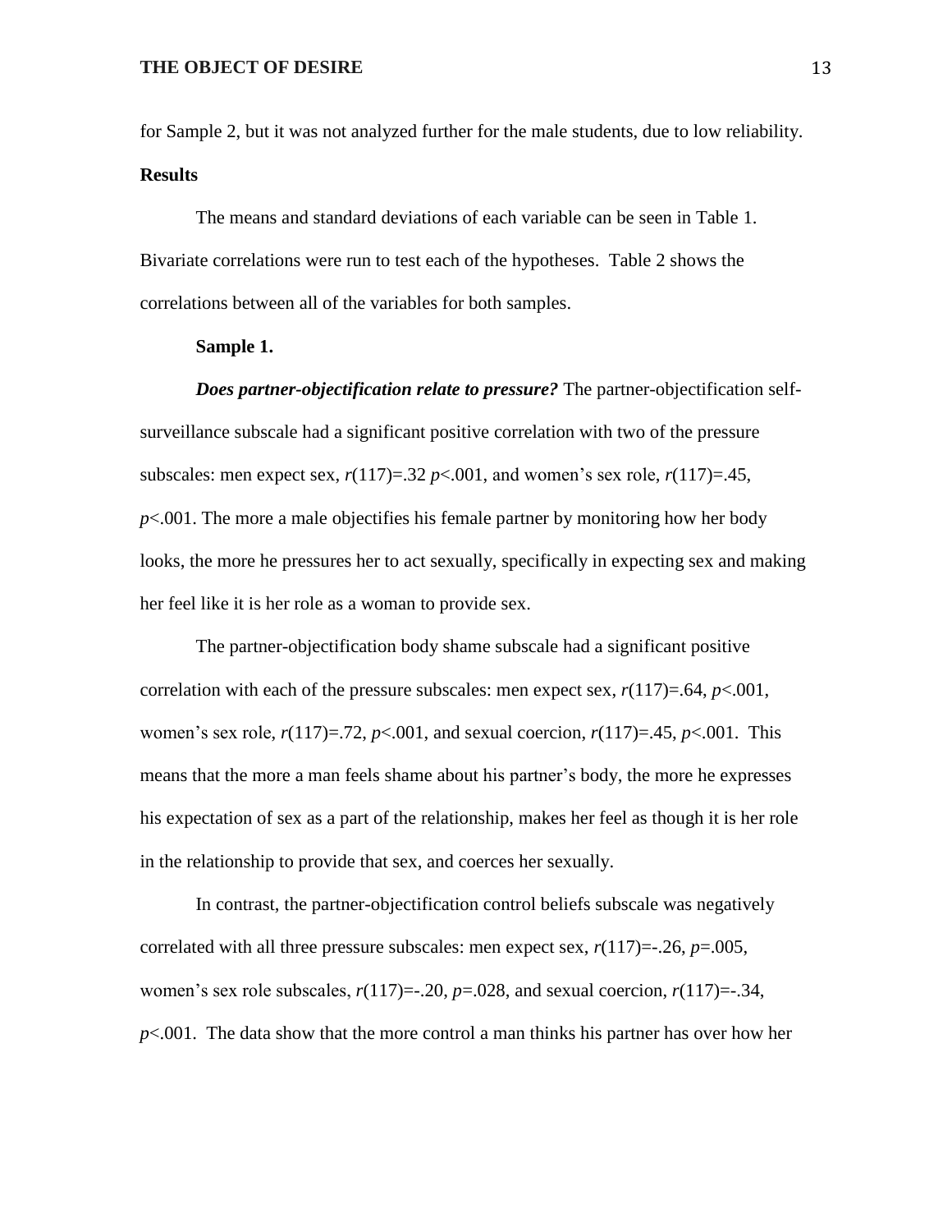for Sample 2, but it was not analyzed further for the male students, due to low reliability.

## Results

The means and standard deviations of each variable can be seen in Table 1. Bivariate correlations were run to test each of the hypotheses. Table 2 shows the correlations between all of the variables for both samples.

### Sample 1.

***Does partner-objectification relate to pressure?*** The partner-objectification self-surveillance subscale had a significant positive correlation with two of the pressure subscales: men expect sex, $r(117)=.32$ $p<.001$, and women's sex role, $r(117)=.45$, $p<.001$. The more a male objectifies his female partner by monitoring how her body looks, the more he pressures her to act sexually, specifically in expecting sex and making her feel like it is her role as a woman to provide sex.

The partner-objectification body shame subscale had a significant positive correlation with each of the pressure subscales: men expect sex, $r(117)=.64$, $p<.001$, women's sex role, $r(117)=.72$, $p<.001$, and sexual coercion, $r(117)=.45$, $p<.001$. This means that the more a man feels shame about his partner's body, the more he expresses his expectation of sex as a part of the relationship, makes her feel as though it is her role in the relationship to provide that sex, and coerces her sexually.

In contrast, the partner-objectification control beliefs subscale was negatively correlated with all three pressure subscales: men expect sex, $r(117)=-.26$, $p=.005$, women's sex role subscales, $r(117)=-.20$, $p=.028$, and sexual coercion, $r(117)=-.34$, $p<.001$. The data show that the more control a man thinks his partner has over how her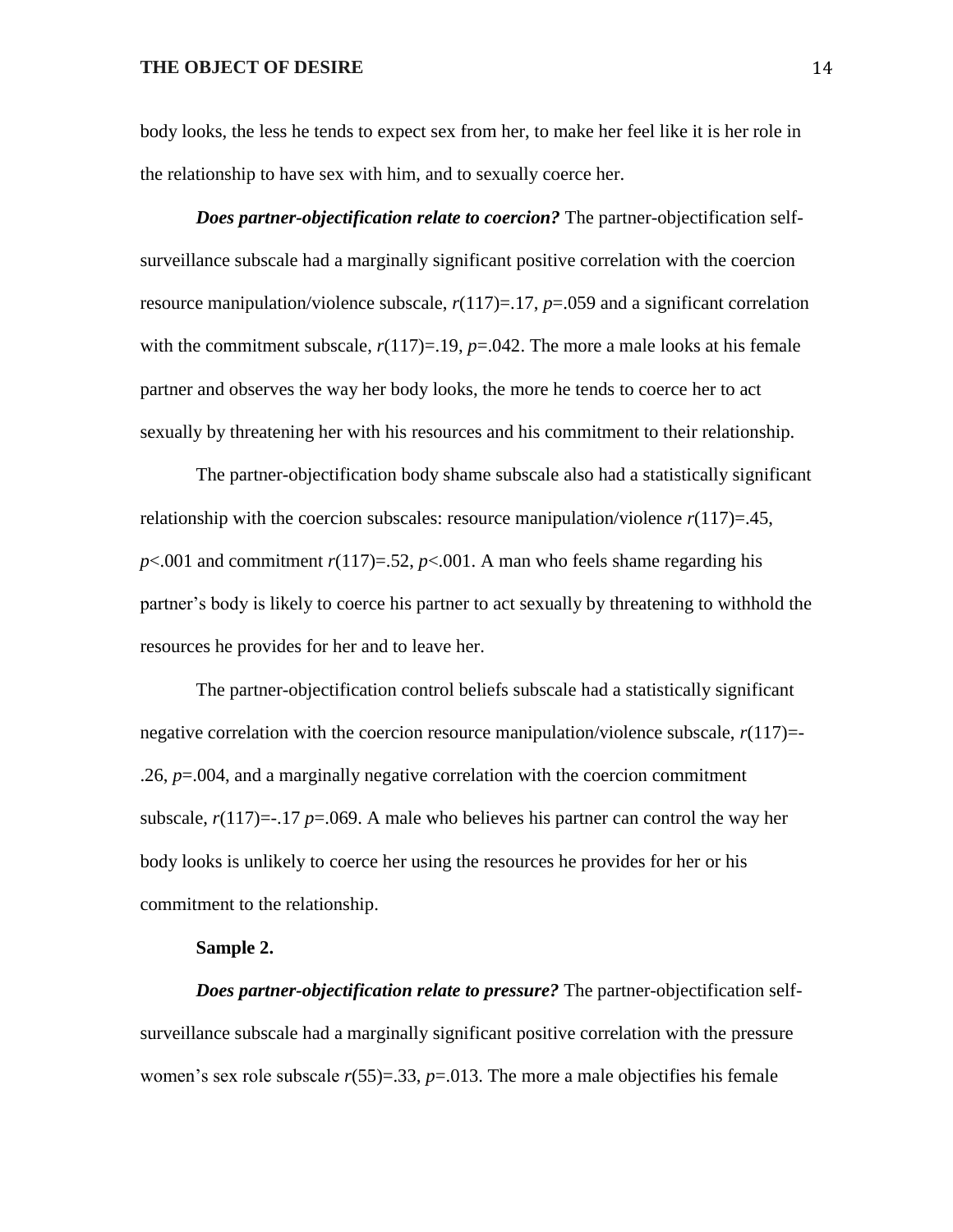body looks, the less he tends to expect sex from her, to make her feel like it is her role in the relationship to have sex with him, and to sexually coerce her.

***Does partner-objectification relate to coercion?*** The partner-objectification self-surveillance subscale had a marginally significant positive correlation with the coercion resource manipulation/violence subscale, $r(117)=.17$, $p=.059$ and a significant correlation with the commitment subscale, $r(117)=.19$, $p=.042$. The more a male looks at his female partner and observes the way her body looks, the more he tends to coerce her to act sexually by threatening her with his resources and his commitment to their relationship.

The partner-objectification body shame subscale also had a statistically significant relationship with the coercion subscales: resource manipulation/violence $r(117)=.45$, $p<.001$ and commitment $r(117)=.52$, $p<.001$. A man who feels shame regarding his partner's body is likely to coerce his partner to act sexually by threatening to withhold the resources he provides for her and to leave her.

The partner-objectification control beliefs subscale had a statistically significant negative correlation with the coercion resource manipulation/violence subscale, $r(117)=-.26$, $p=.004$, and a marginally negative correlation with the coercion commitment subscale, $r(117)=-.17$ $p=.069$. A male who believes his partner can control the way her body looks is unlikely to coerce her using the resources he provides for her or his commitment to the relationship.

**Sample 2.**

***Does partner-objectification relate to pressure?*** The partner-objectification self-surveillance subscale had a marginally significant positive correlation with the pressure women's sex role subscale $r(55)=.33$, $p=.013$. The more a male objectifies his female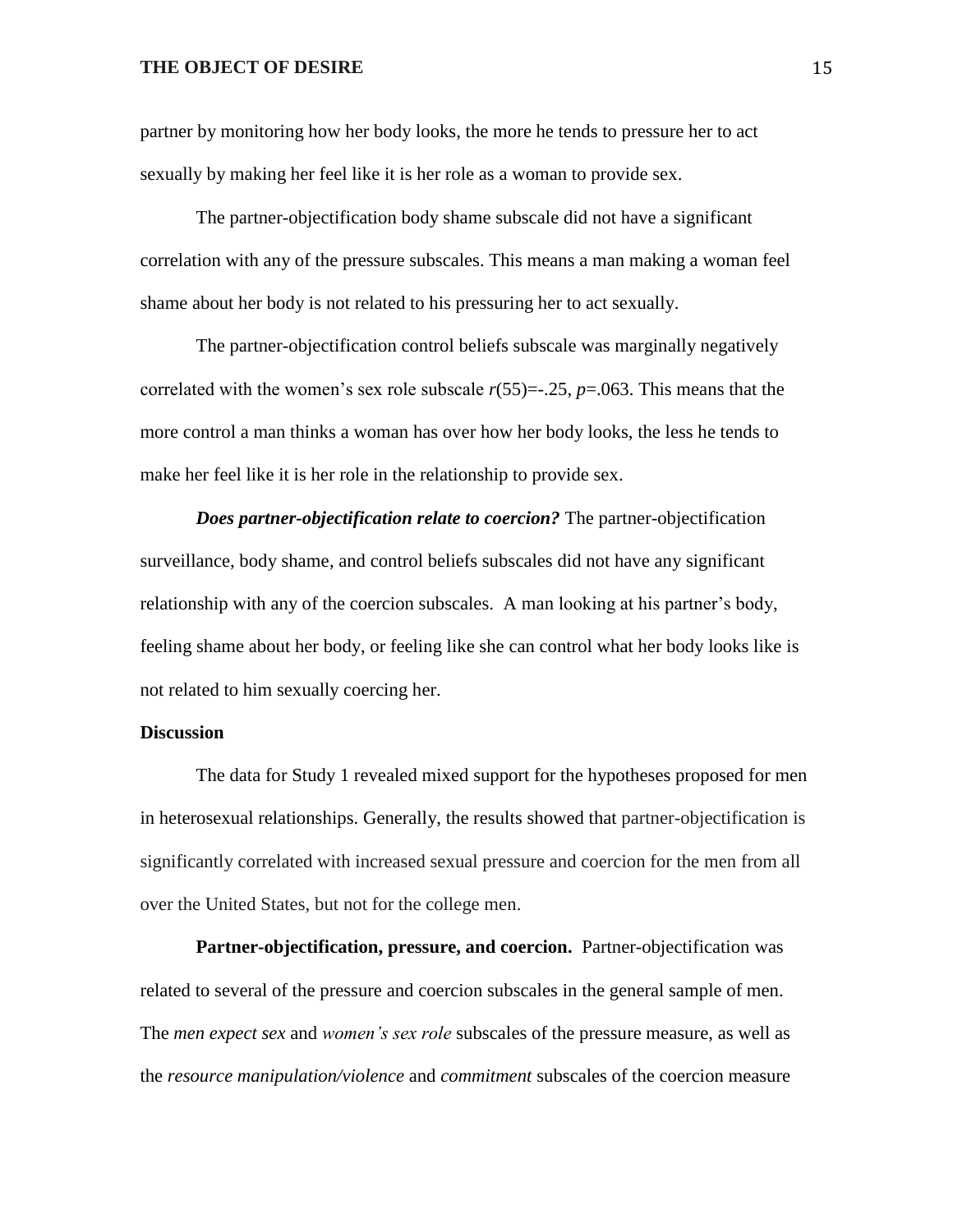partner by monitoring how her body looks, the more he tends to pressure her to act sexually by making her feel like it is her role as a woman to provide sex.

The partner-objectification body shame subscale did not have a significant correlation with any of the pressure subscales. This means a man making a woman feel shame about her body is not related to his pressuring her to act sexually.

The partner-objectification control beliefs subscale was marginally negatively correlated with the women's sex role subscale $r(55)=-.25$, $p=.063$. This means that the more control a man thinks a woman has over how her body looks, the less he tends to make her feel like it is her role in the relationship to provide sex.

***Does partner-objectification relate to coercion?*** The partner-objectification surveillance, body shame, and control beliefs subscales did not have any significant relationship with any of the coercion subscales. A man looking at his partner's body, feeling shame about her body, or feeling like she can control what her body looks like is not related to him sexually coercing her.

## Discussion

The data for Study 1 revealed mixed support for the hypotheses proposed for men in heterosexual relationships. Generally, the results showed that partner-objectification is significantly correlated with increased sexual pressure and coercion for the men from all over the United States, but not for the college men.

**Partner-objectification, pressure, and coercion.** Partner-objectification was related to several of the pressure and coercion subscales in the general sample of men. The *men expect sex* and *women's sex role* subscales of the pressure measure, as well as the *resource manipulation/violence* and *commitment* subscales of the coercion measure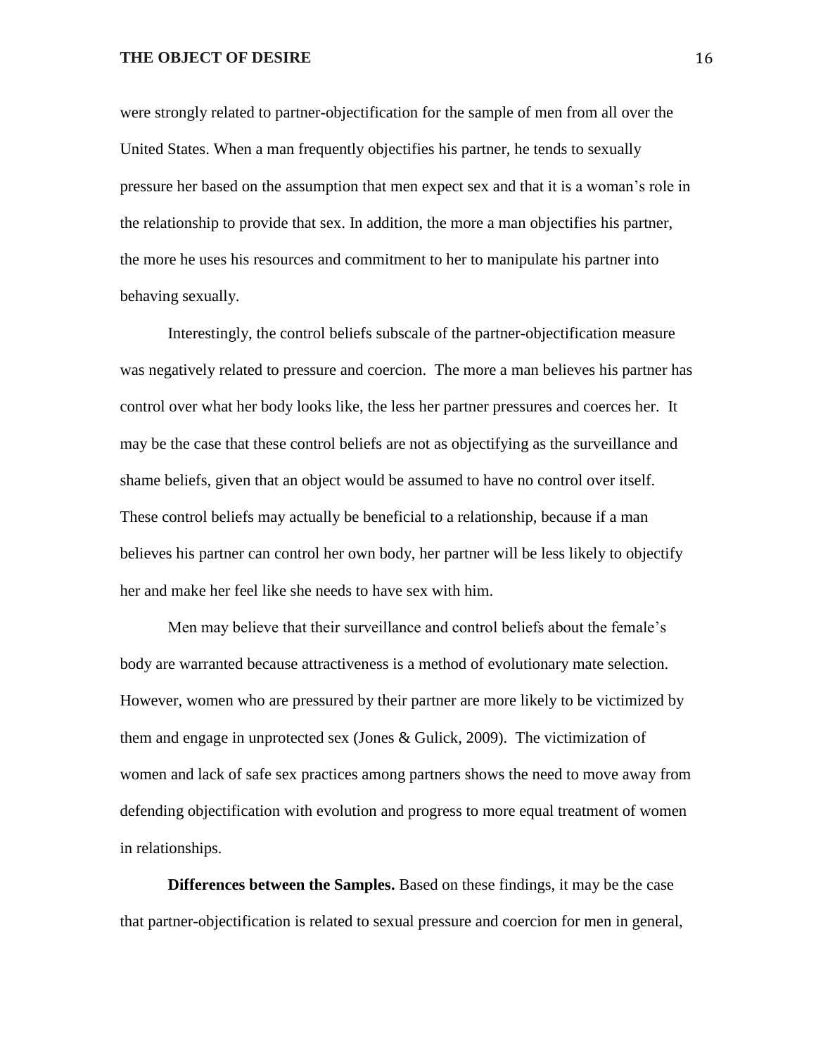were strongly related to partner-objectification for the sample of men from all over the United States. When a man frequently objectifies his partner, he tends to sexually pressure her based on the assumption that men expect sex and that it is a woman's role in the relationship to provide that sex. In addition, the more a man objectifies his partner, the more he uses his resources and commitment to her to manipulate his partner into behaving sexually.

Interestingly, the control beliefs subscale of the partner-objectification measure was negatively related to pressure and coercion. The more a man believes his partner has control over what her body looks like, the less her partner pressures and coerces her. It may be the case that these control beliefs are not as objectifying as the surveillance and shame beliefs, given that an object would be assumed to have no control over itself. These control beliefs may actually be beneficial to a relationship, because if a man believes his partner can control her own body, her partner will be less likely to objectify her and make her feel like she needs to have sex with him.

Men may believe that their surveillance and control beliefs about the female's body are warranted because attractiveness is a method of evolutionary mate selection. However, women who are pressured by their partner are more likely to be victimized by them and engage in unprotected sex (Jones & Gulick, 2009). The victimization of women and lack of safe sex practices among partners shows the need to move away from defending objectification with evolution and progress to more equal treatment of women in relationships.

**Differences between the Samples.** Based on these findings, it may be the case that partner-objectification is related to sexual pressure and coercion for men in general,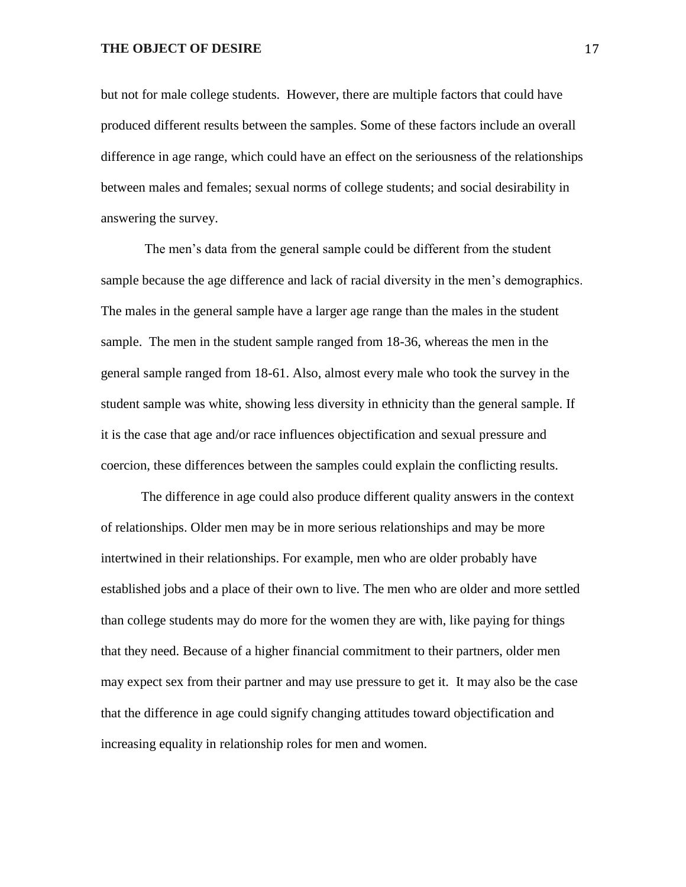but not for male college students. However, there are multiple factors that could have produced different results between the samples. Some of these factors include an overall difference in age range, which could have an effect on the seriousness of the relationships between males and females; sexual norms of college students; and social desirability in answering the survey.

The men's data from the general sample could be different from the student sample because the age difference and lack of racial diversity in the men's demographics. The males in the general sample have a larger age range than the males in the student sample. The men in the student sample ranged from 18-36, whereas the men in the general sample ranged from 18-61. Also, almost every male who took the survey in the student sample was white, showing less diversity in ethnicity than the general sample. If it is the case that age and/or race influences objectification and sexual pressure and coercion, these differences between the samples could explain the conflicting results.

The difference in age could also produce different quality answers in the context of relationships. Older men may be in more serious relationships and may be more intertwined in their relationships. For example, men who are older probably have established jobs and a place of their own to live. The men who are older and more settled than college students may do more for the women they are with, like paying for things that they need. Because of a higher financial commitment to their partners, older men may expect sex from their partner and may use pressure to get it. It may also be the case that the difference in age could signify changing attitudes toward objectification and increasing equality in relationship roles for men and women.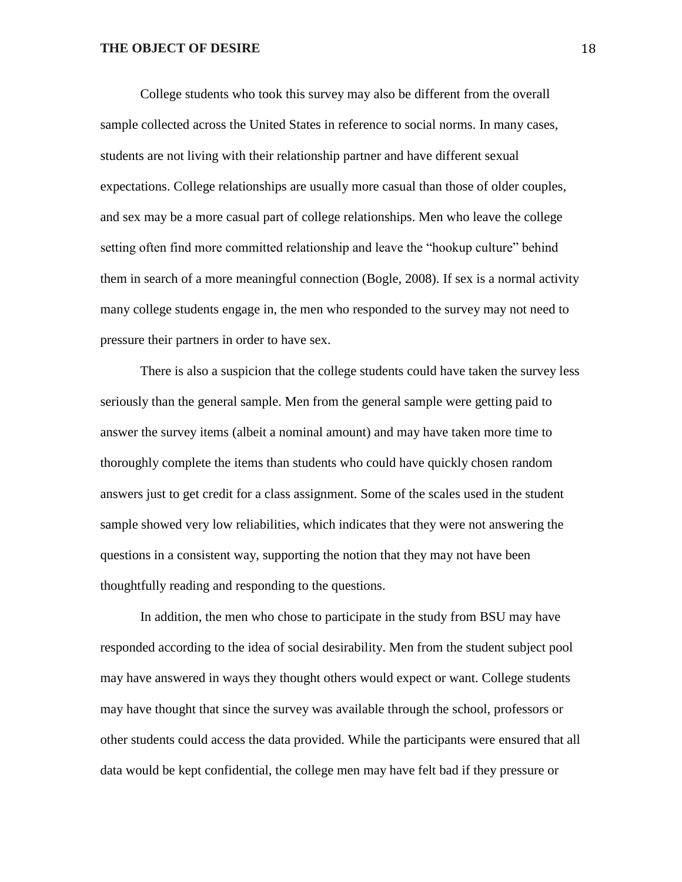College students who took this survey may also be different from the overall sample collected across the United States in reference to social norms. In many cases, students are not living with their relationship partner and have different sexual expectations. College relationships are usually more casual than those of older couples, and sex may be a more casual part of college relationships. Men who leave the college setting often find more committed relationship and leave the "hookup culture" behind them in search of a more meaningful connection (Bogle, 2008). If sex is a normal activity many college students engage in, the men who responded to the survey may not need to pressure their partners in order to have sex.

There is also a suspicion that the college students could have taken the survey less seriously than the general sample. Men from the general sample were getting paid to answer the survey items (albeit a nominal amount) and may have taken more time to thoroughly complete the items than students who could have quickly chosen random answers just to get credit for a class assignment. Some of the scales used in the student sample showed very low reliabilities, which indicates that they were not answering the questions in a consistent way, supporting the notion that they may not have been thoughtfully reading and responding to the questions.

In addition, the men who chose to participate in the study from BSU may have responded according to the idea of social desirability. Men from the student subject pool may have answered in ways they thought others would expect or want. College students may have thought that since the survey was available through the school, professors or other students could access the data provided. While the participants were ensured that all data would be kept confidential, the college men may have felt bad if they pressure or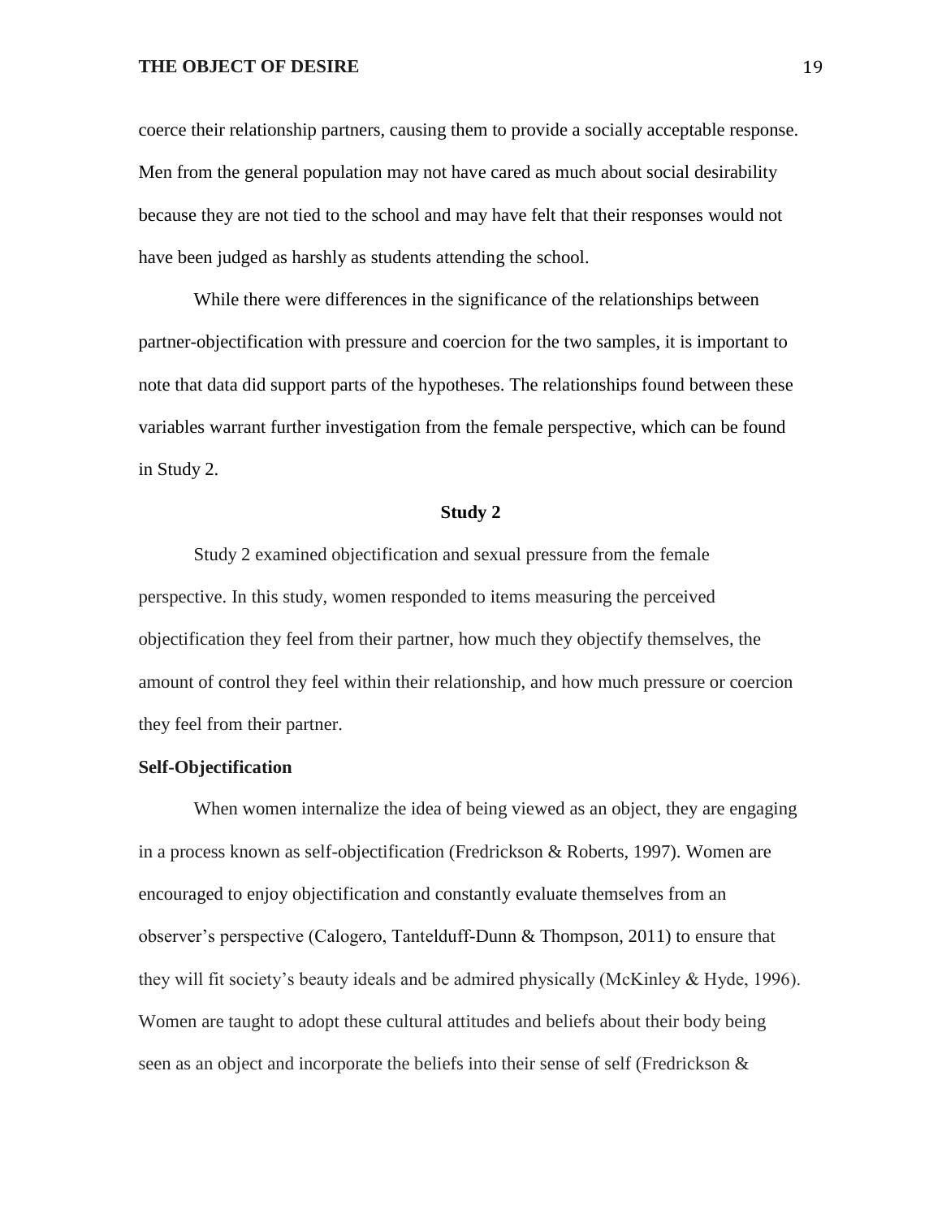coerce their relationship partners, causing them to provide a socially acceptable response. Men from the general population may not have cared as much about social desirability because they are not tied to the school and may have felt that their responses would not have been judged as harshly as students attending the school.

While there were differences in the significance of the relationships between partner-objectification with pressure and coercion for the two samples, it is important to note that data did support parts of the hypotheses. The relationships found between these variables warrant further investigation from the female perspective, which can be found in Study 2.

## Study 2

Study 2 examined objectification and sexual pressure from the female perspective. In this study, women responded to items measuring the perceived objectification they feel from their partner, how much they objectify themselves, the amount of control they feel within their relationship, and how much pressure or coercion they feel from their partner.

### Self-Objectification

When women internalize the idea of being viewed as an object, they are engaging in a process known as self-objectification (Fredrickson & Roberts, 1997). Women are encouraged to enjoy objectification and constantly evaluate themselves from an observer's perspective (Calogero, Tantelduff-Dunn & Thompson, 2011) to ensure that they will fit society's beauty ideals and be admired physically (McKinley & Hyde, 1996). Women are taught to adopt these cultural attitudes and beliefs about their body being seen as an object and incorporate the beliefs into their sense of self (Fredrickson &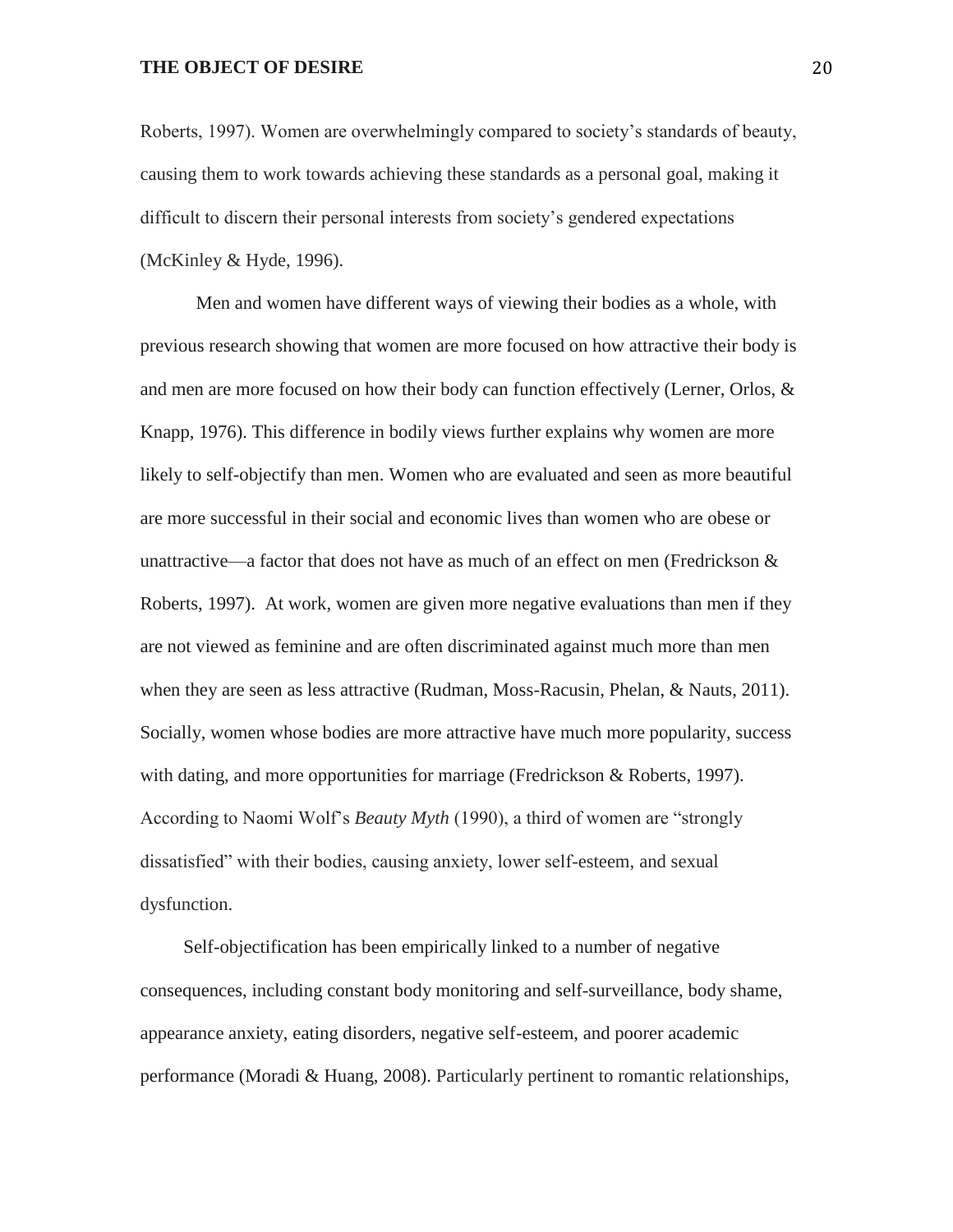Roberts, 1997). Women are overwhelmingly compared to society's standards of beauty, causing them to work towards achieving these standards as a personal goal, making it difficult to discern their personal interests from society's gendered expectations (McKinley & Hyde, 1996).

Men and women have different ways of viewing their bodies as a whole, with previous research showing that women are more focused on how attractive their body is and men are more focused on how their body can function effectively (Lerner, Orlos, & Knapp, 1976). This difference in bodily views further explains why women are more likely to self-objectify than men. Women who are evaluated and seen as more beautiful are more successful in their social and economic lives than women who are obese or unattractive—a factor that does not have as much of an effect on men (Fredrickson & Roberts, 1997). At work, women are given more negative evaluations than men if they are not viewed as feminine and are often discriminated against much more than men when they are seen as less attractive (Rudman, Moss-Racusin, Phelan, & Nauts, 2011). Socially, women whose bodies are more attractive have much more popularity, success with dating, and more opportunities for marriage (Fredrickson & Roberts, 1997). According to Naomi Wolf's *Beauty Myth* (1990), a third of women are "strongly dissatisfied" with their bodies, causing anxiety, lower self-esteem, and sexual dysfunction.

Self-objectification has been empirically linked to a number of negative consequences, including constant body monitoring and self-surveillance, body shame, appearance anxiety, eating disorders, negative self-esteem, and poorer academic performance (Moradi & Huang, 2008). Particularly pertinent to romantic relationships,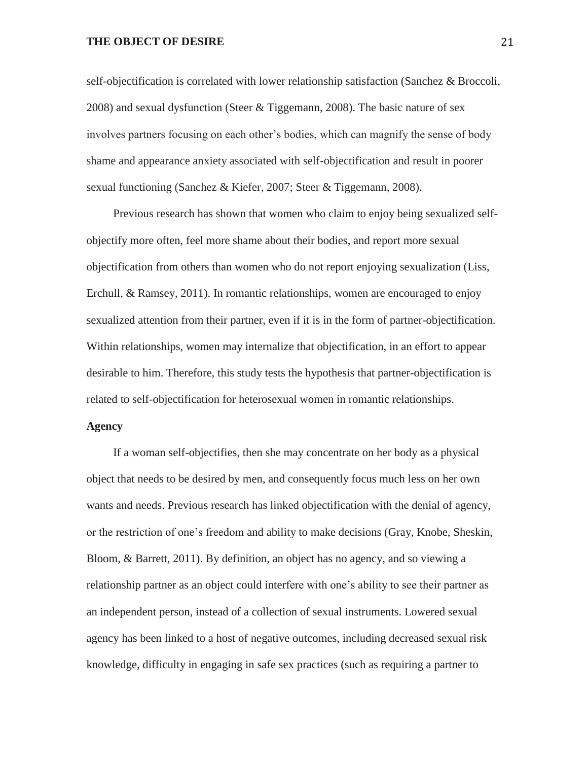self-objectification is correlated with lower relationship satisfaction (Sanchez & Broccoli, 2008) and sexual dysfunction (Steer & Tiggemann, 2008). The basic nature of sex involves partners focusing on each other's bodies, which can magnify the sense of body shame and appearance anxiety associated with self-objectification and result in poorer sexual functioning (Sanchez & Kiefer, 2007; Steer & Tiggemann, 2008).

Previous research has shown that women who claim to enjoy being sexualized self-objectify more often, feel more shame about their bodies, and report more sexual objectification from others than women who do not report enjoying sexualization (Liss, Erchull, & Ramsey, 2011). In romantic relationships, women are encouraged to enjoy sexualized attention from their partner, even if it is in the form of partner-objectification. Within relationships, women may internalize that objectification, in an effort to appear desirable to him. Therefore, this study tests the hypothesis that partner-objectification is related to self-objectification for heterosexual women in romantic relationships.

**Agency**

If a woman self-objectifies, then she may concentrate on her body as a physical object that needs to be desired by men, and consequently focus much less on her own wants and needs. Previous research has linked objectification with the denial of agency, or the restriction of one's freedom and ability to make decisions (Gray, Knobe, Sheskin, Bloom, & Barrett, 2011). By definition, an object has no agency, and so viewing a relationship partner as an object could interfere with one's ability to see their partner as an independent person, instead of a collection of sexual instruments. Lowered sexual agency has been linked to a host of negative outcomes, including decreased sexual risk knowledge, difficulty in engaging in safe sex practices (such as requiring a partner to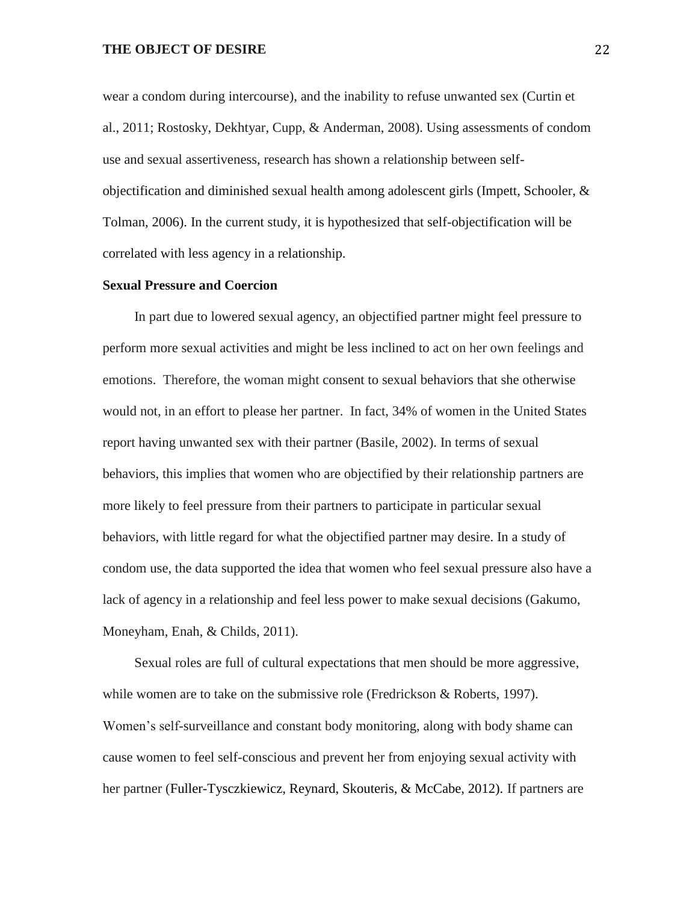wear a condom during intercourse), and the inability to refuse unwanted sex (Curtin et al., 2011; Rostosky, Dekhtyar, Cupp, & Anderman, 2008). Using assessments of condom use and sexual assertiveness, research has shown a relationship between self-objectification and diminished sexual health among adolescent girls (Impett, Schooler, & Tolman, 2006). In the current study, it is hypothesized that self-objectification will be correlated with less agency in a relationship.

**Sexual Pressure and Coercion**

In part due to lowered sexual agency, an objectified partner might feel pressure to perform more sexual activities and might be less inclined to act on her own feelings and emotions. Therefore, the woman might consent to sexual behaviors that she otherwise would not, in an effort to please her partner. In fact, 34% of women in the United States report having unwanted sex with their partner (Basile, 2002). In terms of sexual behaviors, this implies that women who are objectified by their relationship partners are more likely to feel pressure from their partners to participate in particular sexual behaviors, with little regard for what the objectified partner may desire. In a study of condom use, the data supported the idea that women who feel sexual pressure also have a lack of agency in a relationship and feel less power to make sexual decisions (Gakumo, Moneyham, Enah, & Childs, 2011).

Sexual roles are full of cultural expectations that men should be more aggressive, while women are to take on the submissive role (Fredrickson & Roberts, 1997). Women's self-surveillance and constant body monitoring, along with body shame can cause women to feel self-conscious and prevent her from enjoying sexual activity with her partner (Fuller-Tysczkiewicz, Reynard, Skouteris, & McCabe, 2012). If partners are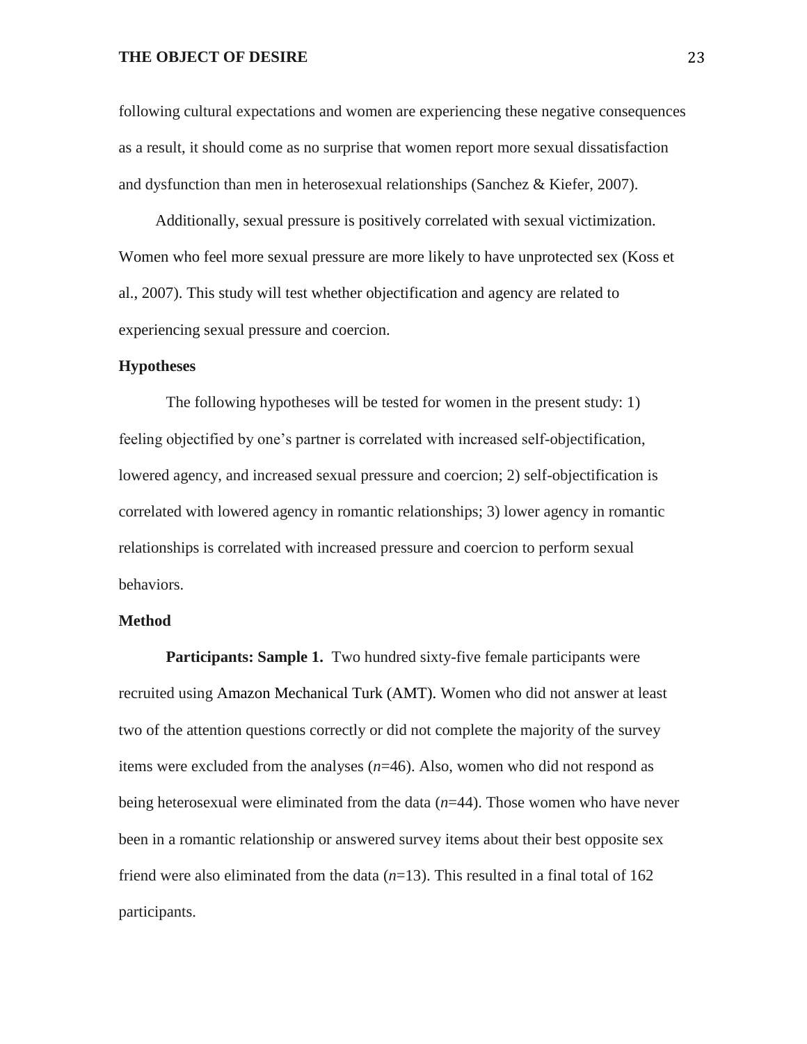following cultural expectations and women are experiencing these negative consequences as a result, it should come as no surprise that women report more sexual dissatisfaction and dysfunction than men in heterosexual relationships (Sanchez & Kiefer, 2007).

Additionally, sexual pressure is positively correlated with sexual victimization. Women who feel more sexual pressure are more likely to have unprotected sex (Koss et al., 2007). This study will test whether objectification and agency are related to experiencing sexual pressure and coercion.

## Hypotheses

The following hypotheses will be tested for women in the present study: 1) feeling objectified by one's partner is correlated with increased self-objectification, lowered agency, and increased sexual pressure and coercion; 2) self-objectification is correlated with lowered agency in romantic relationships; 3) lower agency in romantic relationships is correlated with increased pressure and coercion to perform sexual behaviors.

## Method

**Participants: Sample 1.** Two hundred sixty-five female participants were recruited using Amazon Mechanical Turk (AMT). Women who did not answer at least two of the attention questions correctly or did not complete the majority of the survey items were excluded from the analyses (*n*=46). Also, women who did not respond as being heterosexual were eliminated from the data (*n*=44). Those women who have never been in a romantic relationship or answered survey items about their best opposite sex friend were also eliminated from the data (*n*=13). This resulted in a final total of 162 participants.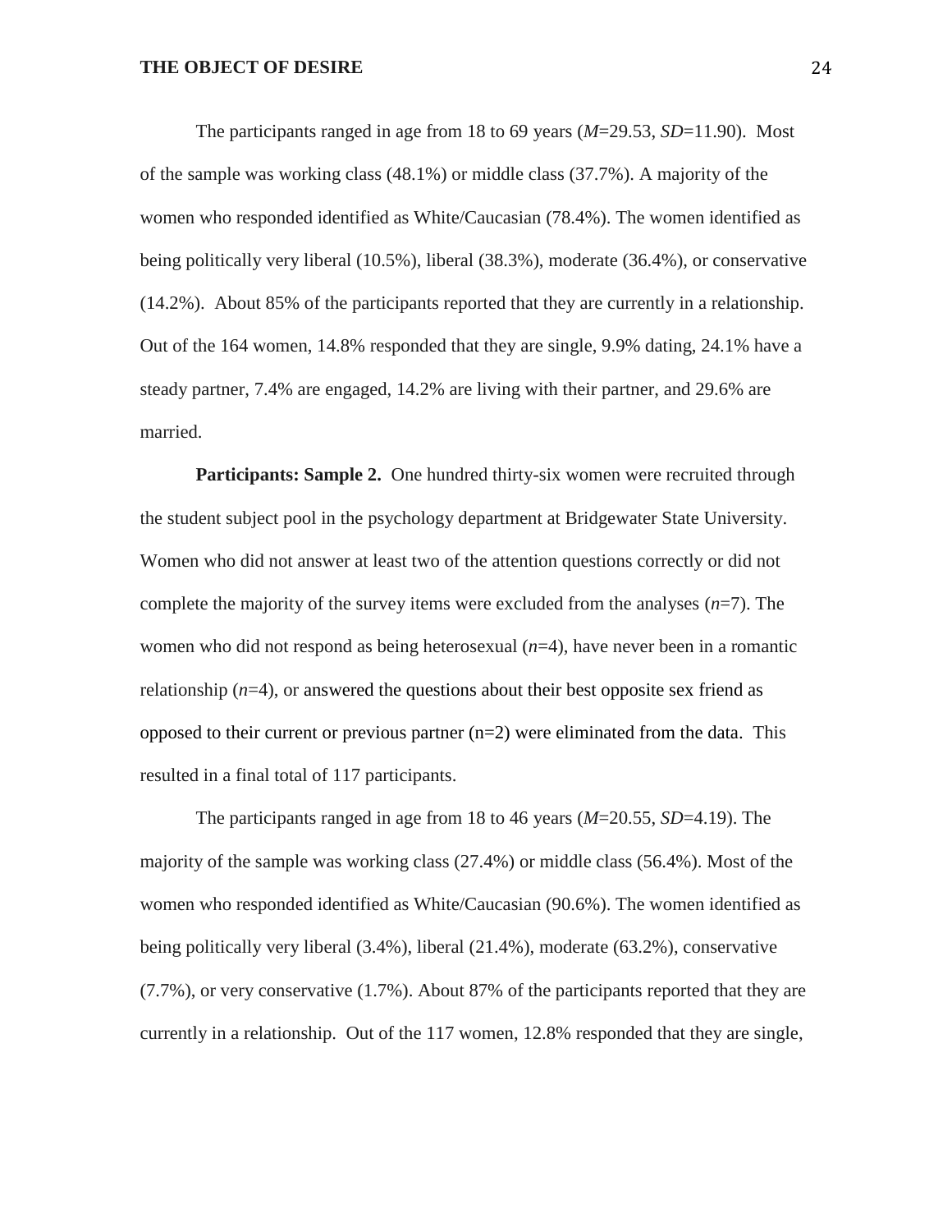The participants ranged in age from 18 to 69 years (*M*=29.53, *SD*=11.90). Most of the sample was working class (48.1%) or middle class (37.7%). A majority of the women who responded identified as White/Caucasian (78.4%). The women identified as being politically very liberal (10.5%), liberal (38.3%), moderate (36.4%), or conservative (14.2%). About 85% of the participants reported that they are currently in a relationship. Out of the 164 women, 14.8% responded that they are single, 9.9% dating, 24.1% have a steady partner, 7.4% are engaged, 14.2% are living with their partner, and 29.6% are married.

**Participants: Sample 2.** One hundred thirty-six women were recruited through the student subject pool in the psychology department at Bridgewater State University. Women who did not answer at least two of the attention questions correctly or did not complete the majority of the survey items were excluded from the analyses (*n*=7). The women who did not respond as being heterosexual (*n*=4), have never been in a romantic relationship (*n*=4), or answered the questions about their best opposite sex friend as opposed to their current or previous partner (n=2) were eliminated from the data. This resulted in a final total of 117 participants.

The participants ranged in age from 18 to 46 years (*M*=20.55, *SD*=4.19). The majority of the sample was working class (27.4%) or middle class (56.4%). Most of the women who responded identified as White/Caucasian (90.6%). The women identified as being politically very liberal (3.4%), liberal (21.4%), moderate (63.2%), conservative (7.7%), or very conservative (1.7%). About 87% of the participants reported that they are currently in a relationship. Out of the 117 women, 12.8% responded that they are single,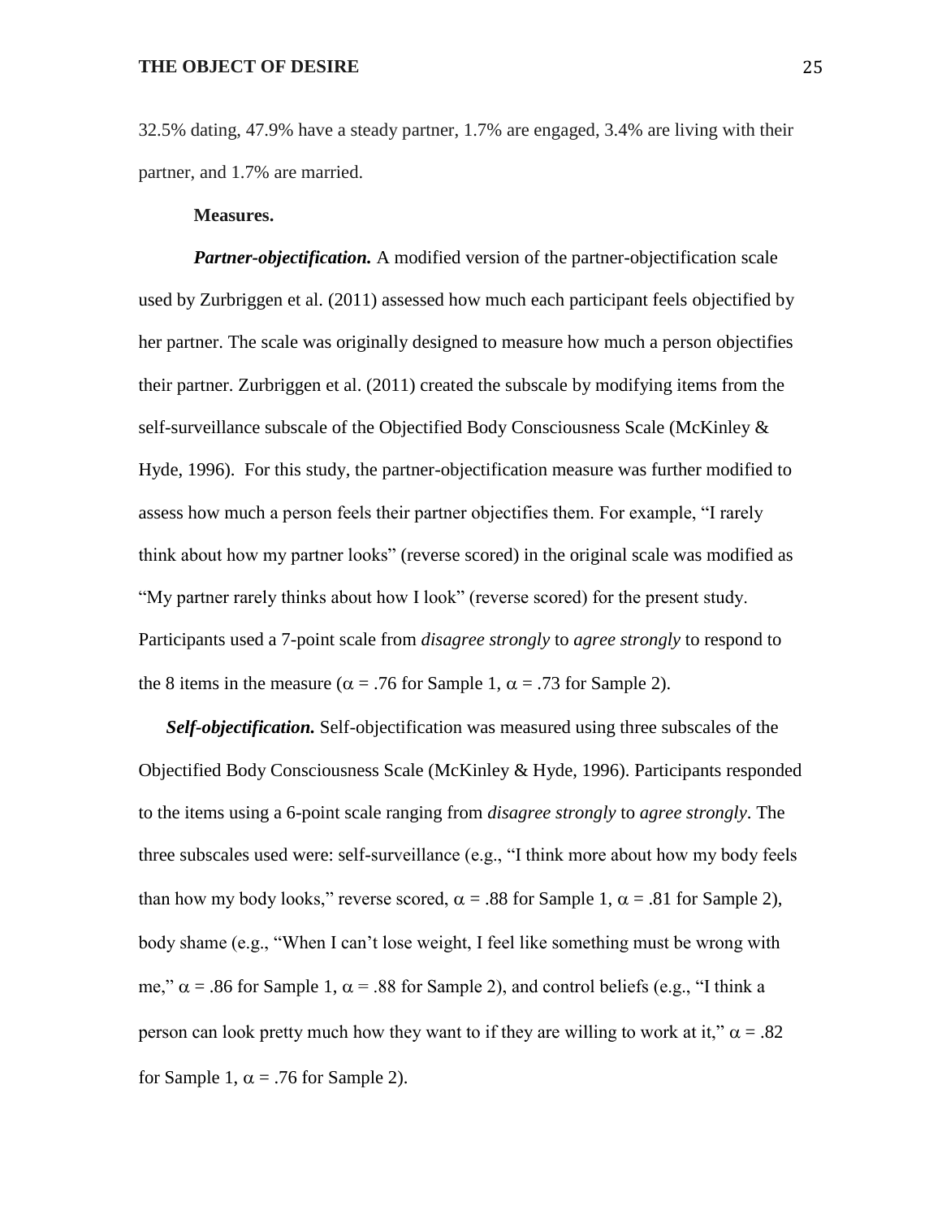32.5% dating, 47.9% have a steady partner, 1.7% are engaged, 3.4% are living with their partner, and 1.7% are married.

**Measures.**

***Partner-objectification.*** A modified version of the partner-objectification scale used by Zurbriggen et al. (2011) assessed how much each participant feels objectified by her partner. The scale was originally designed to measure how much a person objectifies their partner. Zurbriggen et al. (2011) created the subscale by modifying items from the self-surveillance subscale of the Objectified Body Consciousness Scale (McKinley & Hyde, 1996). For this study, the partner-objectification measure was further modified to assess how much a person feels their partner objectifies them. For example, "I rarely think about how my partner looks" (reverse scored) in the original scale was modified as "My partner rarely thinks about how I look" (reverse scored) for the present study. Participants used a 7-point scale from *disagree strongly* to *agree strongly* to respond to the 8 items in the measure ($\alpha$ = .76 for Sample 1, $\alpha$ = .73 for Sample 2).

***Self-objectification.*** Self-objectification was measured using three subscales of the Objectified Body Consciousness Scale (McKinley & Hyde, 1996). Participants responded to the items using a 6-point scale ranging from *disagree strongly* to *agree strongly*. The three subscales used were: self-surveillance (e.g., "I think more about how my body feels than how my body looks," reverse scored, $\alpha$ = .88 for Sample 1, $\alpha$ = .81 for Sample 2), body shame (e.g., "When I can't lose weight, I feel like something must be wrong with me," $\alpha$ = .86 for Sample 1, $\alpha$ = .88 for Sample 2), and control beliefs (e.g., "I think a person can look pretty much how they want to if they are willing to work at it," $\alpha$ = .82 for Sample 1, $\alpha$ = .76 for Sample 2).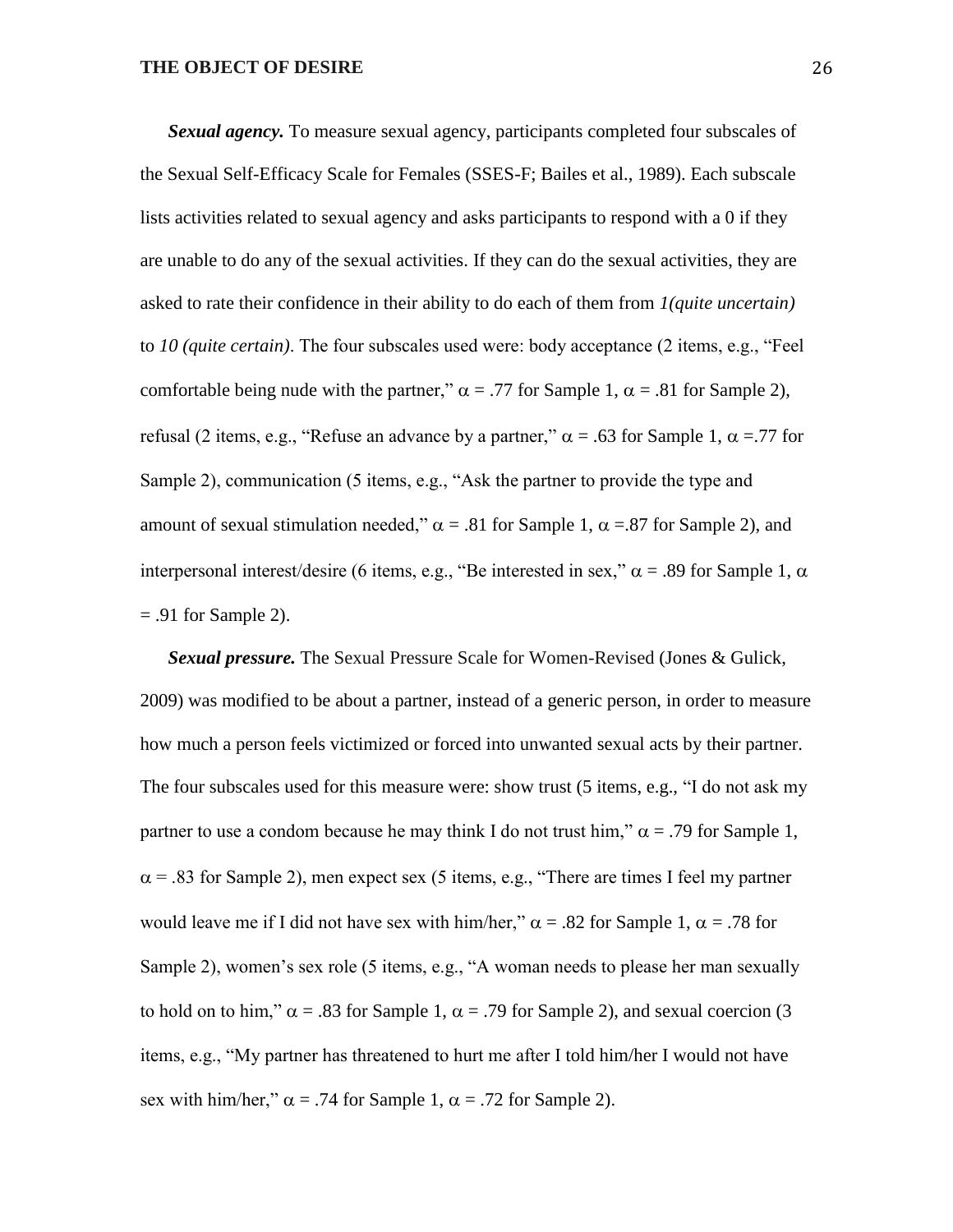***Sexual agency.*** To measure sexual agency, participants completed four subscales of the Sexual Self-Efficacy Scale for Females (SSES-F; Bailes et al., 1989). Each subscale lists activities related to sexual agency and asks participants to respond with a 0 if they are unable to do any of the sexual activities. If they can do the sexual activities, they are asked to rate their confidence in their ability to do each of them from *1(quite uncertain)* to *10 (quite certain)*. The four subscales used were: body acceptance (2 items, e.g., "Feel comfortable being nude with the partner," $\alpha$ = .77 for Sample 1, $\alpha$ = .81 for Sample 2), refusal (2 items, e.g., "Refuse an advance by a partner," $\alpha$ = .63 for Sample 1, $\alpha$ =.77 for Sample 2), communication (5 items, e.g., "Ask the partner to provide the type and amount of sexual stimulation needed," $\alpha$ = .81 for Sample 1, $\alpha$ =.87 for Sample 2), and interpersonal interest/desire (6 items, e.g., "Be interested in sex," $\alpha$ = .89 for Sample 1, $\alpha$ = .91 for Sample 2).

***Sexual pressure.*** The Sexual Pressure Scale for Women-Revised (Jones & Gulick, 2009) was modified to be about a partner, instead of a generic person, in order to measure how much a person feels victimized or forced into unwanted sexual acts by their partner. The four subscales used for this measure were: show trust (5 items, e.g., "I do not ask my partner to use a condom because he may think I do not trust him," $\alpha$ = .79 for Sample 1, $\alpha$ = .83 for Sample 2), men expect sex (5 items, e.g., "There are times I feel my partner would leave me if I did not have sex with him/her," $\alpha$ = .82 for Sample 1, $\alpha$ = .78 for Sample 2), women's sex role (5 items, e.g., "A woman needs to please her man sexually to hold on to him," $\alpha$ = .83 for Sample 1, $\alpha$ = .79 for Sample 2), and sexual coercion (3 items, e.g., "My partner has threatened to hurt me after I told him/her I would not have sex with him/her," $\alpha$ = .74 for Sample 1, $\alpha$ = .72 for Sample 2).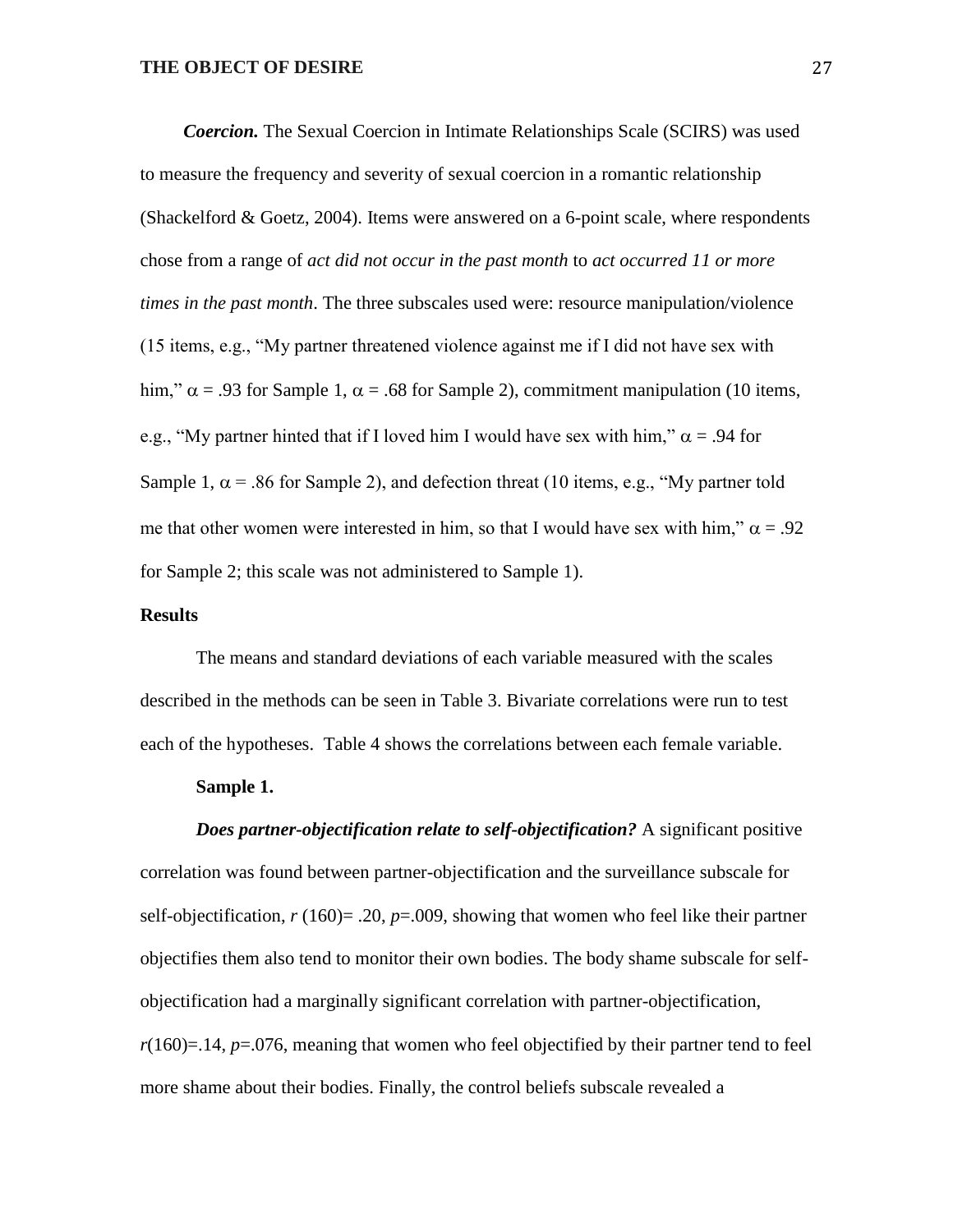***Coercion.*** The Sexual Coercion in Intimate Relationships Scale (SCIRS) was used to measure the frequency and severity of sexual coercion in a romantic relationship (Shackelford & Goetz, 2004). Items were answered on a 6-point scale, where respondents chose from a range of *act did not occur in the past month* to *act occurred 11 or more times in the past month*. The three subscales used were: resource manipulation/violence (15 items, e.g., "My partner threatened violence against me if I did not have sex with him," $\alpha$ = .93 for Sample 1, $\alpha$ = .68 for Sample 2), commitment manipulation (10 items, e.g., "My partner hinted that if I loved him I would have sex with him," $\alpha$ = .94 for Sample 1, $\alpha$ = .86 for Sample 2), and defection threat (10 items, e.g., "My partner told me that other women were interested in him, so that I would have sex with him," $\alpha$ = .92 for Sample 2; this scale was not administered to Sample 1).

## Results

The means and standard deviations of each variable measured with the scales described in the methods can be seen in Table 3. Bivariate correlations were run to test each of the hypotheses. Table 4 shows the correlations between each female variable.

### Sample 1.

***Does partner-objectification relate to self-objectification?*** A significant positive correlation was found between partner-objectification and the surveillance subscale for self-objectification, $r$ (160)= .20, $p$=.009, showing that women who feel like their partner objectifies them also tend to monitor their own bodies. The body shame subscale for self-objectification had a marginally significant correlation with partner-objectification, $r$(160)=.14, $p$=.076, meaning that women who feel objectified by their partner tend to feel more shame about their bodies. Finally, the control beliefs subscale revealed a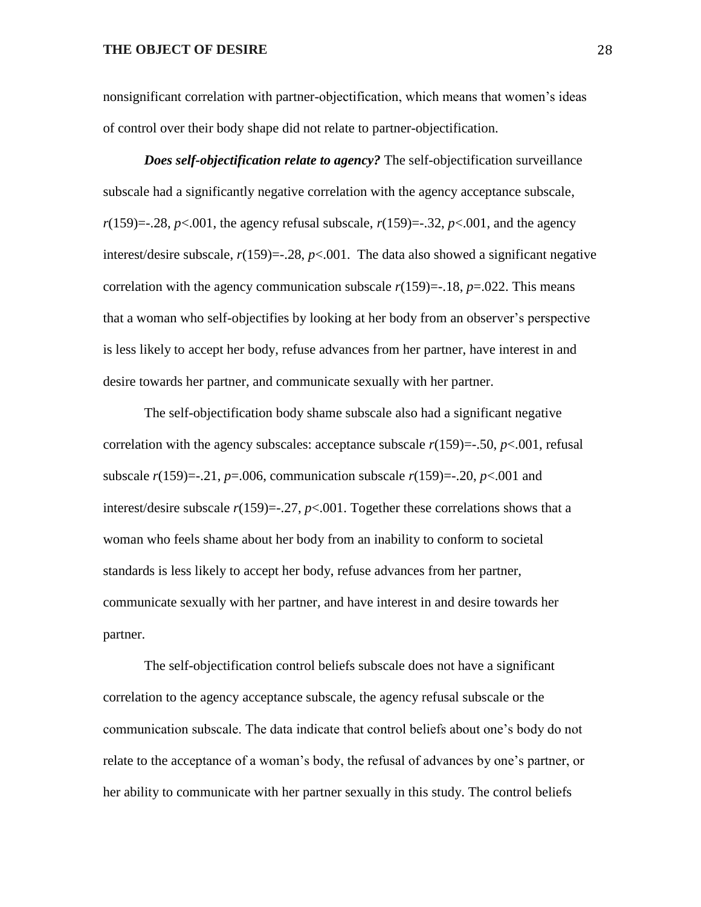nonsignificant correlation with partner-objectification, which means that women's ideas of control over their body shape did not relate to partner-objectification.

***Does self-objectification relate to agency?*** The self-objectification surveillance subscale had a significantly negative correlation with the agency acceptance subscale, $r(159)=-.28$, $p<.001$, the agency refusal subscale, $r(159)=-.32$, $p<.001$, and the agency interest/desire subscale, $r(159)=-.28$, $p<.001$. The data also showed a significant negative correlation with the agency communication subscale $r(159)=-.18$, $p=.022$. This means that a woman who self-objectifies by looking at her body from an observer's perspective is less likely to accept her body, refuse advances from her partner, have interest in and desire towards her partner, and communicate sexually with her partner.

The self-objectification body shame subscale also had a significant negative correlation with the agency subscales: acceptance subscale $r(159)=-.50$, $p<.001$, refusal subscale $r(159)=-.21$, $p=.006$, communication subscale $r(159)=-.20$, $p<.001$ and interest/desire subscale $r(159)=-.27$, $p<.001$. Together these correlations shows that a woman who feels shame about her body from an inability to conform to societal standards is less likely to accept her body, refuse advances from her partner, communicate sexually with her partner, and have interest in and desire towards her partner.

The self-objectification control beliefs subscale does not have a significant correlation to the agency acceptance subscale, the agency refusal subscale or the communication subscale. The data indicate that control beliefs about one's body do not relate to the acceptance of a woman's body, the refusal of advances by one's partner, or her ability to communicate with her partner sexually in this study. The control beliefs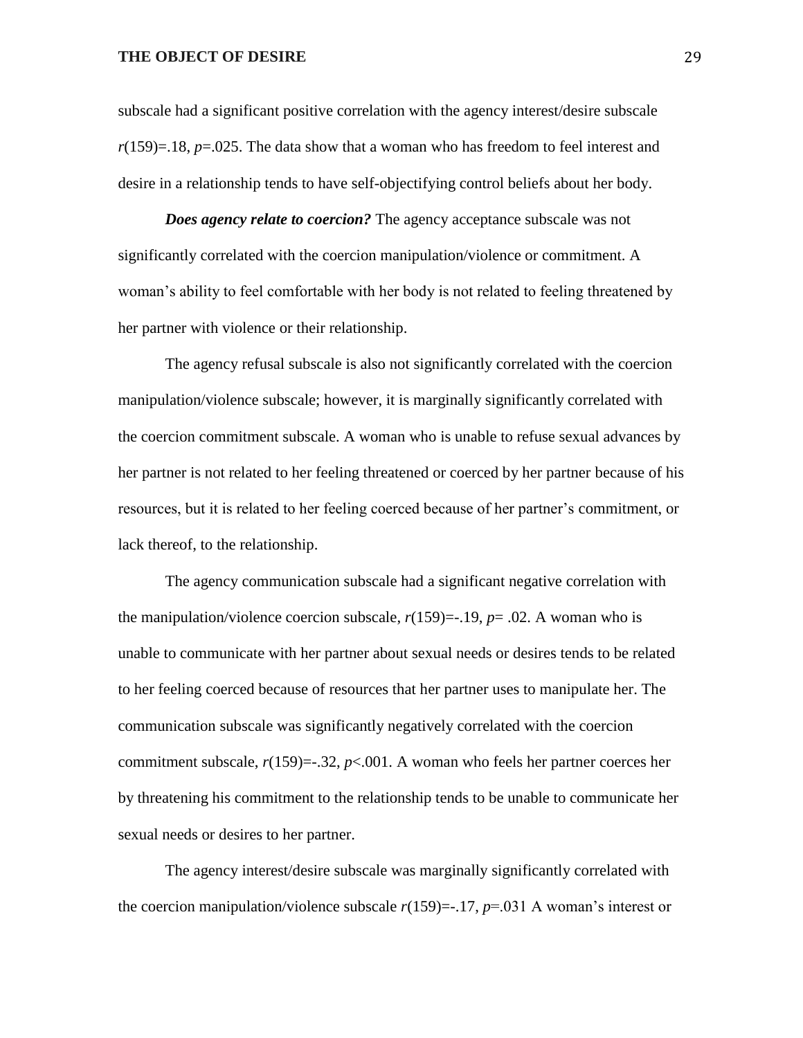subscale had a significant positive correlation with the agency interest/desire subscale $r(159)=.18$, $p=.025$. The data show that a woman who has freedom to feel interest and desire in a relationship tends to have self-objectifying control beliefs about her body.

***Does agency relate to coercion?*** The agency acceptance subscale was not significantly correlated with the coercion manipulation/violence or commitment. A woman's ability to feel comfortable with her body is not related to feeling threatened by her partner with violence or their relationship.

The agency refusal subscale is also not significantly correlated with the coercion manipulation/violence subscale; however, it is marginally significantly correlated with the coercion commitment subscale. A woman who is unable to refuse sexual advances by her partner is not related to her feeling threatened or coerced by her partner because of his resources, but it is related to her feeling coerced because of her partner's commitment, or lack thereof, to the relationship.

The agency communication subscale had a significant negative correlation with the manipulation/violence coercion subscale, $r(159)=-.19$, $p= .02$. A woman who is unable to communicate with her partner about sexual needs or desires tends to be related to her feeling coerced because of resources that her partner uses to manipulate her. The communication subscale was significantly negatively correlated with the coercion commitment subscale, $r(159)=-.32$, $p<.001$. A woman who feels her partner coerces her by threatening his commitment to the relationship tends to be unable to communicate her sexual needs or desires to her partner.

The agency interest/desire subscale was marginally significantly correlated with the coercion manipulation/violence subscale $r(159)=-.17$, $p=.031$ A woman's interest or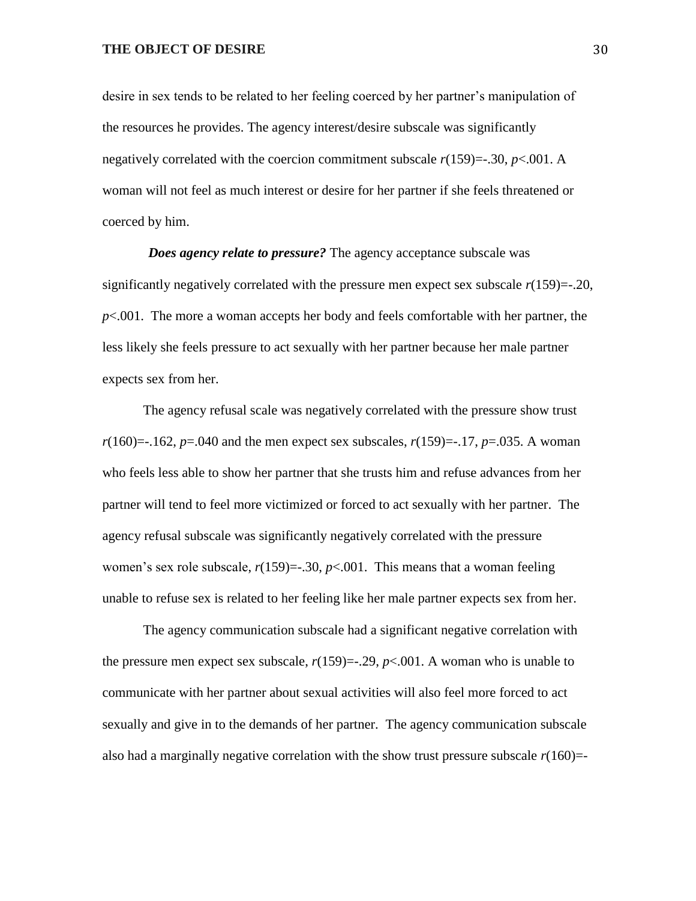desire in sex tends to be related to her feeling coerced by her partner's manipulation of the resources he provides. The agency interest/desire subscale was significantly negatively correlated with the coercion commitment subscale $r(159)=-.30$, $p<.001$. A woman will not feel as much interest or desire for her partner if she feels threatened or coerced by him.

***Does agency relate to pressure?*** The agency acceptance subscale was significantly negatively correlated with the pressure men expect sex subscale $r(159)=-.20$, $p<.001$. The more a woman accepts her body and feels comfortable with her partner, the less likely she feels pressure to act sexually with her partner because her male partner expects sex from her.

The agency refusal scale was negatively correlated with the pressure show trust $r(160)=-.162$, $p=.040$ and the men expect sex subscales, $r(159)=-.17$, $p=.035$. A woman who feels less able to show her partner that she trusts him and refuse advances from her partner will tend to feel more victimized or forced to act sexually with her partner. The agency refusal subscale was significantly negatively correlated with the pressure women's sex role subscale, $r(159)=-.30$, $p<.001$. This means that a woman feeling unable to refuse sex is related to her feeling like her male partner expects sex from her.

The agency communication subscale had a significant negative correlation with the pressure men expect sex subscale, $r(159)=-.29$, $p<.001$. A woman who is unable to communicate with her partner about sexual activities will also feel more forced to act sexually and give in to the demands of her partner. The agency communication subscale also had a marginally negative correlation with the show trust pressure subscale $r(160)=-$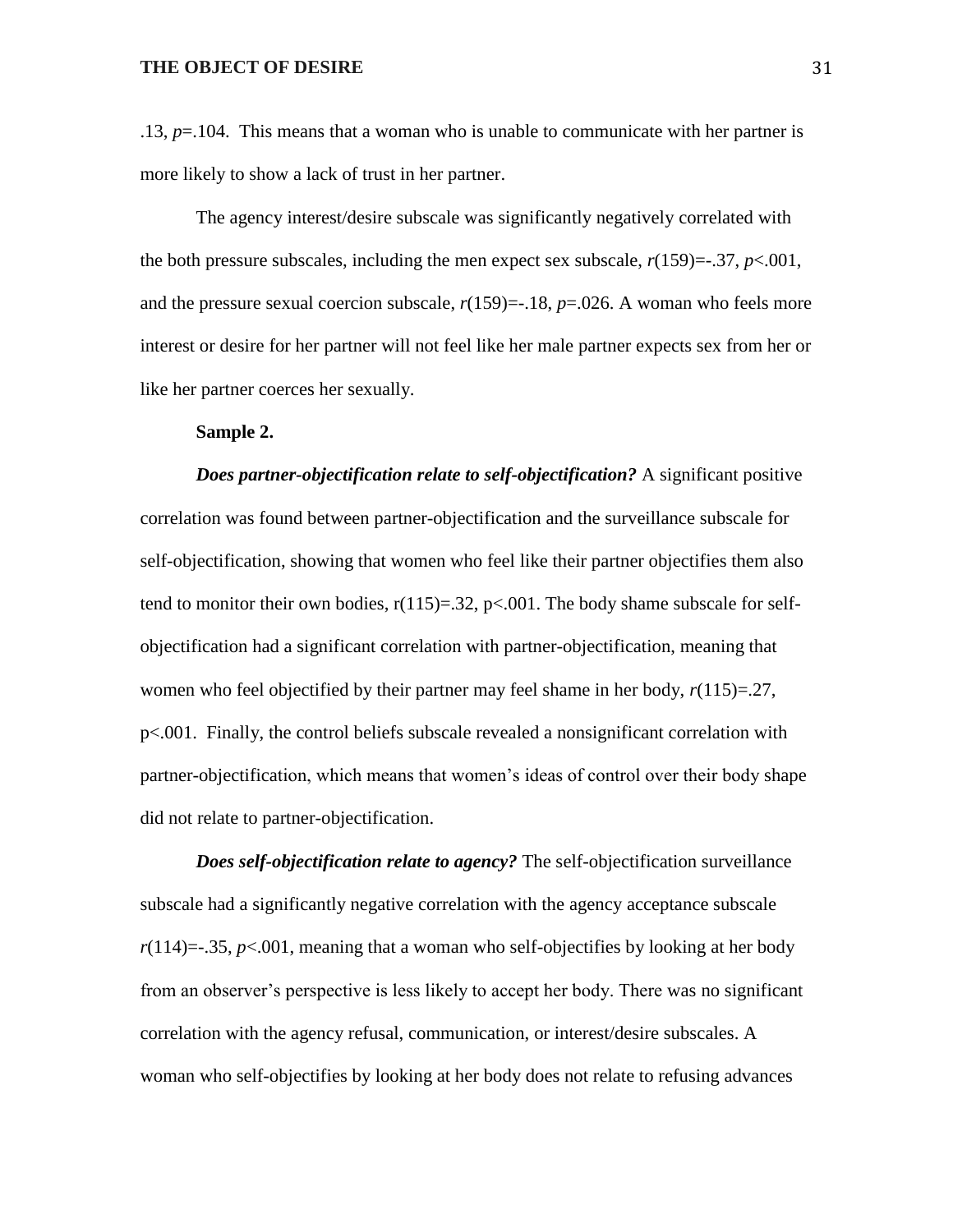.13, $p$=.104. This means that a woman who is unable to communicate with her partner is more likely to show a lack of trust in her partner.

The agency interest/desire subscale was significantly negatively correlated with the both pressure subscales, including the men expect sex subscale, $r(159)=-.37$, $p<.001$, and the pressure sexual coercion subscale, $r(159)=-.18$, $p=.026$. A woman who feels more interest or desire for her partner will not feel like her male partner expects sex from her or like her partner coerces her sexually.

**Sample 2.**

***Does partner-objectification relate to self-objectification?*** A significant positive correlation was found between partner-objectification and the surveillance subscale for self-objectification, showing that women who feel like their partner objectifies them also tend to monitor their own bodies, $r(115)=.32$, $p<.001$. The body shame subscale for self-objectification had a significant correlation with partner-objectification, meaning that women who feel objectified by their partner may feel shame in her body, $r(115)=.27$, $p<.001$. Finally, the control beliefs subscale revealed a nonsignificant correlation with partner-objectification, which means that women's ideas of control over their body shape did not relate to partner-objectification.

***Does self-objectification relate to agency?*** The self-objectification surveillance subscale had a significantly negative correlation with the agency acceptance subscale $r(114)=-.35$, $p<.001$, meaning that a woman who self-objectifies by looking at her body from an observer's perspective is less likely to accept her body. There was no significant correlation with the agency refusal, communication, or interest/desire subscales. A woman who self-objectifies by looking at her body does not relate to refusing advances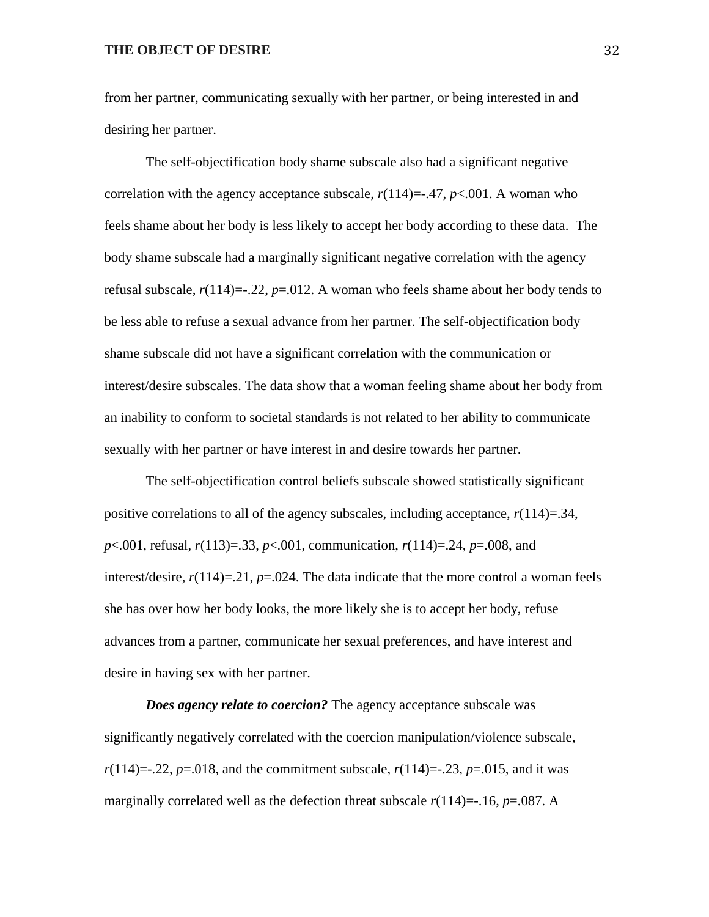from her partner, communicating sexually with her partner, or being interested in and desiring her partner.

The self-objectification body shame subscale also had a significant negative correlation with the agency acceptance subscale, $r(114)=-.47$, $p<.001$. A woman who feels shame about her body is less likely to accept her body according to these data. The body shame subscale had a marginally significant negative correlation with the agency refusal subscale, $r(114)=-.22$, $p=.012$. A woman who feels shame about her body tends to be less able to refuse a sexual advance from her partner. The self-objectification body shame subscale did not have a significant correlation with the communication or interest/desire subscales. The data show that a woman feeling shame about her body from an inability to conform to societal standards is not related to her ability to communicate sexually with her partner or have interest in and desire towards her partner.

The self-objectification control beliefs subscale showed statistically significant positive correlations to all of the agency subscales, including acceptance, $r(114)=.34$, $p<.001$, refusal, $r(113)=.33$, $p<.001$, communication, $r(114)=.24$, $p=.008$, and interest/desire, $r(114)=.21$, $p=.024$. The data indicate that the more control a woman feels she has over how her body looks, the more likely she is to accept her body, refuse advances from a partner, communicate her sexual preferences, and have interest and desire in having sex with her partner.

***Does agency relate to coercion?*** The agency acceptance subscale was significantly negatively correlated with the coercion manipulation/violence subscale, $r(114)=-.22$, $p=.018$, and the commitment subscale, $r(114)=-.23$, $p=.015$, and it was marginally correlated well as the defection threat subscale $r(114)=-.16$, $p=.087$. A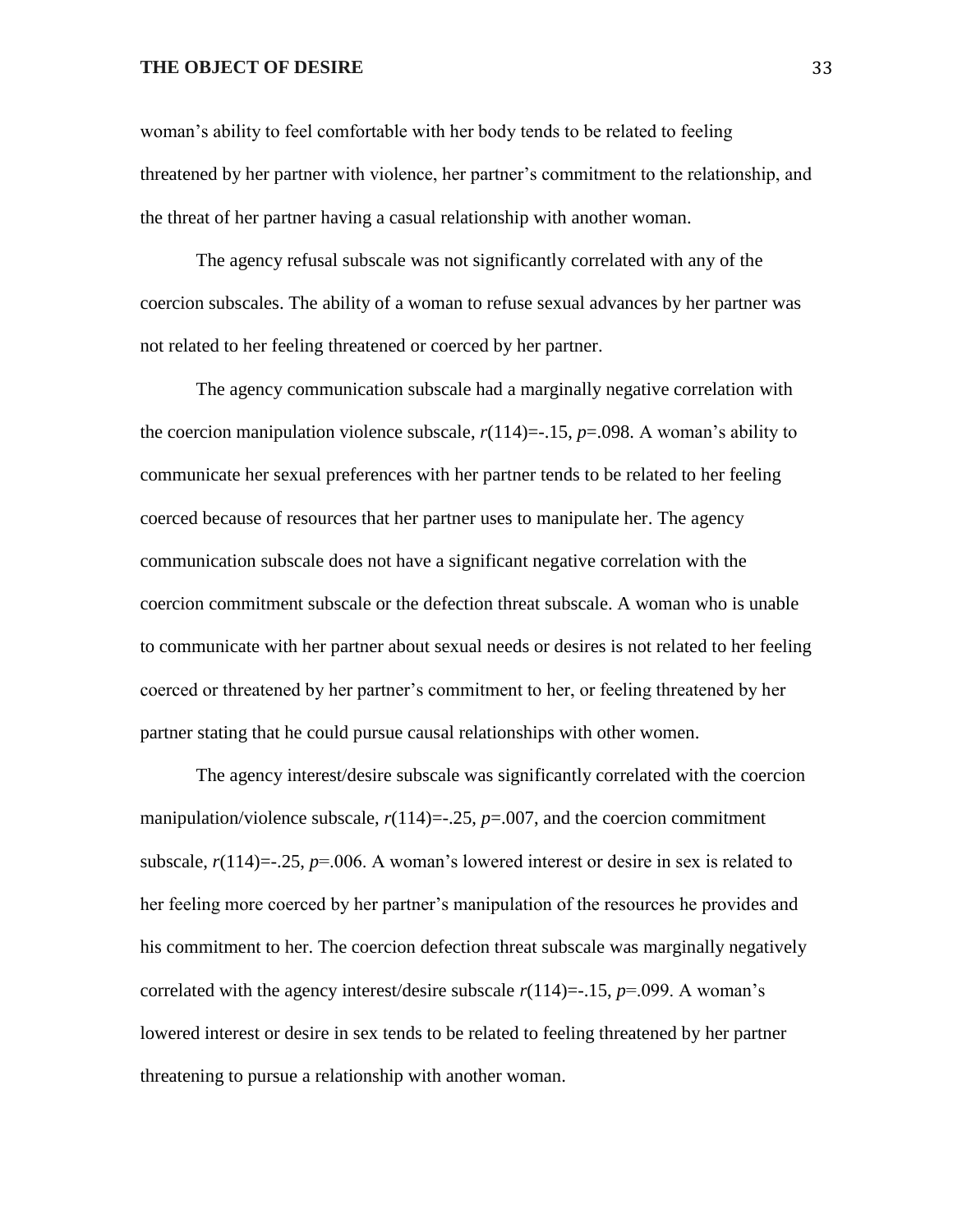woman's ability to feel comfortable with her body tends to be related to feeling threatened by her partner with violence, her partner's commitment to the relationship, and the threat of her partner having a casual relationship with another woman.

The agency refusal subscale was not significantly correlated with any of the coercion subscales. The ability of a woman to refuse sexual advances by her partner was not related to her feeling threatened or coerced by her partner.

The agency communication subscale had a marginally negative correlation with the coercion manipulation violence subscale, $r(114)=-.15$, $p=.098$. A woman's ability to communicate her sexual preferences with her partner tends to be related to her feeling coerced because of resources that her partner uses to manipulate her. The agency communication subscale does not have a significant negative correlation with the coercion commitment subscale or the defection threat subscale. A woman who is unable to communicate with her partner about sexual needs or desires is not related to her feeling coerced or threatened by her partner's commitment to her, or feeling threatened by her partner stating that he could pursue causal relationships with other women.

The agency interest/desire subscale was significantly correlated with the coercion manipulation/violence subscale, $r(114)=-.25$, $p=.007$, and the coercion commitment subscale, $r(114)=-.25$, $p=.006$. A woman's lowered interest or desire in sex is related to her feeling more coerced by her partner's manipulation of the resources he provides and his commitment to her. The coercion defection threat subscale was marginally negatively correlated with the agency interest/desire subscale $r(114)=-.15$, $p=.099$. A woman's lowered interest or desire in sex tends to be related to feeling threatened by her partner threatening to pursue a relationship with another woman.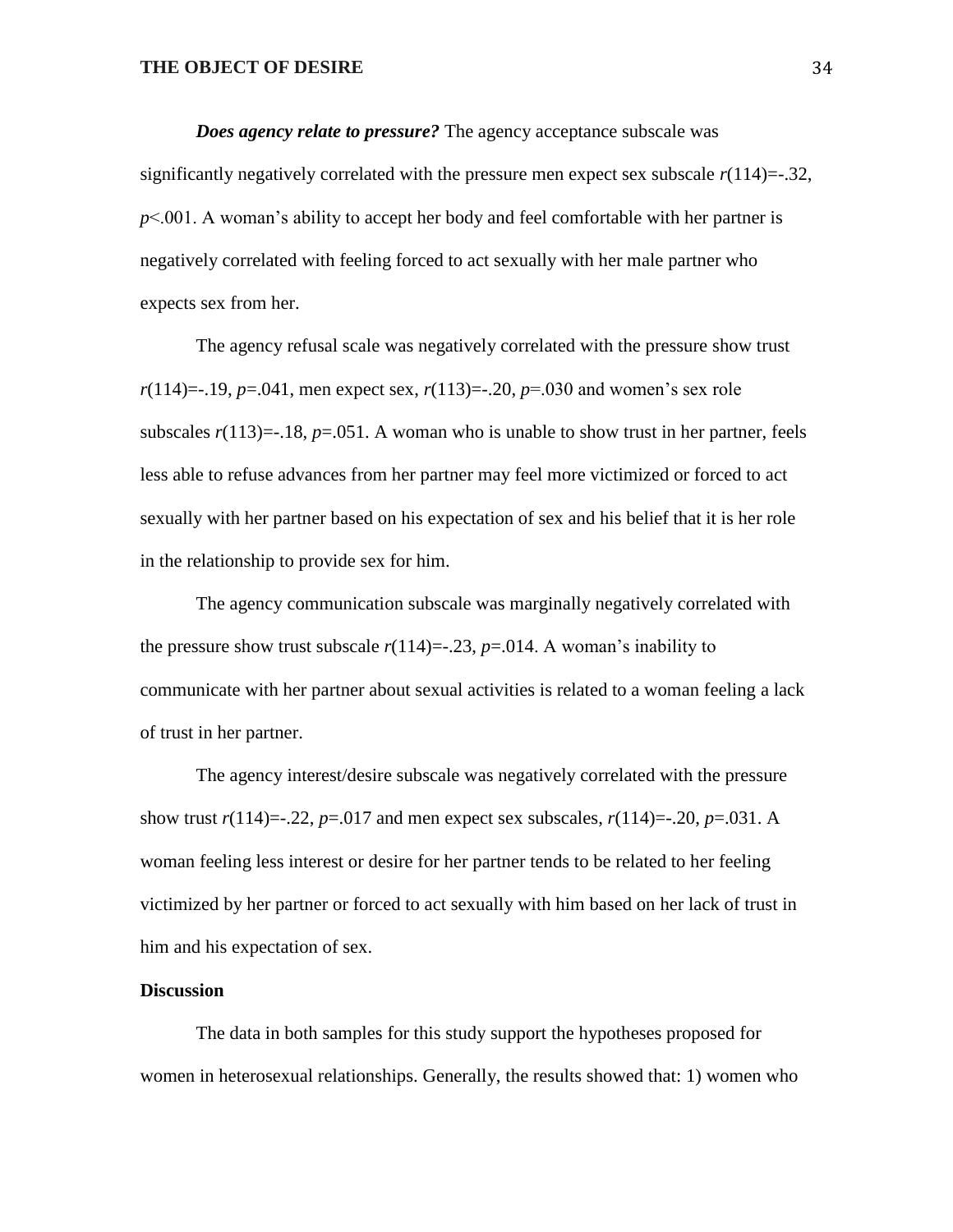***Does agency relate to pressure?*** The agency acceptance subscale was significantly negatively correlated with the pressure men expect sex subscale $r(114)=-.32$, $p<.001$. A woman's ability to accept her body and feel comfortable with her partner is negatively correlated with feeling forced to act sexually with her male partner who expects sex from her.

The agency refusal scale was negatively correlated with the pressure show trust $r(114)=-.19$, $p=.041$, men expect sex, $r(113)=-.20$, $p=.030$ and women's sex role subscales $r(113)=-.18$, $p=.051$. A woman who is unable to show trust in her partner, feels less able to refuse advances from her partner may feel more victimized or forced to act sexually with her partner based on his expectation of sex and his belief that it is her role in the relationship to provide sex for him.

The agency communication subscale was marginally negatively correlated with the pressure show trust subscale $r(114)=-.23$, $p=.014$. A woman's inability to communicate with her partner about sexual activities is related to a woman feeling a lack of trust in her partner.

The agency interest/desire subscale was negatively correlated with the pressure show trust $r(114)=-.22$, $p=.017$ and men expect sex subscales, $r(114)=-.20$, $p=.031$. A woman feeling less interest or desire for her partner tends to be related to her feeling victimized by her partner or forced to act sexually with him based on her lack of trust in him and his expectation of sex.

**Discussion**

The data in both samples for this study support the hypotheses proposed for women in heterosexual relationships. Generally, the results showed that: 1) women who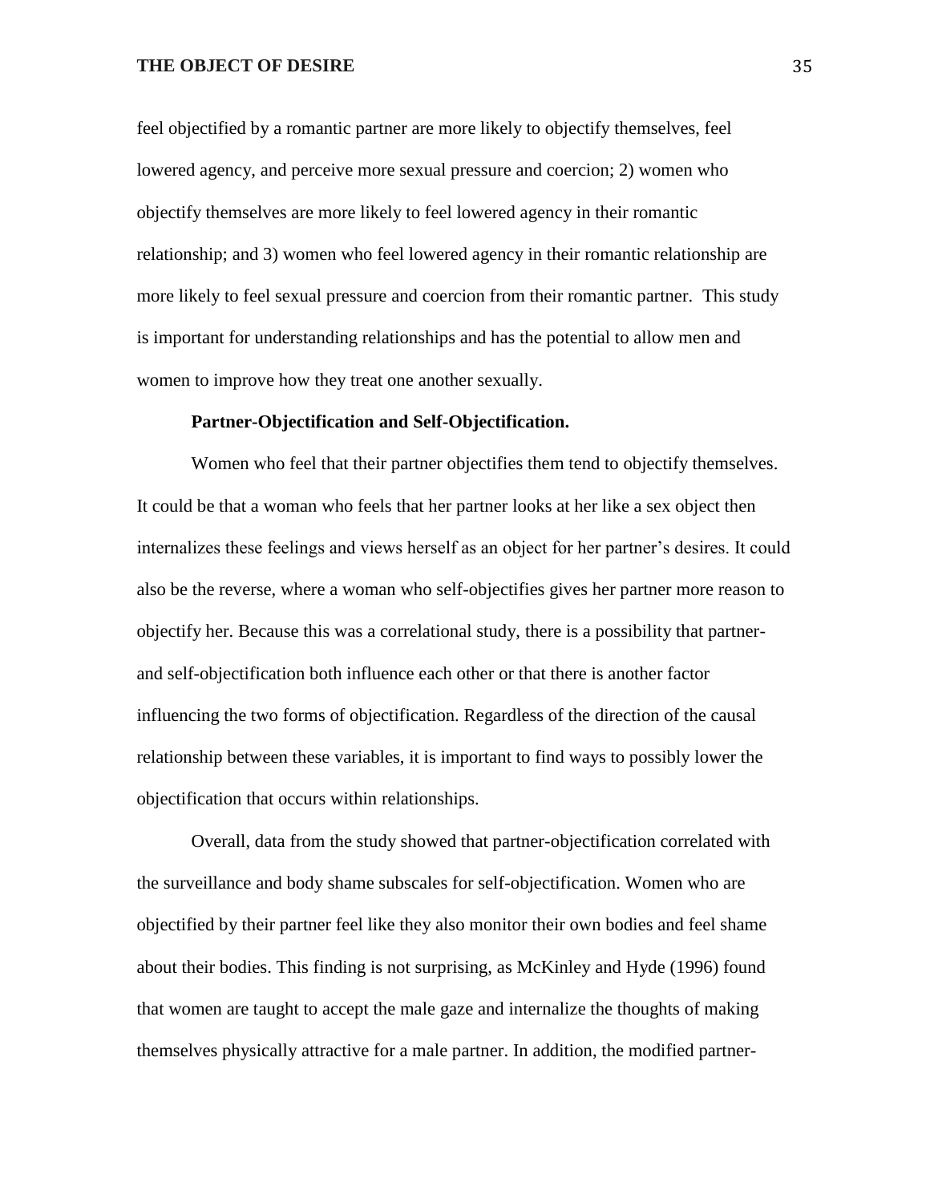feel objectified by a romantic partner are more likely to objectify themselves, feel lowered agency, and perceive more sexual pressure and coercion; 2) women who objectify themselves are more likely to feel lowered agency in their romantic relationship; and 3) women who feel lowered agency in their romantic relationship are more likely to feel sexual pressure and coercion from their romantic partner. This study is important for understanding relationships and has the potential to allow men and women to improve how they treat one another sexually.

**Partner-Objectification and Self-Objectification.**

Women who feel that their partner objectifies them tend to objectify themselves. It could be that a woman who feels that her partner looks at her like a sex object then internalizes these feelings and views herself as an object for her partner's desires. It could also be the reverse, where a woman who self-objectifies gives her partner more reason to objectify her. Because this was a correlational study, there is a possibility that partner- and self-objectification both influence each other or that there is another factor influencing the two forms of objectification. Regardless of the direction of the causal relationship between these variables, it is important to find ways to possibly lower the objectification that occurs within relationships.

Overall, data from the study showed that partner-objectification correlated with the surveillance and body shame subscales for self-objectification. Women who are objectified by their partner feel like they also monitor their own bodies and feel shame about their bodies. This finding is not surprising, as McKinley and Hyde (1996) found that women are taught to accept the male gaze and internalize the thoughts of making themselves physically attractive for a male partner. In addition, the modified partner-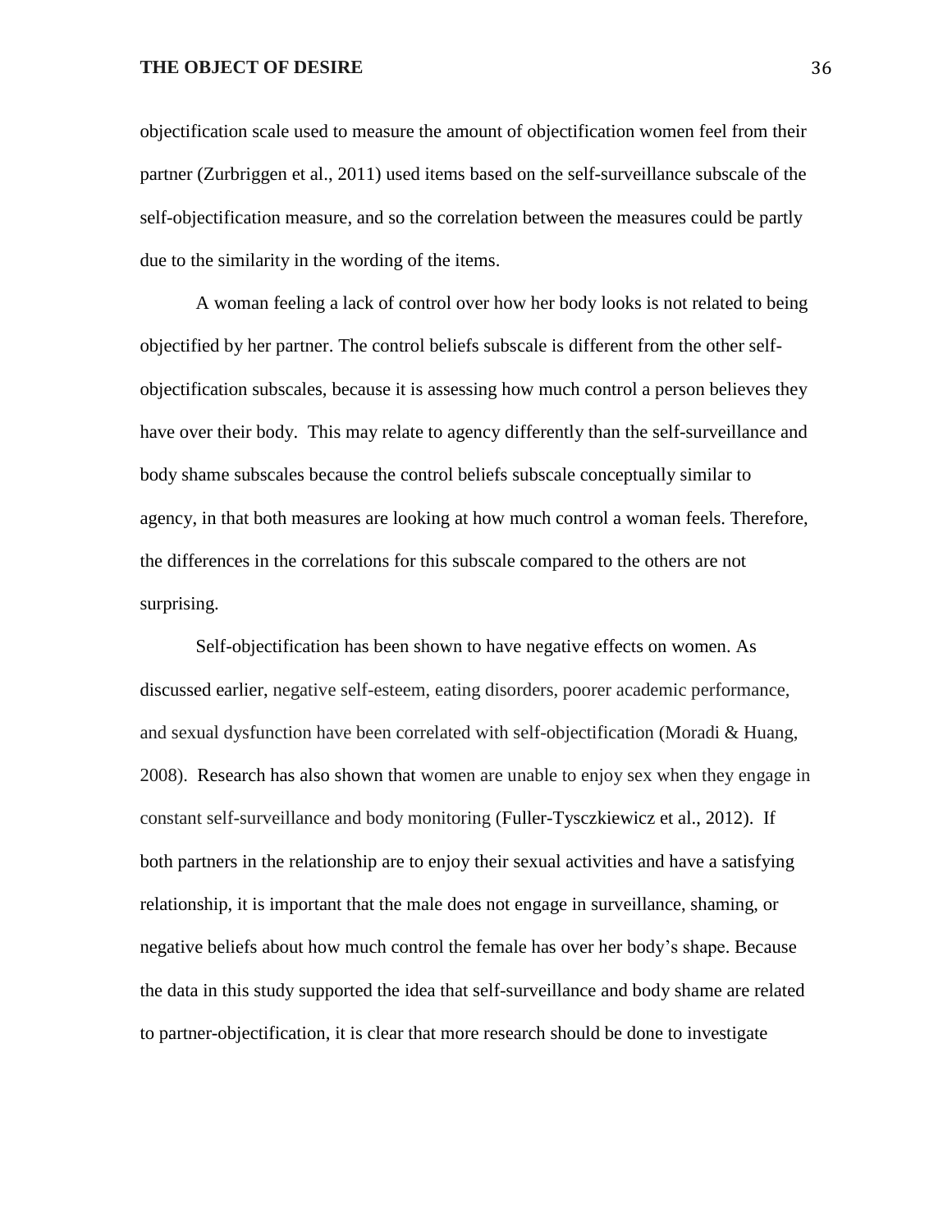objectification scale used to measure the amount of objectification women feel from their partner (Zurbriggen et al., 2011) used items based on the self-surveillance subscale of the self-objectification measure, and so the correlation between the measures could be partly due to the similarity in the wording of the items.

A woman feeling a lack of control over how her body looks is not related to being objectified by her partner. The control beliefs subscale is different from the other self-objectification subscales, because it is assessing how much control a person believes they have over their body. This may relate to agency differently than the self-surveillance and body shame subscales because the control beliefs subscale conceptually similar to agency, in that both measures are looking at how much control a woman feels. Therefore, the differences in the correlations for this subscale compared to the others are not surprising.

Self-objectification has been shown to have negative effects on women. As discussed earlier, negative self-esteem, eating disorders, poorer academic performance, and sexual dysfunction have been correlated with self-objectification (Moradi & Huang, 2008). Research has also shown that women are unable to enjoy sex when they engage in constant self-surveillance and body monitoring (Fuller-Tysczkiewicz et al., 2012). If both partners in the relationship are to enjoy their sexual activities and have a satisfying relationship, it is important that the male does not engage in surveillance, shaming, or negative beliefs about how much control the female has over her body's shape. Because the data in this study supported the idea that self-surveillance and body shame are related to partner-objectification, it is clear that more research should be done to investigate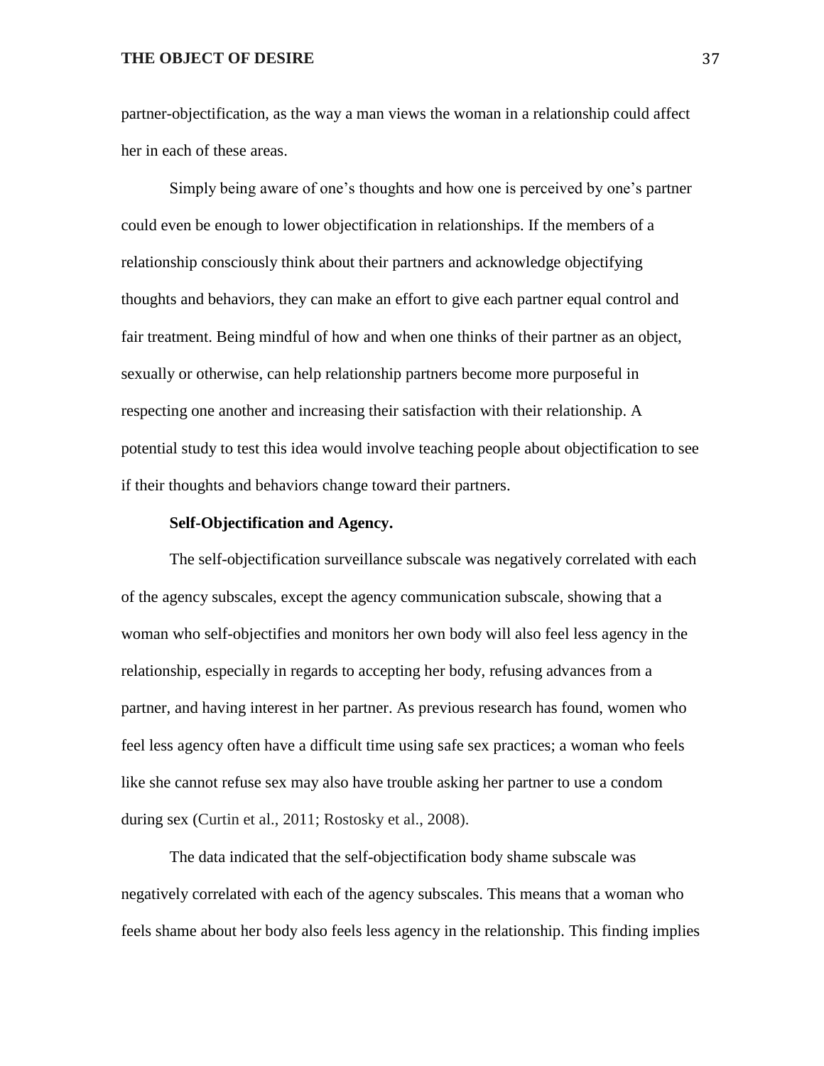partner-objectification, as the way a man views the woman in a relationship could affect her in each of these areas.

Simply being aware of one's thoughts and how one is perceived by one's partner could even be enough to lower objectification in relationships. If the members of a relationship consciously think about their partners and acknowledge objectifying thoughts and behaviors, they can make an effort to give each partner equal control and fair treatment. Being mindful of how and when one thinks of their partner as an object, sexually or otherwise, can help relationship partners become more purposeful in respecting one another and increasing their satisfaction with their relationship. A potential study to test this idea would involve teaching people about objectification to see if their thoughts and behaviors change toward their partners.

**Self-Objectification and Agency.**

The self-objectification surveillance subscale was negatively correlated with each of the agency subscales, except the agency communication subscale, showing that a woman who self-objectifies and monitors her own body will also feel less agency in the relationship, especially in regards to accepting her body, refusing advances from a partner, and having interest in her partner. As previous research has found, women who feel less agency often have a difficult time using safe sex practices; a woman who feels like she cannot refuse sex may also have trouble asking her partner to use a condom during sex (Curtin et al., 2011; Rostosky et al., 2008).

The data indicated that the self-objectification body shame subscale was negatively correlated with each of the agency subscales. This means that a woman who feels shame about her body also feels less agency in the relationship. This finding implies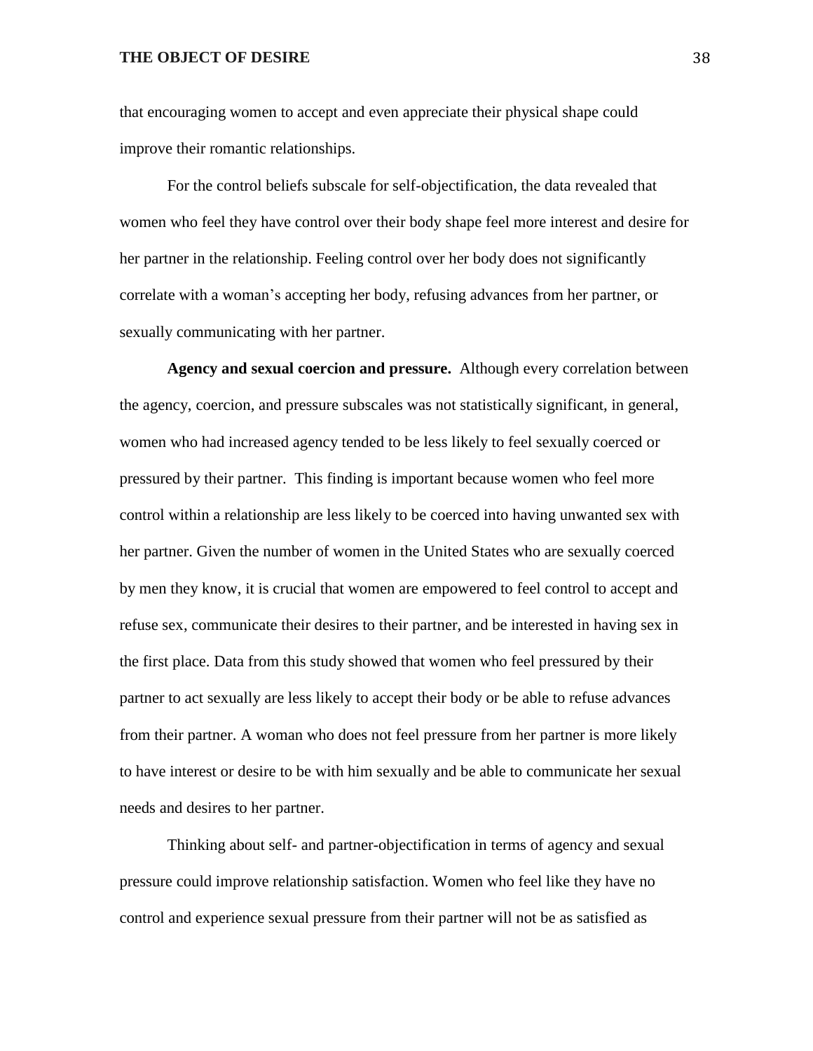that encouraging women to accept and even appreciate their physical shape could improve their romantic relationships.

For the control beliefs subscale for self-objectification, the data revealed that women who feel they have control over their body shape feel more interest and desire for her partner in the relationship. Feeling control over her body does not significantly correlate with a woman's accepting her body, refusing advances from her partner, or sexually communicating with her partner.

**Agency and sexual coercion and pressure.** Although every correlation between the agency, coercion, and pressure subscales was not statistically significant, in general, women who had increased agency tended to be less likely to feel sexually coerced or pressured by their partner. This finding is important because women who feel more control within a relationship are less likely to be coerced into having unwanted sex with her partner. Given the number of women in the United States who are sexually coerced by men they know, it is crucial that women are empowered to feel control to accept and refuse sex, communicate their desires to their partner, and be interested in having sex in the first place. Data from this study showed that women who feel pressured by their partner to act sexually are less likely to accept their body or be able to refuse advances from their partner. A woman who does not feel pressure from her partner is more likely to have interest or desire to be with him sexually and be able to communicate her sexual needs and desires to her partner.

Thinking about self- and partner-objectification in terms of agency and sexual pressure could improve relationship satisfaction. Women who feel like they have no control and experience sexual pressure from their partner will not be as satisfied as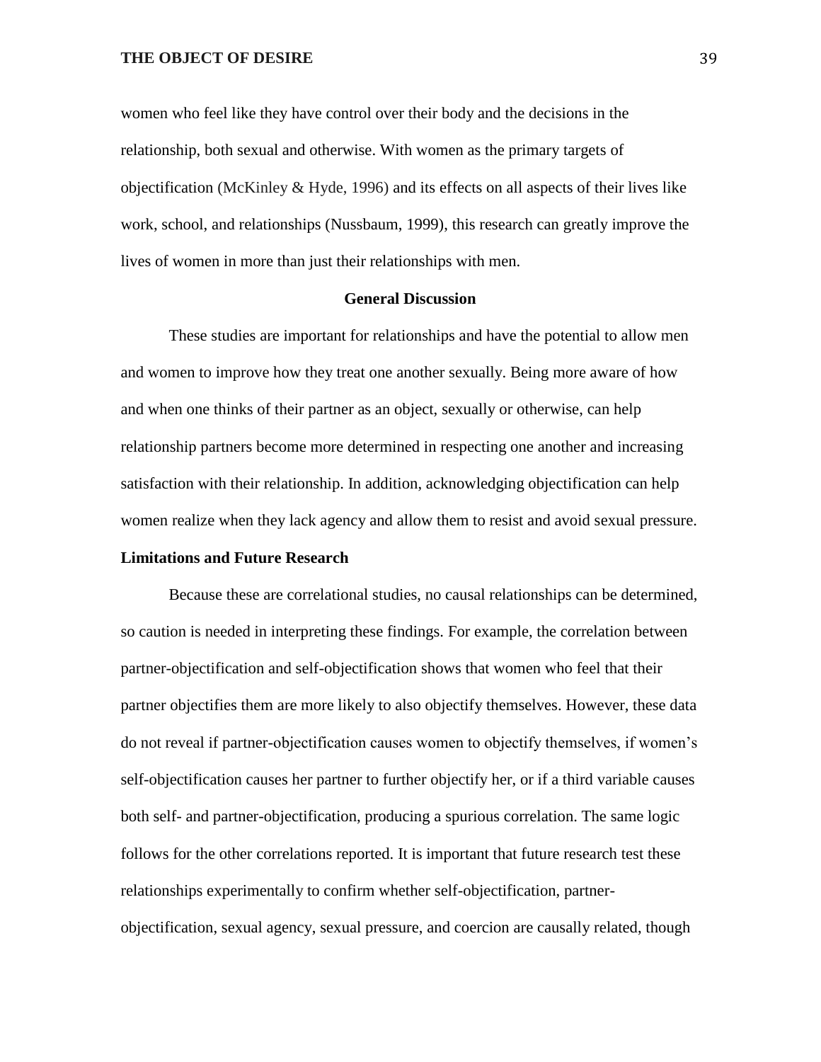women who feel like they have control over their body and the decisions in the relationship, both sexual and otherwise. With women as the primary targets of objectification (McKinley & Hyde, 1996) and its effects on all aspects of their lives like work, school, and relationships (Nussbaum, 1999), this research can greatly improve the lives of women in more than just their relationships with men.

## General Discussion

These studies are important for relationships and have the potential to allow men and women to improve how they treat one another sexually. Being more aware of how and when one thinks of their partner as an object, sexually or otherwise, can help relationship partners become more determined in respecting one another and increasing satisfaction with their relationship. In addition, acknowledging objectification can help women realize when they lack agency and allow them to resist and avoid sexual pressure.

### Limitations and Future Research

Because these are correlational studies, no causal relationships can be determined, so caution is needed in interpreting these findings. For example, the correlation between partner-objectification and self-objectification shows that women who feel that their partner objectifies them are more likely to also objectify themselves. However, these data do not reveal if partner-objectification causes women to objectify themselves, if women's self-objectification causes her partner to further objectify her, or if a third variable causes both self- and partner-objectification, producing a spurious correlation. The same logic follows for the other correlations reported. It is important that future research test these relationships experimentally to confirm whether self-objectification, partner-objectification, sexual agency, sexual pressure, and coercion are causally related, though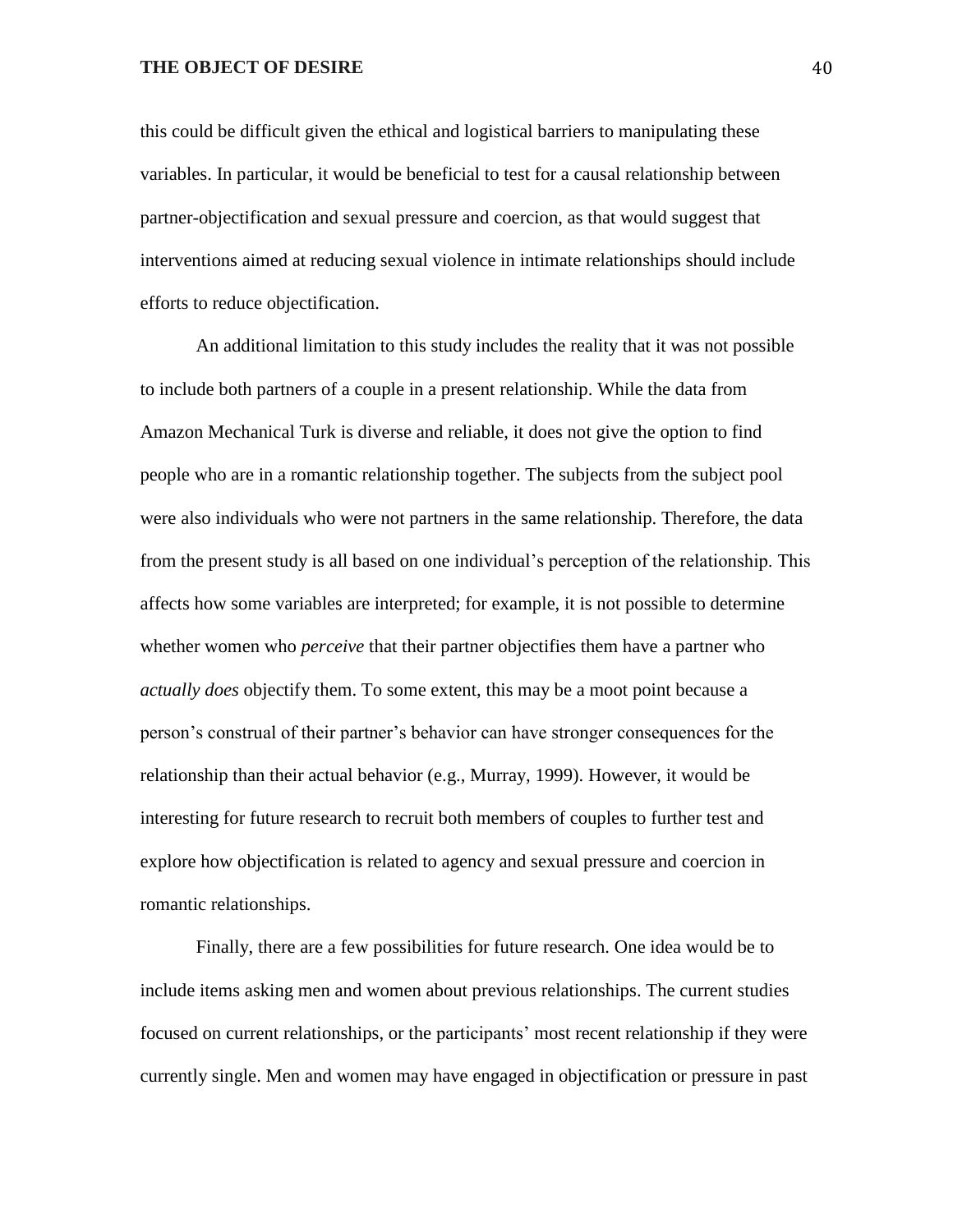this could be difficult given the ethical and logistical barriers to manipulating these variables. In particular, it would be beneficial to test for a causal relationship between partner-objectification and sexual pressure and coercion, as that would suggest that interventions aimed at reducing sexual violence in intimate relationships should include efforts to reduce objectification.

An additional limitation to this study includes the reality that it was not possible to include both partners of a couple in a present relationship. While the data from Amazon Mechanical Turk is diverse and reliable, it does not give the option to find people who are in a romantic relationship together. The subjects from the subject pool were also individuals who were not partners in the same relationship. Therefore, the data from the present study is all based on one individual's perception of the relationship. This affects how some variables are interpreted; for example, it is not possible to determine whether women who *perceive* that their partner objectifies them have a partner who *actually does* objectify them. To some extent, this may be a moot point because a person's construal of their partner's behavior can have stronger consequences for the relationship than their actual behavior (e.g., Murray, 1999). However, it would be interesting for future research to recruit both members of couples to further test and explore how objectification is related to agency and sexual pressure and coercion in romantic relationships.

Finally, there are a few possibilities for future research. One idea would be to include items asking men and women about previous relationships. The current studies focused on current relationships, or the participants' most recent relationship if they were currently single. Men and women may have engaged in objectification or pressure in past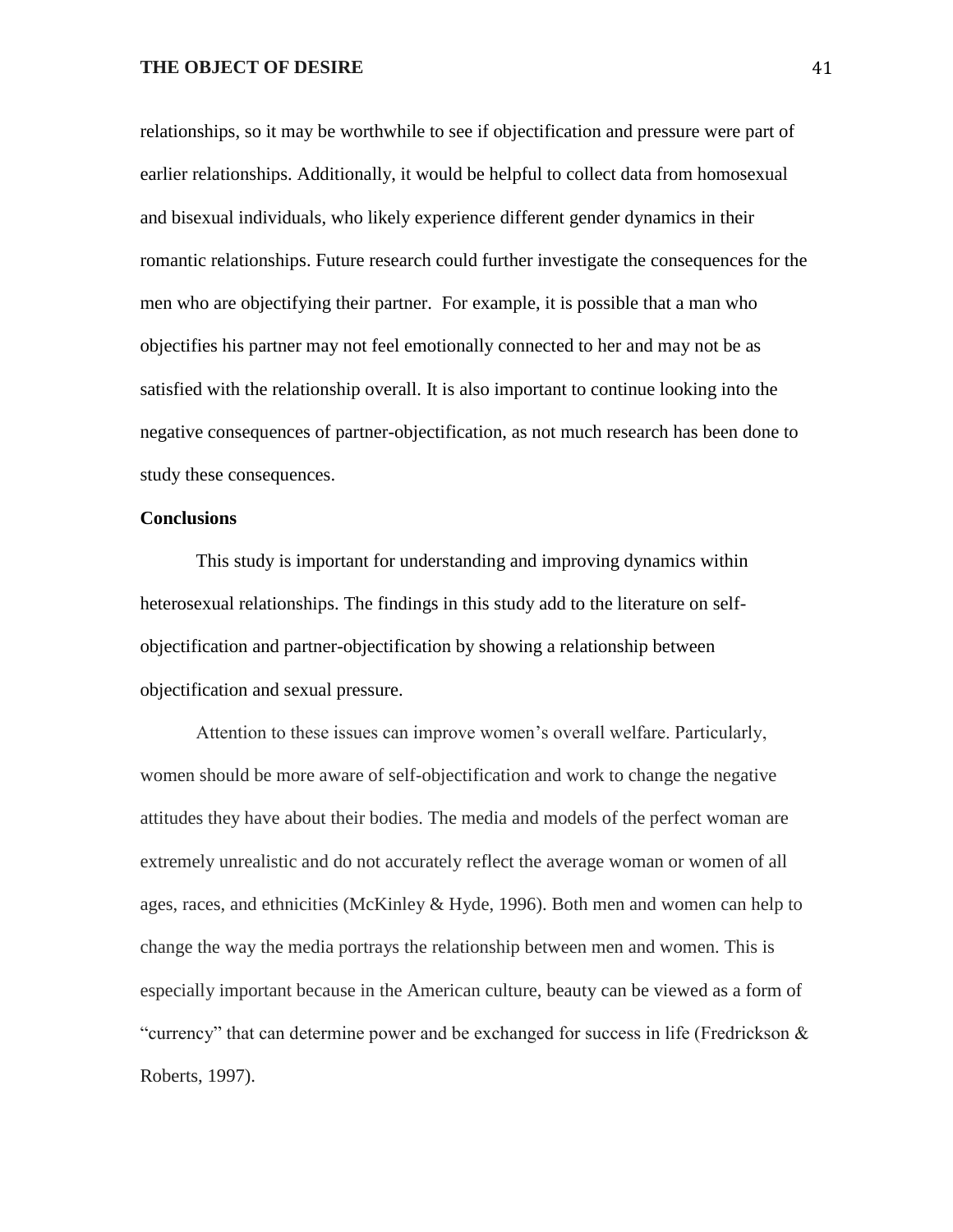relationships, so it may be worthwhile to see if objectification and pressure were part of earlier relationships. Additionally, it would be helpful to collect data from homosexual and bisexual individuals, who likely experience different gender dynamics in their romantic relationships. Future research could further investigate the consequences for the men who are objectifying their partner. For example, it is possible that a man who objectifies his partner may not feel emotionally connected to her and may not be as satisfied with the relationship overall. It is also important to continue looking into the negative consequences of partner-objectification, as not much research has been done to study these consequences.

## Conclusions

This study is important for understanding and improving dynamics within heterosexual relationships. The findings in this study add to the literature on self-objectification and partner-objectification by showing a relationship between objectification and sexual pressure.

Attention to these issues can improve women's overall welfare. Particularly, women should be more aware of self-objectification and work to change the negative attitudes they have about their bodies. The media and models of the perfect woman are extremely unrealistic and do not accurately reflect the average woman or women of all ages, races, and ethnicities (McKinley & Hyde, 1996). Both men and women can help to change the way the media portrays the relationship between men and women. This is especially important because in the American culture, beauty can be viewed as a form of "currency" that can determine power and be exchanged for success in life (Fredrickson & Roberts, 1997).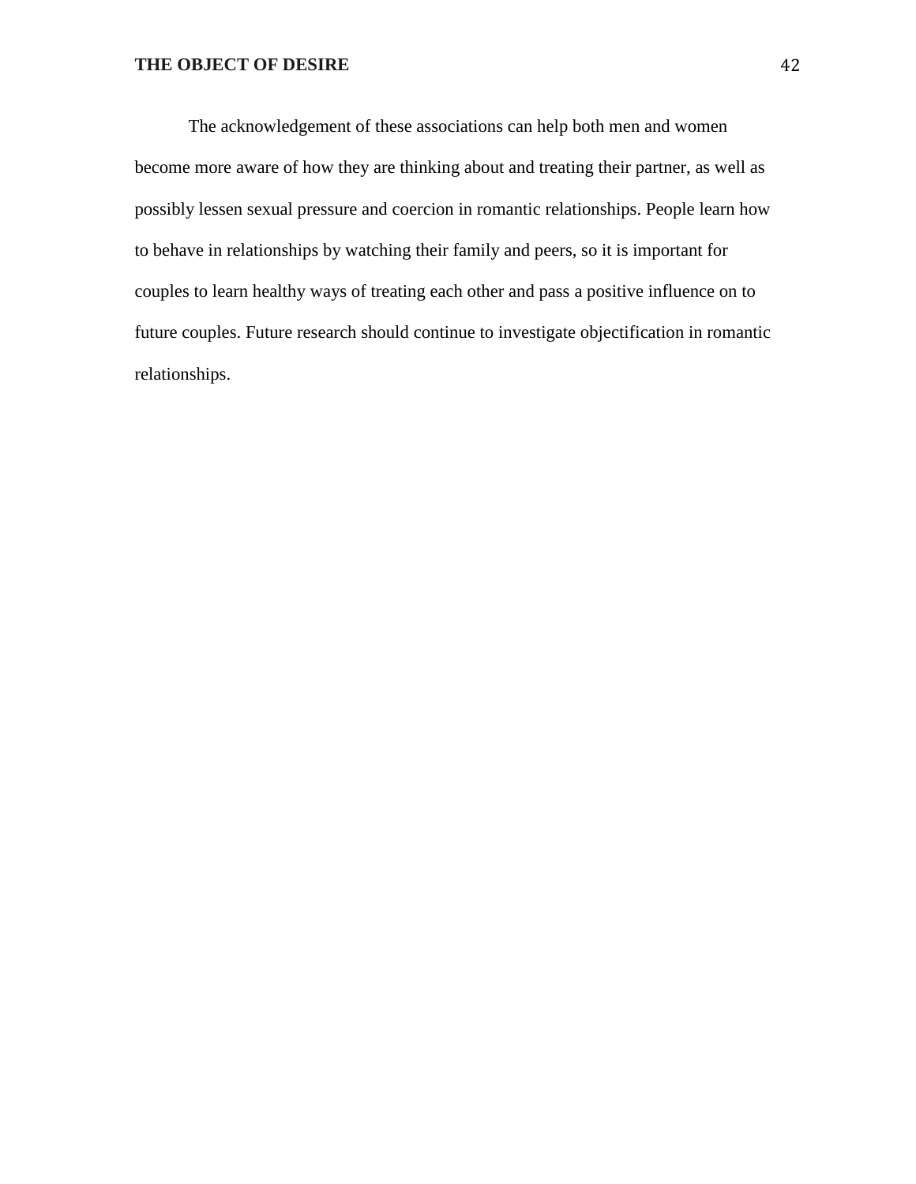The acknowledgement of these associations can help both men and women become more aware of how they are thinking about and treating their partner, as well as possibly lessen sexual pressure and coercion in romantic relationships. People learn how to behave in relationships by watching their family and peers, so it is important for couples to learn healthy ways of treating each other and pass a positive influence on to future couples. Future research should continue to investigate objectification in romantic relationships.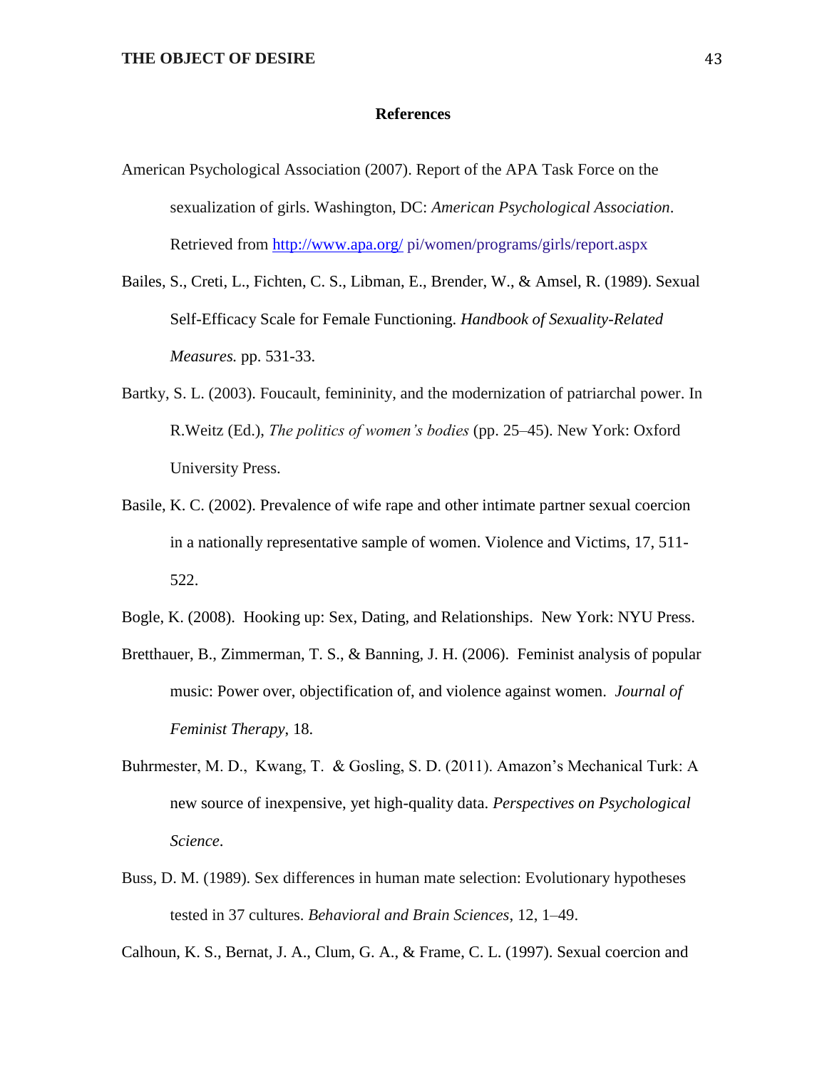## References

American Psychological Association (2007). Report of the APA Task Force on the sexualization of girls. Washington, DC: *American Psychological Association*. Retrieved from http://www.apa.org/ pi/women/programs/girls/report.aspx

Bailes, S., Creti, L., Fichten, C. S., Libman, E., Brender, W., & Amsel, R. (1989). Sexual Self-Efficacy Scale for Female Functioning. *Handbook of Sexuality-Related Measures.* pp. 531-33.

Bartky, S. L. (2003). Foucault, femininity, and the modernization of patriarchal power. In R.Weitz (Ed.), *The politics of women's bodies* (pp. 25–45). New York: Oxford University Press.

Basile, K. C. (2002). Prevalence of wife rape and other intimate partner sexual coercion in a nationally representative sample of women. Violence and Victims, 17, 511-522.

Bogle, K. (2008). Hooking up: Sex, Dating, and Relationships. New York: NYU Press.

Bretthauer, B., Zimmerman, T. S., & Banning, J. H. (2006). Feminist analysis of popular music: Power over, objectification of, and violence against women. *Journal of Feminist Therapy*, 18.

Buhrmester, M. D., Kwang, T. & Gosling, S. D. (2011). Amazon's Mechanical Turk: A new source of inexpensive, yet high-quality data. *Perspectives on Psychological Science*.

Buss, D. M. (1989). Sex differences in human mate selection: Evolutionary hypotheses tested in 37 cultures. *Behavioral and Brain Sciences*, 12, 1–49.

Calhoun, K. S., Bernat, J. A., Clum, G. A., & Frame, C. L. (1997). Sexual coercion and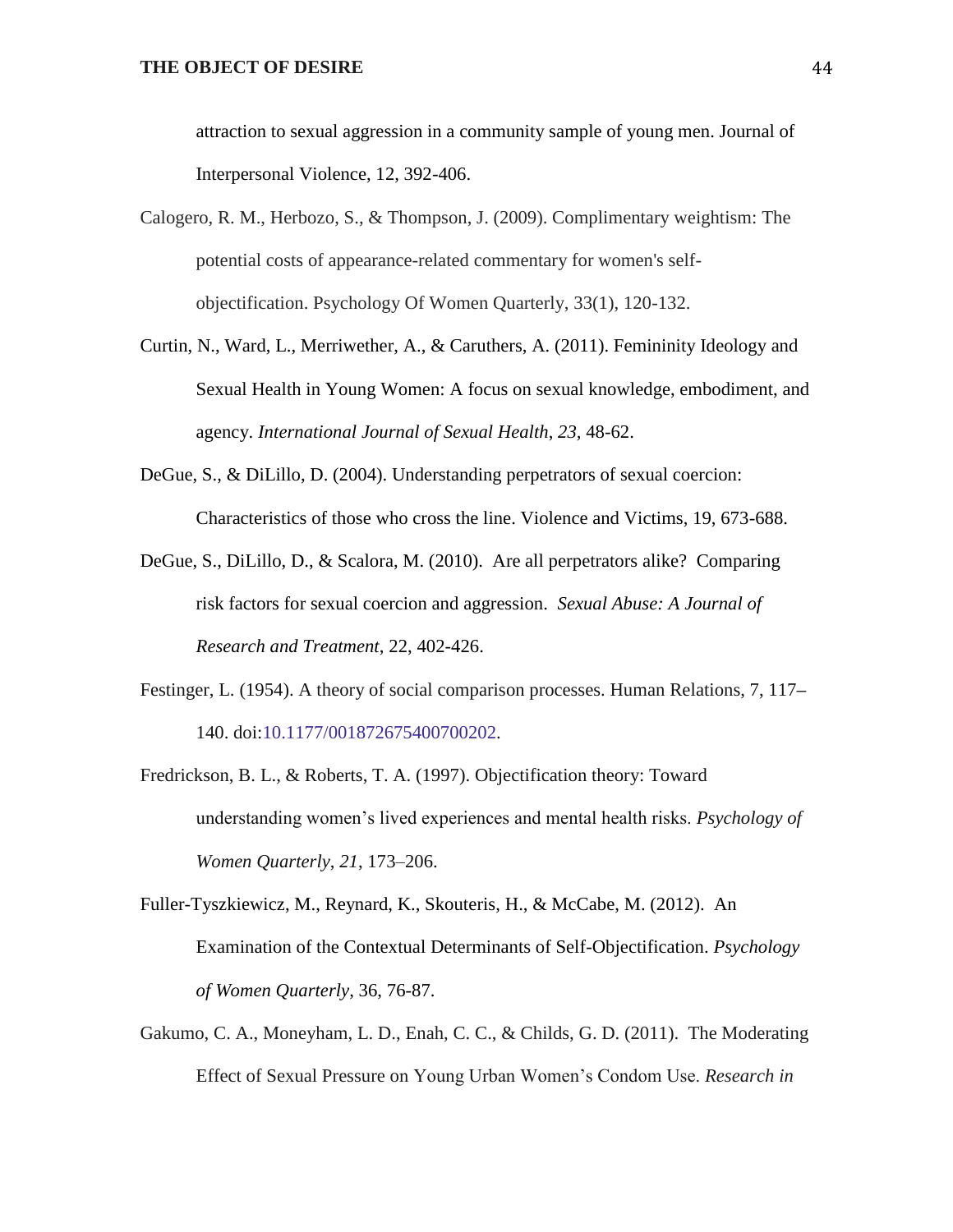attraction to sexual aggression in a community sample of young men. Journal of Interpersonal Violence, 12, 392-406.

Calogero, R. M., Herbozo, S., & Thompson, J. (2009). Complimentary weightism: The potential costs of appearance-related commentary for women's self-objectification. Psychology Of Women Quarterly, 33(1), 120-132.

Curtin, N., Ward, L., Merriwether, A., & Caruthers, A. (2011). Femininity Ideology and Sexual Health in Young Women: A focus on sexual knowledge, embodiment, and agency. *International Journal of Sexual Health*, *23,* 48-62.

DeGue, S., & DiLillo, D. (2004). Understanding perpetrators of sexual coercion: Characteristics of those who cross the line. Violence and Victims, 19, 673-688.

DeGue, S., DiLillo, D., & Scalora, M. (2010). Are all perpetrators alike? Comparing risk factors for sexual coercion and aggression. *Sexual Abuse: A Journal of Research and Treatment*, 22, 402-426.

Festinger, L. (1954). A theory of social comparison processes. Human Relations, 7, 117–140. doi:10.1177/001872675400700202.

Fredrickson, B. L., & Roberts, T. A. (1997). Objectification theory: Toward understanding women's lived experiences and mental health risks. *Psychology of Women Quarterly*, *21*, 173–206.

Fuller-Tyszkiewicz, M., Reynard, K., Skouteris, H., & McCabe, M. (2012). An Examination of the Contextual Determinants of Self-Objectification. *Psychology of Women Quarterly*, 36, 76-87.

Gakumo, C. A., Moneyham, L. D., Enah, C. C., & Childs, G. D. (2011). The Moderating Effect of Sexual Pressure on Young Urban Women's Condom Use. *Research in*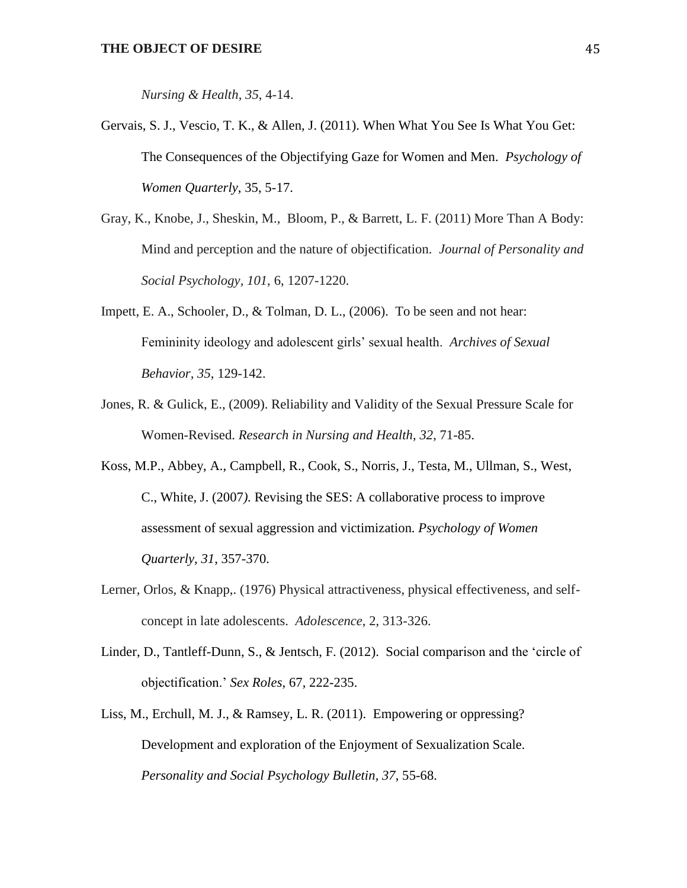*Nursing & Health*, *35*, 4-14.

Gervais, S. J., Vescio, T. K., & Allen, J. (2011). When What You See Is What You Get: The Consequences of the Objectifying Gaze for Women and Men. *Psychology of Women Quarterly*, 35, 5-17.

Gray, K., Knobe, J., Sheskin, M., Bloom, P., & Barrett, L. F. (2011) More Than A Body: Mind and perception and the nature of objectification. *Journal of Personality and Social Psychology*, *101*, 6, 1207-1220.

Impett, E. A., Schooler, D., & Tolman, D. L., (2006). To be seen and not hear: Femininity ideology and adolescent girls' sexual health. *Archives of Sexual Behavior*, *35*, 129-142.

Jones, R. & Gulick, E., (2009). Reliability and Validity of the Sexual Pressure Scale for Women-Revised. *Research in Nursing and Health*, *32*, 71-85.

Koss, M.P., Abbey, A., Campbell, R., Cook, S., Norris, J., Testa, M., Ullman, S., West, C., White, J. (2007*).* Revising the SES: A collaborative process to improve assessment of sexual aggression and victimization*. Psychology of Women Quarterly, 31*, 357-370.

Lerner, Orlos, & Knapp,. (1976) Physical attractiveness, physical effectiveness, and self-concept in late adolescents. *Adolescence*, 2, 313-326.

Linder, D., Tantleff-Dunn, S., & Jentsch, F. (2012). Social comparison and the 'circle of objectification.' *Sex Roles*, 67, 222-235.

Liss, M., Erchull, M. J., & Ramsey, L. R. (2011). Empowering or oppressing? Development and exploration of the Enjoyment of Sexualization Scale. *Personality and Social Psychology Bulletin, 37*, 55-68.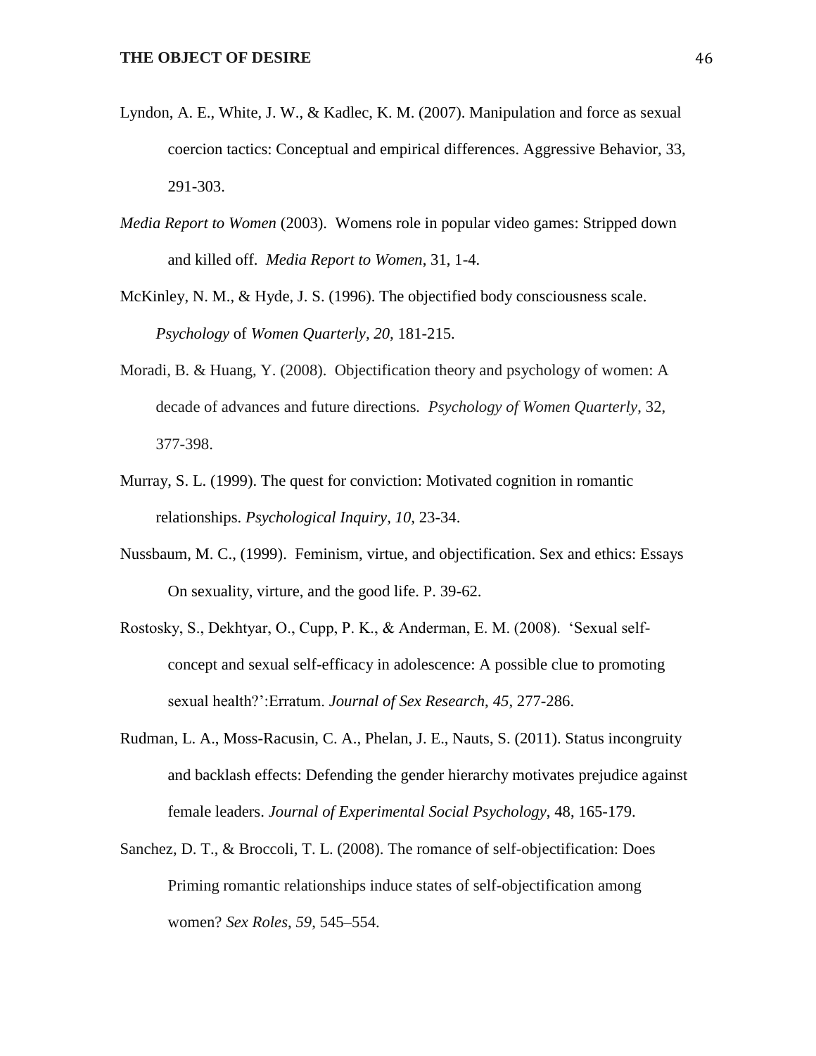Lyndon, A. E., White, J. W., & Kadlec, K. M. (2007). Manipulation and force as sexual coercion tactics: Conceptual and empirical differences. Aggressive Behavior, 33, 291-303.

*Media Report to Women* (2003). Womens role in popular video games: Stripped down and killed off. *Media Report to Women*, 31, 1-4.

McKinley, N. M., & Hyde, J. S. (1996). The objectified body consciousness scale. *Psychology* of *Women Quarterly, 20,* 181-215.

Moradi, B. & Huang, Y. (2008). Objectification theory and psychology of women: A decade of advances and future directions*. Psychology of Women Quarterly*, 32, 377-398.

Murray, S. L. (1999). The quest for conviction: Motivated cognition in romantic relationships. *Psychological Inquiry, 10,* 23-34.

Nussbaum, M. C., (1999). Feminism, virtue, and objectification. Sex and ethics: Essays On sexuality, virture, and the good life. P. 39-62.

Rostosky, S., Dekhtyar, O., Cupp, P. K., & Anderman, E. M. (2008). 'Sexual self-concept and sexual self-efficacy in adolescence: A possible clue to promoting sexual health?':Erratum. *Journal of Sex Research*, *45*, 277-286.

Rudman, L. A., Moss-Racusin, C. A., Phelan, J. E., Nauts, S. (2011). Status incongruity and backlash effects: Defending the gender hierarchy motivates prejudice against female leaders. *Journal of Experimental Social Psychology*, 48, 165-179.

Sanchez, D. T., & Broccoli, T. L. (2008). The romance of self-objectification: Does Priming romantic relationships induce states of self-objectification among women? *Sex Roles*, *59*, 545–554.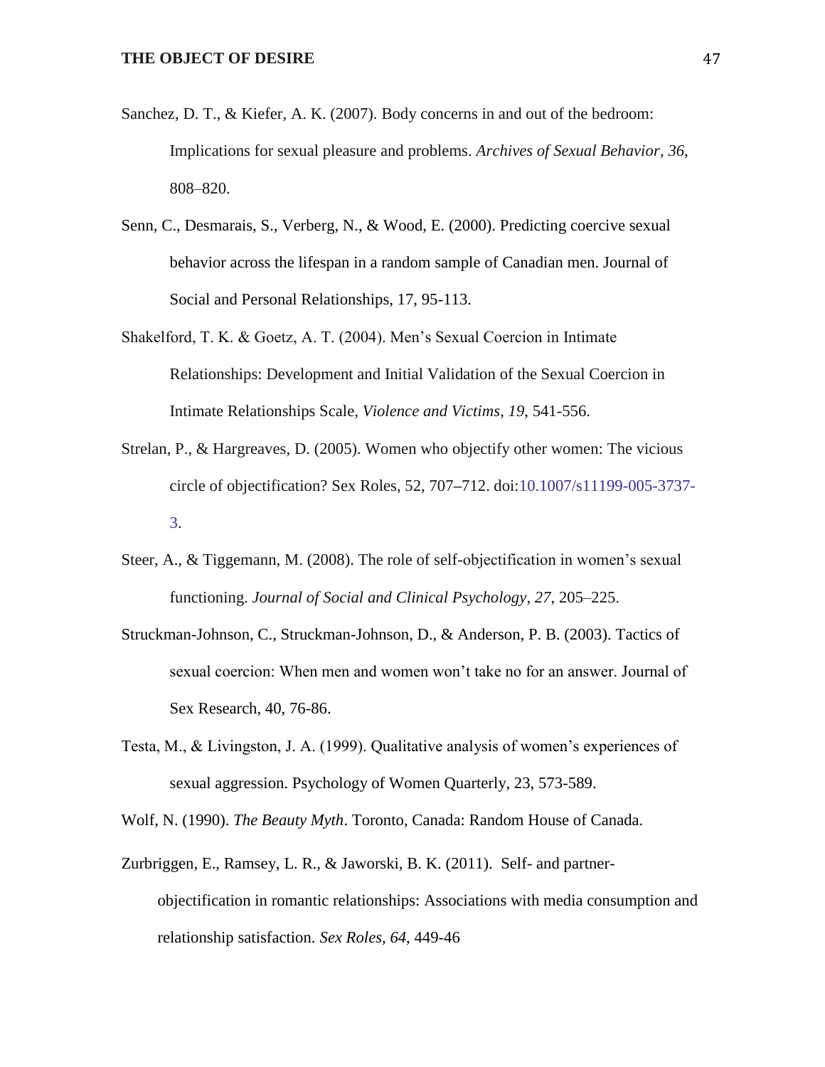Sanchez, D. T., & Kiefer, A. K. (2007). Body concerns in and out of the bedroom: Implications for sexual pleasure and problems. *Archives of Sexual Behavior, 36*, 808–820.

Senn, C., Desmarais, S., Verberg, N., & Wood, E. (2000). Predicting coercive sexual behavior across the lifespan in a random sample of Canadian men. Journal of Social and Personal Relationships, 17, 95-113.

Shakelford, T. K. & Goetz, A. T. (2004). Men's Sexual Coercion in Intimate Relationships: Development and Initial Validation of the Sexual Coercion in Intimate Relationships Scale, *Violence and Victims*, *19*, 541-556.

Strelan, P., & Hargreaves, D. (2005). Women who objectify other women: The vicious circle of objectification? Sex Roles, 52, 707–712. doi:10.1007/s11199-005-3737-3.

Steer, A., & Tiggemann, M. (2008). The role of self-objectification in women's sexual functioning. *Journal of Social and Clinical Psychology*, *27*, 205–225.

Struckman-Johnson, C., Struckman-Johnson, D., & Anderson, P. B. (2003). Tactics of sexual coercion: When men and women won't take no for an answer. Journal of Sex Research, 40, 76-86.

Testa, M., & Livingston, J. A. (1999). Qualitative analysis of women's experiences of sexual aggression. Psychology of Women Quarterly, 23, 573-589.

Wolf, N. (1990). *The Beauty Myth*. Toronto, Canada: Random House of Canada.

Zurbriggen, E., Ramsey, L. R., & Jaworski, B. K. (2011). Self- and partner-objectification in romantic relationships: Associations with media consumption and relationship satisfaction. *Sex Roles*, *64*, 449-46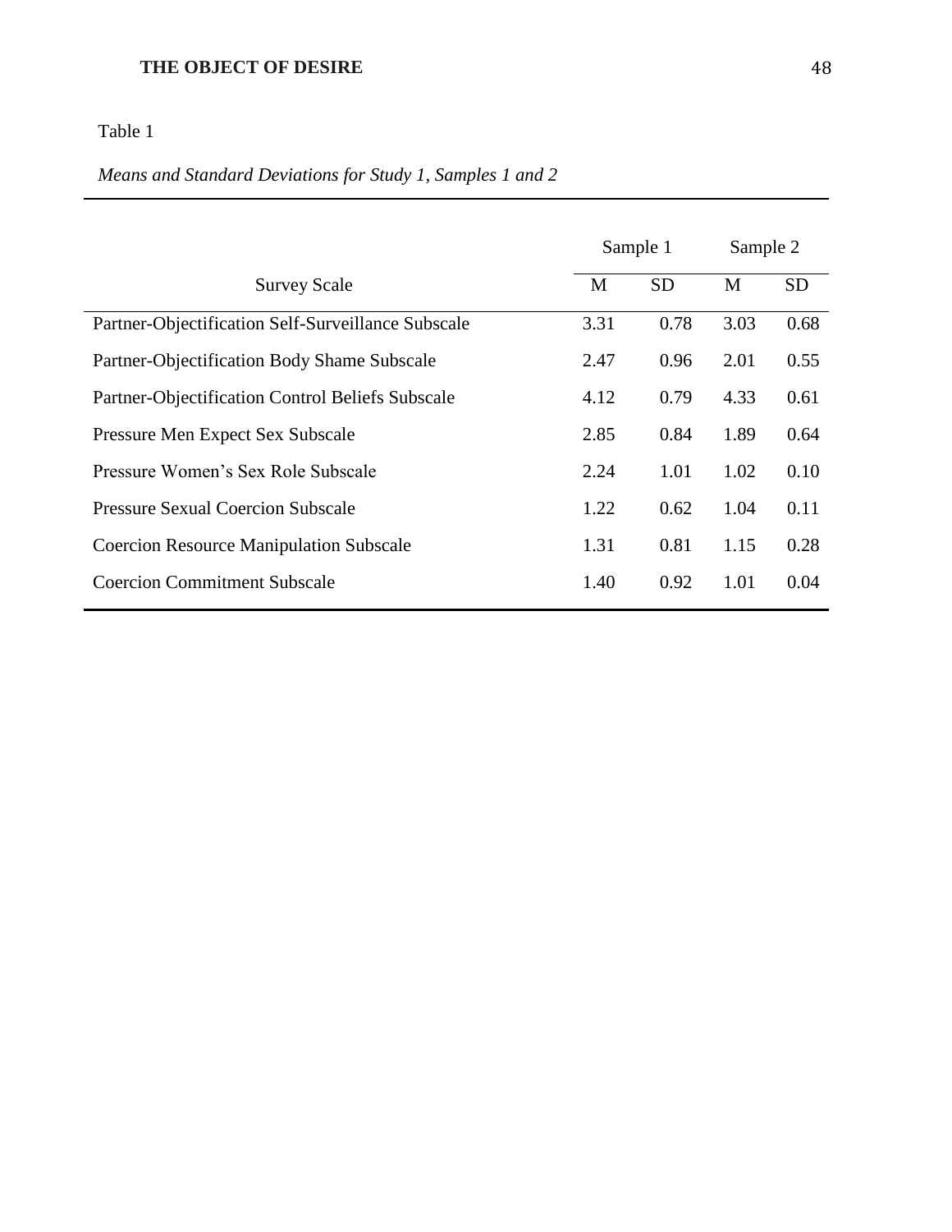Table 1

*Means and Standard Deviations for Study 1, Samples 1 and 2*

| Survey Scale | Sample 1 | | Sample 2 | |
|---|---|---|---|---|
| | M | SD | M | SD |
| Partner-Objectification Self-Surveillance Subscale | 3.31 | 0.78 | 3.03 | 0.68 |
| Partner-Objectification Body Shame Subscale | 2.47 | 0.96 | 2.01 | 0.55 |
| Partner-Objectification Control Beliefs Subscale | 4.12 | 0.79 | 4.33 | 0.61 |
| Pressure Men Expect Sex Subscale | 2.85 | 0.84 | 1.89 | 0.64 |
| Pressure Women's Sex Role Subscale | 2.24 | 1.01 | 1.02 | 0.10 |
| Pressure Sexual Coercion Subscale | 1.22 | 0.62 | 1.04 | 0.11 |
| Coercion Resource Manipulation Subscale | 1.31 | 0.81 | 1.15 | 0.28 |
| Coercion Commitment Subscale | 1.40 | 0.92 | 1.01 | 0.04 |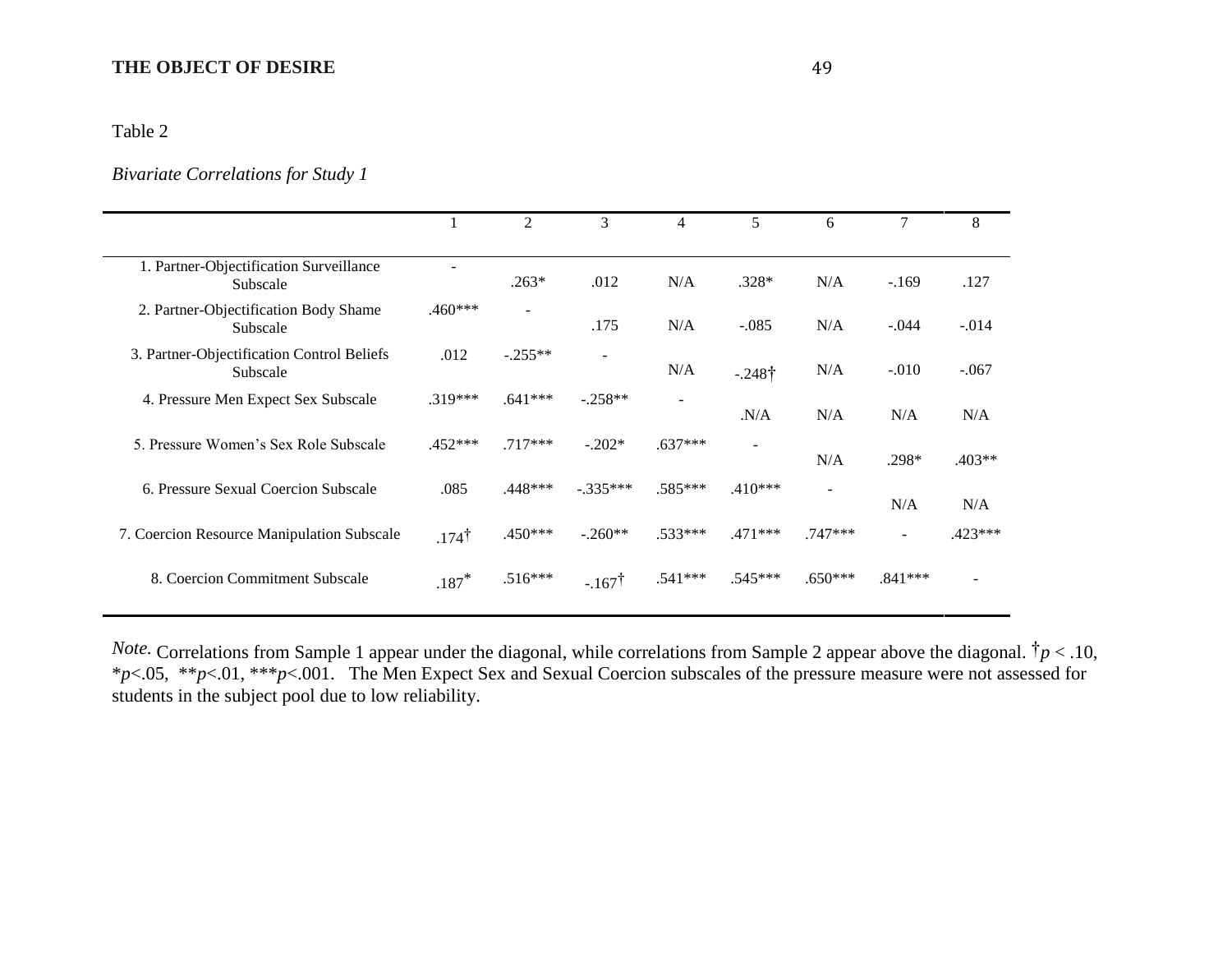Table 2

*Bivariate Correlations for Study 1*

| | 1 | 2 | 3 | 4 | 5 | 6 | 7 | 8 |
|---|---|---|---|---|---|---|---|---|
| 1. Partner-Objectification Surveillance Subscale | - | .263* | .012 | N/A | .328* | N/A | -.169 | .127 |
| 2. Partner-Objectification Body Shame Subscale | .460*** | - | .175 | N/A | -.085 | N/A | -.044 | -.014 |
| 3. Partner-Objectification Control Beliefs Subscale | .012 | -.255** | - | N/A | -.248† | N/A | -.010 | -.067 |
| 4. Pressure Men Expect Sex Subscale | .319*** | .641*** | -.258** | - | .N/A | N/A | N/A | N/A |
| 5. Pressure Women's Sex Role Subscale | .452*** | .717*** | -.202* | .637*** | - | N/A | .298* | .403** |
| 6. Pressure Sexual Coercion Subscale | .085 | .448*** | -.335*** | .585*** | .410*** | - | N/A | N/A |
| 7. Coercion Resource Manipulation Subscale | .174† | .450*** | -.260** | .533*** | .471*** | .747*** | - | .423*** |
| 8. Coercion Commitment Subscale | .187* | .516*** | -.167† | .541*** | .545*** | .650*** | .841*** | - |

*Note.* Correlations from Sample 1 appear under the diagonal, while correlations from Sample 2 appear above the diagonal. †$p < .10$, *$p<.05$, **$p<.01$, ***$p<.001$. The Men Expect Sex and Sexual Coercion subscales of the pressure measure were not assessed for students in the subject pool due to low reliability.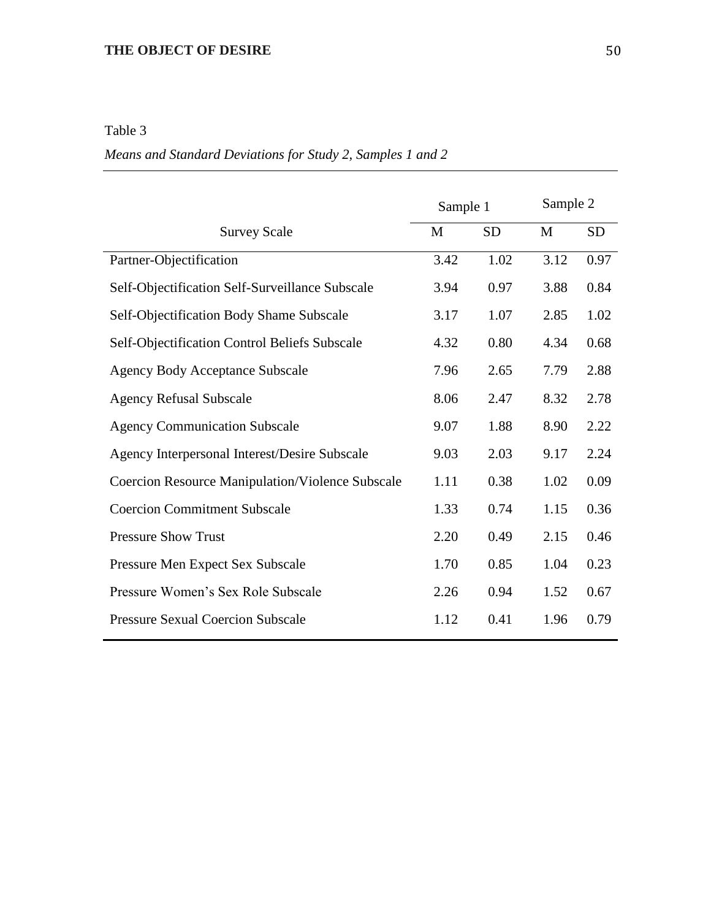Table 3

*Means and Standard Deviations for Study 2, Samples 1 and 2*

| Survey Scale | Sample 1 | | Sample 2 | |
|---|---|---|---|---|
| | M | SD | M | SD |
| Partner-Objectification | 3.42 | 1.02 | 3.12 | 0.97 |
| Self-Objectification Self-Surveillance Subscale | 3.94 | 0.97 | 3.88 | 0.84 |
| Self-Objectification Body Shame Subscale | 3.17 | 1.07 | 2.85 | 1.02 |
| Self-Objectification Control Beliefs Subscale | 4.32 | 0.80 | 4.34 | 0.68 |
| Agency Body Acceptance Subscale | 7.96 | 2.65 | 7.79 | 2.88 |
| Agency Refusal Subscale | 8.06 | 2.47 | 8.32 | 2.78 |
| Agency Communication Subscale | 9.07 | 1.88 | 8.90 | 2.22 |
| Agency Interpersonal Interest/Desire Subscale | 9.03 | 2.03 | 9.17 | 2.24 |
| Coercion Resource Manipulation/Violence Subscale | 1.11 | 0.38 | 1.02 | 0.09 |
| Coercion Commitment Subscale | 1.33 | 0.74 | 1.15 | 0.36 |
| Pressure Show Trust | 2.20 | 0.49 | 2.15 | 0.46 |
| Pressure Men Expect Sex Subscale | 1.70 | 0.85 | 1.04 | 0.23 |
| Pressure Women's Sex Role Subscale | 2.26 | 0.94 | 1.52 | 0.67 |
| Pressure Sexual Coercion Subscale | 1.12 | 0.41 | 1.96 | 0.79 |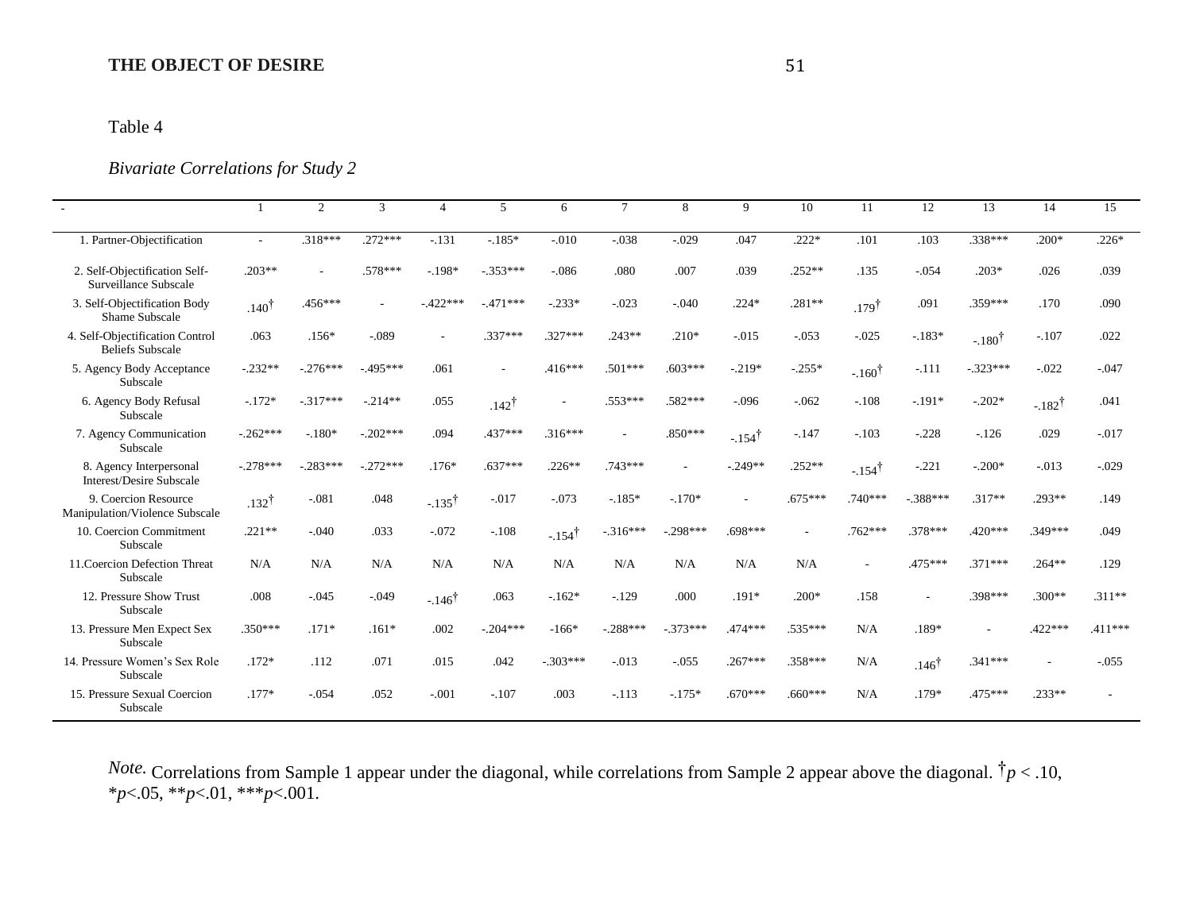Table 4

*Bivariate Correlations for Study 2*

| - | 1 | 2 | 3 | 4 | 5 | 6 | 7 | 8 | 9 | 10 | 11 | 12 | 13 | 14 | 15 |
|---|---|---|---|---|---|---|---|---|---|---|---|---|---|---|---|
| 1. Partner-Objectification | - | .318*** | .272*** | -.131 | -.185* | -.010 | -.038 | -.029 | .047 | .222* | .101 | .103 | .338*** | .200* | .226* |
| 2. Self-Objectification Self-Surveillance Subscale | .203** | - | .578*** | -.198* | -.353*** | -.086 | .080 | .007 | .039 | .252** | .135 | -.054 | .203* | .026 | .039 |
| 3. Self-Objectification Body Shame Subscale | .140† | .456*** | - | -.422*** | -.471*** | -.233* | -.023 | -.040 | .224* | .281** | .179† | .091 | .359*** | .170 | .090 |
| 4. Self-Objectification Control Beliefs Subscale | .063 | .156* | -.089 | - | .337*** | .327*** | .243** | .210* | -.015 | -.053 | -.025 | -.183* | -.180† | -.107 | .022 |
| 5. Agency Body Acceptance Subscale | -.232** | -.276*** | -.495*** | .061 | - | .416*** | .501*** | .603*** | -.219* | -.255* | -.160† | -.111 | -.323*** | -.022 | -.047 |
| 6. Agency Body Refusal Subscale | -.172* | -.317*** | -.214** | .055 | .142† | - | .553*** | .582*** | -.096 | -.062 | -.108 | -.191* | -.202* | -.182† | .041 |
| 7. Agency Communication Subscale | -.262*** | -.180* | -.202*** | .094 | .437*** | .316*** | - | .850*** | -.154† | -.147 | -.103 | -.228 | -.126 | .029 | -.017 |
| 8. Agency Interpersonal Interest/Desire Subscale | -.278*** | -.283*** | -.272*** | .176* | .637*** | .226** | .743*** | - | -.249** | .252** | -.154† | -.221 | -.200* | -.013 | -.029 |
| 9. Coercion Resource Manipulation/Violence Subscale | .132† | -.081 | .048 | -.135† | -.017 | -.073 | -.185* | -.170* | - | .675*** | .740*** | -.388*** | .317** | .293** | .149 |
| 10. Coercion Commitment Subscale | .221** | -.040 | .033 | -.072 | -.108 | -.154† | -.316*** | -.298*** | .698*** | - | .762*** | .378*** | .420*** | .349*** | .049 |
| 11.Coercion Defection Threat Subscale | N/A | N/A | N/A | N/A | N/A | N/A | N/A | N/A | N/A | N/A | - | .475*** | .371*** | .264** | .129 |
| 12. Pressure Show Trust Subscale | .008 | -.045 | -.049 | -.146† | .063 | -.162* | -.129 | .000 | .191* | .200* | .158 | - | .398*** | .300** | .311** |
| 13. Pressure Men Expect Sex Subscale | .350*** | .171* | .161* | .002 | -.204*** | -166* | -.288*** | -.373*** | .474*** | .535*** | N/A | .189* | - | .422*** | .411*** |
| 14. Pressure Women's Sex Role Subscale | .172* | .112 | .071 | .015 | .042 | -.303*** | -.013 | -.055 | .267*** | .358*** | N/A | .146† | .341*** | - | -.055 |
| 15. Pressure Sexual Coercion Subscale | .177* | -.054 | .052 | -.001 | -.107 | .003 | -.113 | -.175* | .670*** | .660*** | N/A | .179* | .475*** | .233** | - |

*Note.* Correlations from Sample 1 appear under the diagonal, while correlations from Sample 2 appear above the diagonal. †$p < .10$, \*$p<.05$, \*\*$p<.01$, \*\*\*$p<.001$.